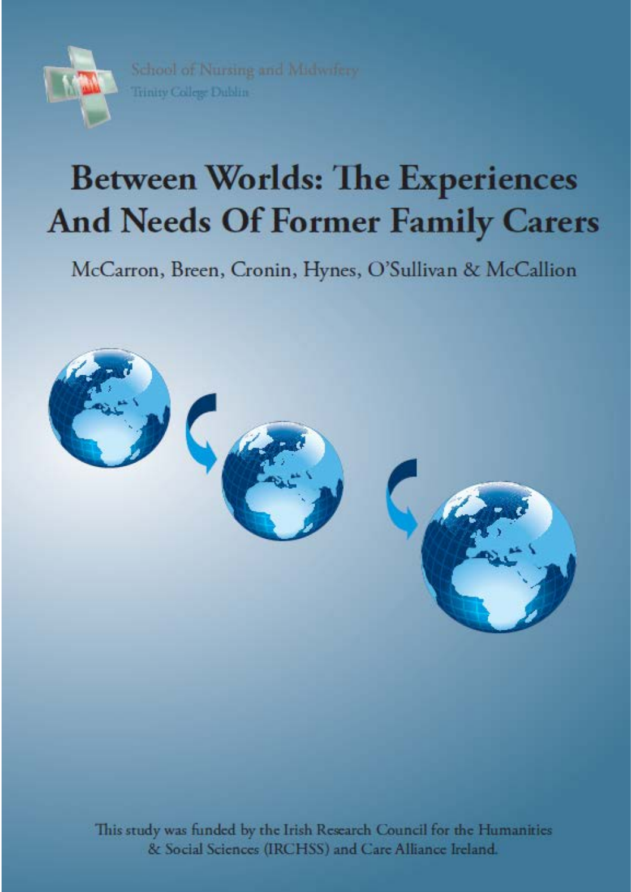School of Nursing and Midwifery
Trinity College Dublin

# Between Worlds: The Experiences And Needs Of Former Family Carers

McCarron, Breen, Cronin, Hynes, O'Sullivan & McCallion

This study was funded by the Irish Research Council for the Humanities & Social Sciences (IRCHSS) and Care Alliance Ireland.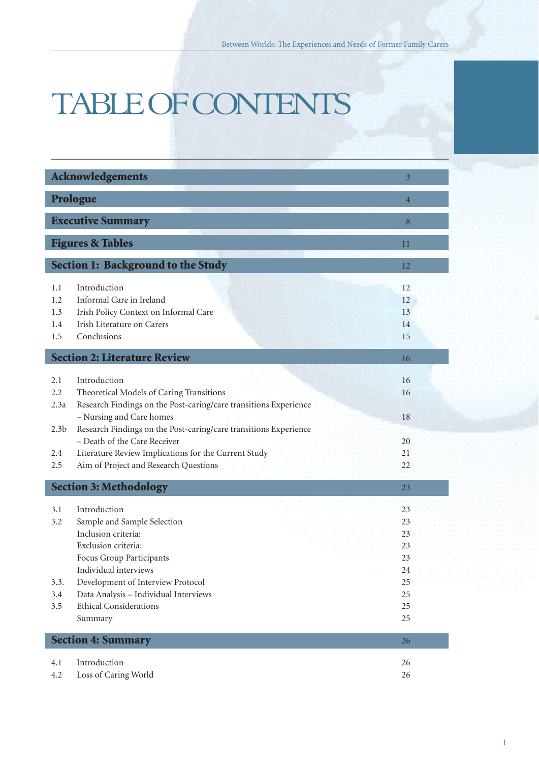# TABLE OF CONTENTS

| | | |
|---|---|---|
| **Acknowledgements** | | 3 |
| **Prologue** | | 4 |
| **Executive Summary** | | 8 |
| **Figures & Tables** | | 11 |
| **Section 1: Background to the Study** | | 12 |
| 1.1 | Introduction | 12 |
| 1.2 | Informal Care in Ireland | 12 |
| 1.3 | Irish Policy Context on Informal Care | 13 |
| 1.4 | Irish Literature on Carers | 14 |
| 1.5 | Conclusions | 15 |
| **Section 2: Literature Review** | | 16 |
| 2.1 | Introduction | 16 |
| 2.2 | Theoretical Models of Caring Transitions | 16 |
| 2.3a | Research Findings on the Post-caring/care transitions Experience – Nursing and Care homes | 18 |
| 2.3b | Research Findings on the Post-caring/care transitions Experience – Death of the Care Receiver | 20 |
| 2.4 | Literature Review Implications for the Current Study | 21 |
| 2.5 | Aim of Project and Research Questions | 22 |
| **Section 3: Methodology** | | 23 |
| 3.1 | Introduction | 23 |
| 3.2 | Sample and Sample Selection | 23 |
| | Inclusion criteria: | 23 |
| | Exclusion criteria: | 23 |
| | Focus Group Participants | 23 |
| | Individual interviews | 24 |
| 3.3. | Development of Interview Protocol | 25 |
| 3.4 | Data Analysis – Individual Interviews | 25 |
| 3.5 | Ethical Considerations | 25 |
| | Summary | 25 |
| **Section 4: Summary** | | 26 |
| 4.1 | Introduction | 26 |
| 4.2 | Loss of Caring World | 26 |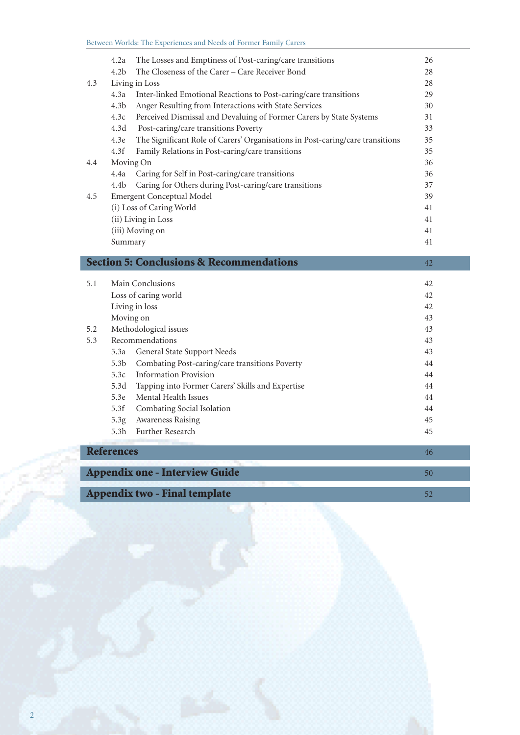| | | |
|---|---|---|
| | 4.2a The Losses and Emptiness of Post-caring/care transitions | 26 |
| | 4.2b The Closeness of the Carer – Care Receiver Bond | 28 |
| 4.3 | Living in Loss | 28 |
| | 4.3a Inter-linked Emotional Reactions to Post-caring/care transitions | 29 |
| | 4.3b Anger Resulting from Interactions with State Services | 30 |
| | 4.3c Perceived Dismissal and Devaluing of Former Carers by State Systems | 31 |
| | 4.3d Post-caring/care transitions Poverty | 33 |
| | 4.3e The Significant Role of Carers' Organisations in Post-caring/care transitions | 35 |
| | 4.3f Family Relations in Post-caring/care transitions | 35 |
| 4.4 | Moving On | 36 |
| | 4.4a Caring for Self in Post-caring/care transitions | 36 |
| | 4.4b Caring for Others during Post-caring/care transitions | 37 |
| 4.5 | Emergent Conceptual Model | 39 |
| | (i) Loss of Caring World | 41 |
| | (ii) Living in Loss | 41 |
| | (iii) Moving on | 41 |
| | Summary | 41 |

## Section 5: Conclusions & Recommendations — 42

| | | |
|---|---|---|
| 5.1 | Main Conclusions | 42 |
| | Loss of caring world | 42 |
| | Living in loss | 42 |
| | Moving on | 43 |
| 5.2 | Methodological issues | 43 |
| 5.3 | Recommendations | 43 |
| | 5.3a General State Support Needs | 43 |
| | 5.3b Combating Post-caring/care transitions Poverty | 44 |
| | 5.3c Information Provision | 44 |
| | 5.3d Tapping into Former Carers' Skills and Expertise | 44 |
| | 5.3e Mental Health Issues | 44 |
| | 5.3f Combating Social Isolation | 44 |
| | 5.3g Awareness Raising | 45 |
| | 5.3h Further Research | 45 |

## References — 46

## Appendix one - Interview Guide — 50

## Appendix two - Final template — 52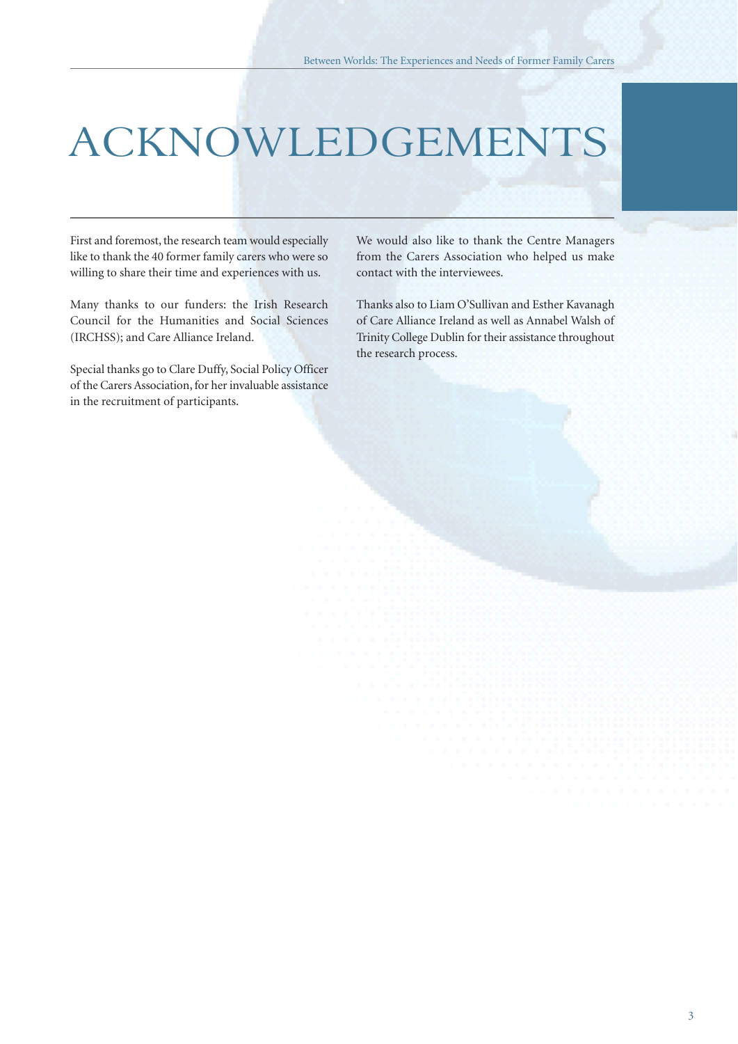# ACKNOWLEDGEMENTS

First and foremost, the research team would especially like to thank the 40 former family carers who were so willing to share their time and experiences with us.

Many thanks to our funders: the Irish Research Council for the Humanities and Social Sciences (IRCHSS); and Care Alliance Ireland.

Special thanks go to Clare Duffy, Social Policy Officer of the Carers Association, for her invaluable assistance in the recruitment of participants.

We would also like to thank the Centre Managers from the Carers Association who helped us make contact with the interviewees.

Thanks also to Liam O'Sullivan and Esther Kavanagh of Care Alliance Ireland as well as Annabel Walsh of Trinity College Dublin for their assistance throughout the research process.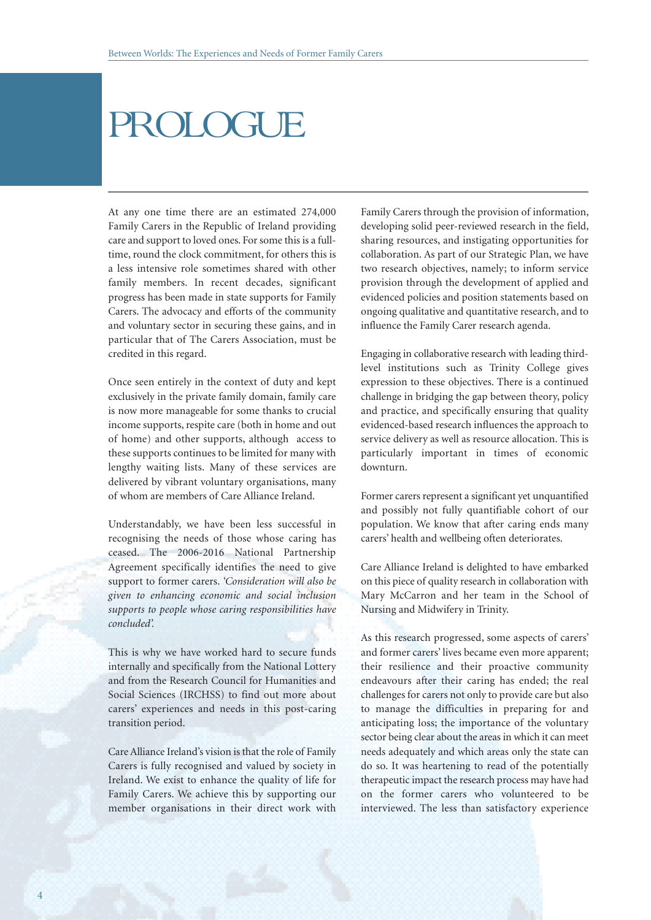# PROLOGUE

At any one time there are an estimated 274,000 Family Carers in the Republic of Ireland providing care and support to loved ones. For some this is a full-time, round the clock commitment, for others this is a less intensive role sometimes shared with other family members. In recent decades, significant progress has been made in state supports for Family Carers. The advocacy and efforts of the community and voluntary sector in securing these gains, and in particular that of The Carers Association, must be credited in this regard.

Once seen entirely in the context of duty and kept exclusively in the private family domain, family care is now more manageable for some thanks to crucial income supports, respite care (both in home and out of home) and other supports, although access to these supports continues to be limited for many with lengthy waiting lists. Many of these services are delivered by vibrant voluntary organisations, many of whom are members of Care Alliance Ireland.

Understandably, we have been less successful in recognising the needs of those whose caring has ceased. The 2006-2016 National Partnership Agreement specifically identifies the need to give support to former carers. *'Consideration will also be given to enhancing economic and social inclusion supports to people whose caring responsibilities have concluded'.*

This is why we have worked hard to secure funds internally and specifically from the National Lottery and from the Research Council for Humanities and Social Sciences (IRCHSS) to find out more about carers' experiences and needs in this post-caring transition period.

Care Alliance Ireland's vision is that the role of Family Carers is fully recognised and valued by society in Ireland. We exist to enhance the quality of life for Family Carers. We achieve this by supporting our member organisations in their direct work with Family Carers through the provision of information, developing solid peer-reviewed research in the field, sharing resources, and instigating opportunities for collaboration. As part of our Strategic Plan, we have two research objectives, namely; to inform service provision through the development of applied and evidenced policies and position statements based on ongoing qualitative and quantitative research, and to influence the Family Carer research agenda.

Engaging in collaborative research with leading third-level institutions such as Trinity College gives expression to these objectives. There is a continued challenge in bridging the gap between theory, policy and practice, and specifically ensuring that quality evidenced-based research influences the approach to service delivery as well as resource allocation. This is particularly important in times of economic downturn.

Former carers represent a significant yet unquantified and possibly not fully quantifiable cohort of our population. We know that after caring ends many carers' health and wellbeing often deteriorates.

Care Alliance Ireland is delighted to have embarked on this piece of quality research in collaboration with Mary McCarron and her team in the School of Nursing and Midwifery in Trinity.

As this research progressed, some aspects of carers' and former carers' lives became even more apparent; their resilience and their proactive community endeavours after their caring has ended; the real challenges for carers not only to provide care but also to manage the difficulties in preparing for and anticipating loss; the importance of the voluntary sector being clear about the areas in which it can meet needs adequately and which areas only the state can do so. It was heartening to read of the potentially therapeutic impact the research process may have had on the former carers who volunteered to be interviewed. The less than satisfactory experience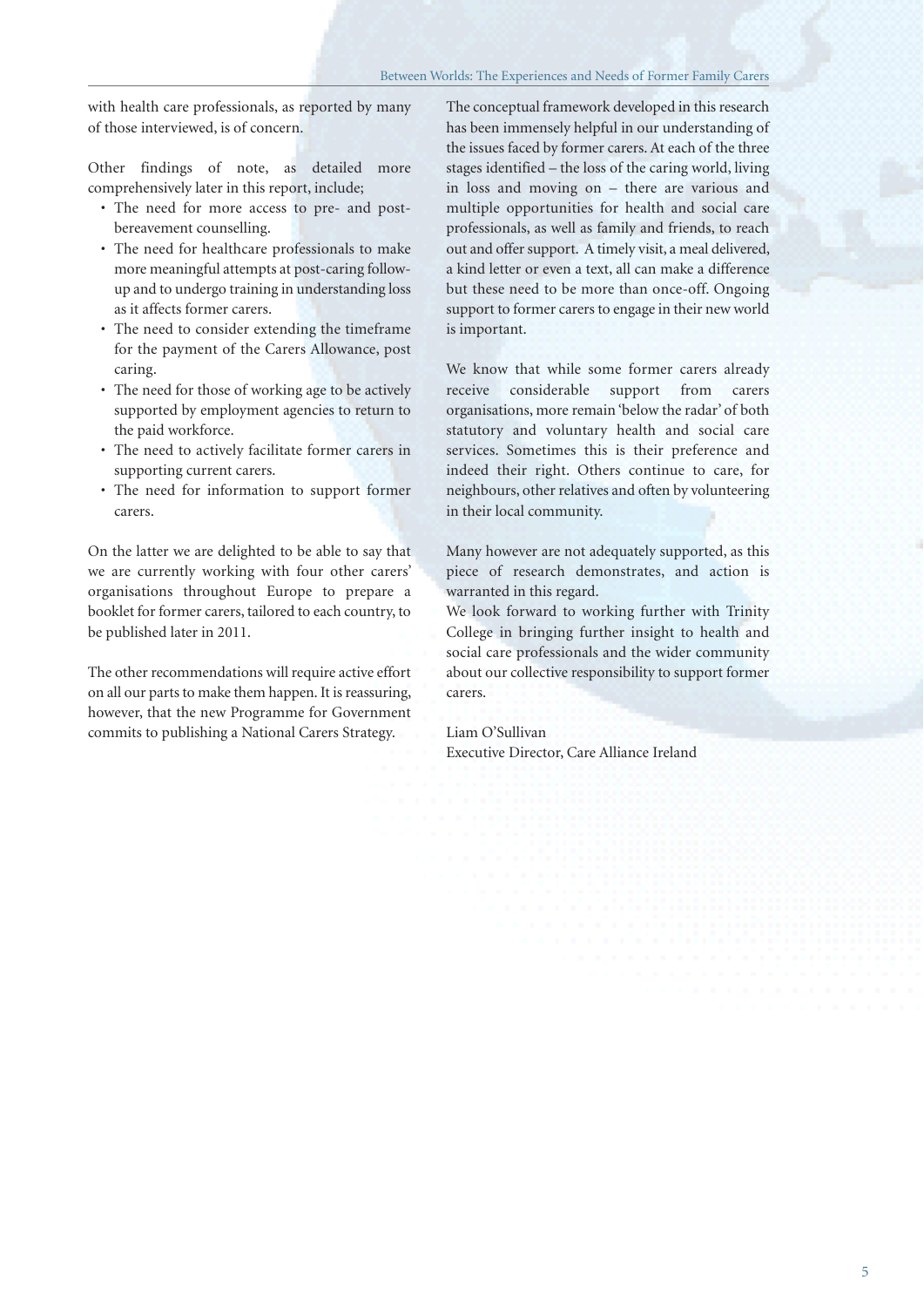with health care professionals, as reported by many of those interviewed, is of concern.

Other findings of note, as detailed more comprehensively later in this report, include;

- The need for more access to pre- and post-bereavement counselling.
- The need for healthcare professionals to make more meaningful attempts at post-caring follow-up and to undergo training in understanding loss as it affects former carers.
- The need to consider extending the timeframe for the payment of the Carers Allowance, post caring.
- The need for those of working age to be actively supported by employment agencies to return to the paid workforce.
- The need to actively facilitate former carers in supporting current carers.
- The need for information to support former carers.

On the latter we are delighted to be able to say that we are currently working with four other carers' organisations throughout Europe to prepare a booklet for former carers, tailored to each country, to be published later in 2011.

The other recommendations will require active effort on all our parts to make them happen. It is reassuring, however, that the new Programme for Government commits to publishing a National Carers Strategy.

The conceptual framework developed in this research has been immensely helpful in our understanding of the issues faced by former carers. At each of the three stages identified – the loss of the caring world, living in loss and moving on – there are various and multiple opportunities for health and social care professionals, as well as family and friends, to reach out and offer support. A timely visit, a meal delivered, a kind letter or even a text, all can make a difference but these need to be more than once-off. Ongoing support to former carers to engage in their new world is important.

We know that while some former carers already receive considerable support from carers organisations, more remain 'below the radar' of both statutory and voluntary health and social care services. Sometimes this is their preference and indeed their right. Others continue to care, for neighbours, other relatives and often by volunteering in their local community.

Many however are not adequately supported, as this piece of research demonstrates, and action is warranted in this regard.

We look forward to working further with Trinity College in bringing further insight to health and social care professionals and the wider community about our collective responsibility to support former carers.

Liam O'Sullivan
Executive Director, Care Alliance Ireland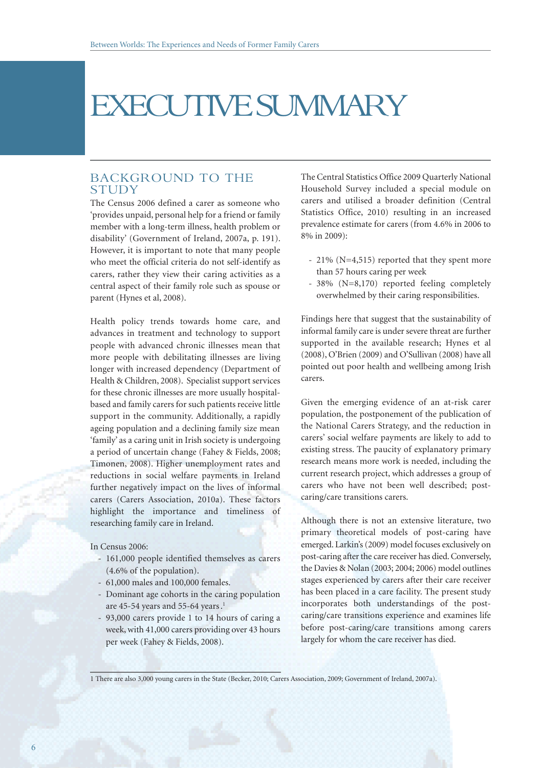# EXECUTIVE SUMMARY

## BACKGROUND TO THE STUDY

The Census 2006 defined a carer as someone who 'provides unpaid, personal help for a friend or family member with a long-term illness, health problem or disability' (Government of Ireland, 2007a, p. 191). However, it is important to note that many people who meet the official criteria do not self-identify as carers, rather they view their caring activities as a central aspect of their family role such as spouse or parent (Hynes et al, 2008).

Health policy trends towards home care, and advances in treatment and technology to support people with advanced chronic illnesses mean that more people with debilitating illnesses are living longer with increased dependency (Department of Health & Children, 2008). Specialist support services for these chronic illnesses are more usually hospital-based and family carers for such patients receive little support in the community. Additionally, a rapidly ageing population and a declining family size mean 'family' as a caring unit in Irish society is undergoing a period of uncertain change (Fahey & Fields, 2008; Timonen, 2008). Higher unemployment rates and reductions in social welfare payments in Ireland further negatively impact on the lives of informal carers (Carers Association, 2010a). These factors highlight the importance and timeliness of researching family care in Ireland.

In Census 2006:

- 161,000 people identified themselves as carers (4.6% of the population).
- 61,000 males and 100,000 females.
- Dominant age cohorts in the caring population are 45-54 years and 55-64 years.[1]
- 93,000 carers provide 1 to 14 hours of caring a week, with 41,000 carers providing over 43 hours per week (Fahey & Fields, 2008).

The Central Statistics Office 2009 Quarterly National Household Survey included a special module on carers and utilised a broader definition (Central Statistics Office, 2010) resulting in an increased prevalence estimate for carers (from 4.6% in 2006 to 8% in 2009):

- 21% (N=4,515) reported that they spent more than 57 hours caring per week
- 38% (N=8,170) reported feeling completely overwhelmed by their caring responsibilities.

Findings here that suggest that the sustainability of informal family care is under severe threat are further supported in the available research; Hynes et al (2008), O'Brien (2009) and O'Sullivan (2008) have all pointed out poor health and wellbeing among Irish carers.

Given the emerging evidence of an at-risk carer population, the postponement of the publication of the National Carers Strategy, and the reduction in carers' social welfare payments are likely to add to existing stress. The paucity of explanatory primary research means more work is needed, including the current research project, which addresses a group of carers who have not been well described; post-caring/care transitions carers.

Although there is not an extensive literature, two primary theoretical models of post-caring have emerged. Larkin's (2009) model focuses exclusively on post-caring after the care receiver has died. Conversely, the Davies & Nolan (2003; 2004; 2006) model outlines stages experienced by carers after their care receiver has been placed in a care facility. The present study incorporates both understandings of the post-caring/care transitions experience and examines life before post-caring/care transitions among carers largely for whom the care receiver has died.

1 There are also 3,000 young carers in the State (Becker, 2010; Carers Association, 2009; Government of Ireland, 2007a).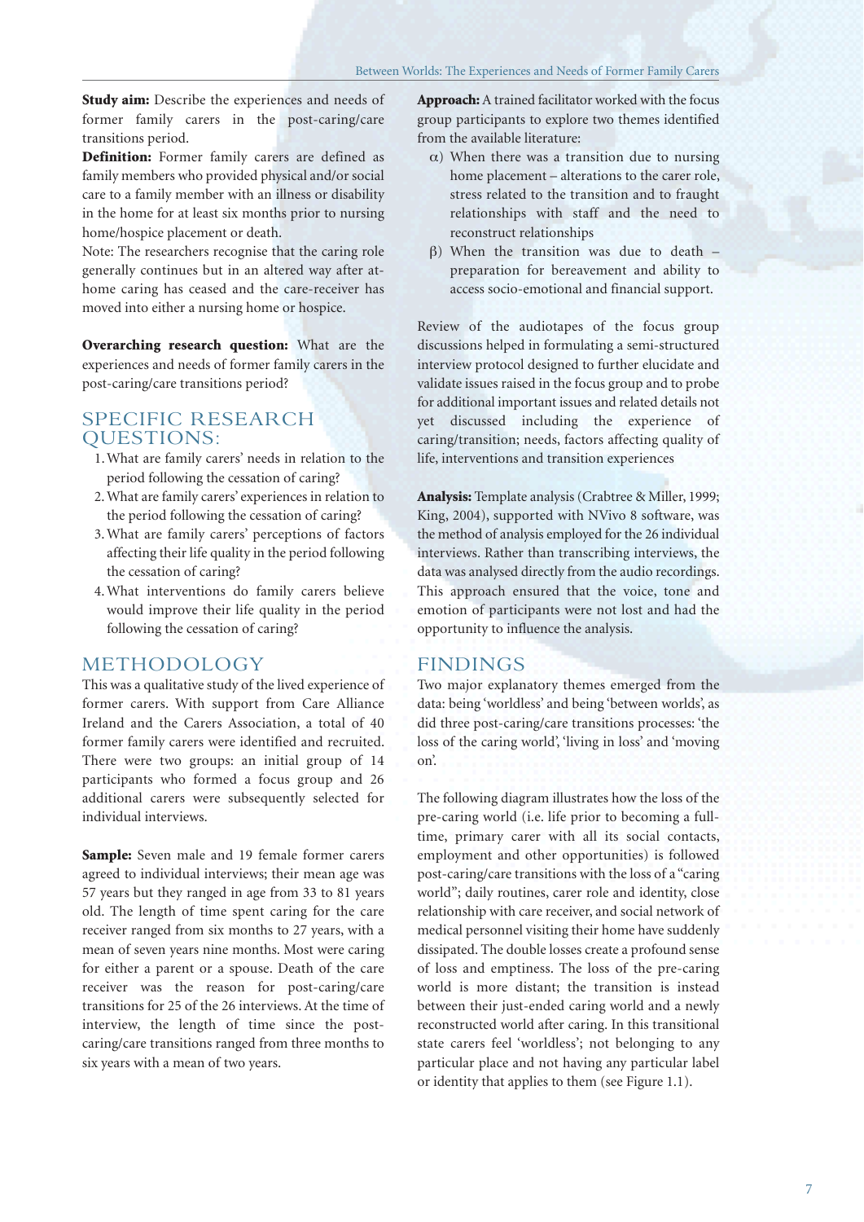**Study aim:** Describe the experiences and needs of former family carers in the post-caring/care transitions period.

**Definition:** Former family carers are defined as family members who provided physical and/or social care to a family member with an illness or disability in the home for at least six months prior to nursing home/hospice placement or death.

Note: The researchers recognise that the caring role generally continues but in an altered way after at-home caring has ceased and the care-receiver has moved into either a nursing home or hospice.

**Overarching research question:** What are the experiences and needs of former family carers in the post-caring/care transitions period?

## SPECIFIC RESEARCH QUESTIONS:

1. What are family carers' needs in relation to the period following the cessation of caring?
2. What are family carers' experiences in relation to the period following the cessation of caring?
3. What are family carers' perceptions of factors affecting their life quality in the period following the cessation of caring?
4. What interventions do family carers believe would improve their life quality in the period following the cessation of caring?

## METHODOLOGY

This was a qualitative study of the lived experience of former carers. With support from Care Alliance Ireland and the Carers Association, a total of 40 former family carers were identified and recruited. There were two groups: an initial group of 14 participants who formed a focus group and 26 additional carers were subsequently selected for individual interviews.

**Sample:** Seven male and 19 female former carers agreed to individual interviews; their mean age was 57 years but they ranged in age from 33 to 81 years old. The length of time spent caring for the care receiver ranged from six months to 27 years, with a mean of seven years nine months. Most were caring for either a parent or a spouse. Death of the care receiver was the reason for post-caring/care transitions for 25 of the 26 interviews. At the time of interview, the length of time since the post-caring/care transitions ranged from three months to six years with a mean of two years.

**Approach:** A trained facilitator worked with the focus group participants to explore two themes identified from the available literature:

α) When there was a transition due to nursing home placement – alterations to the carer role, stress related to the transition and to fraught relationships with staff and the need to reconstruct relationships

β) When the transition was due to death – preparation for bereavement and ability to access socio-emotional and financial support.

Review of the audiotapes of the focus group discussions helped in formulating a semi-structured interview protocol designed to further elucidate and validate issues raised in the focus group and to probe for additional important issues and related details not yet discussed including the experience of caring/transition; needs, factors affecting quality of life, interventions and transition experiences

**Analysis:** Template analysis (Crabtree & Miller, 1999; King, 2004), supported with NVivo 8 software, was the method of analysis employed for the 26 individual interviews. Rather than transcribing interviews, the data was analysed directly from the audio recordings. This approach ensured that the voice, tone and emotion of participants were not lost and had the opportunity to influence the analysis.

## FINDINGS

Two major explanatory themes emerged from the data: being 'worldless' and being 'between worlds', as did three post-caring/care transitions processes: 'the loss of the caring world', 'living in loss' and 'moving on'.

The following diagram illustrates how the loss of the pre-caring world (i.e. life prior to becoming a full-time, primary carer with all its social contacts, employment and other opportunities) is followed post-caring/care transitions with the loss of a "caring world"; daily routines, carer role and identity, close relationship with care receiver, and social network of medical personnel visiting their home have suddenly dissipated. The double losses create a profound sense of loss and emptiness. The loss of the pre-caring world is more distant; the transition is instead between their just-ended caring world and a newly reconstructed world after caring. In this transitional state carers feel 'worldless'; not belonging to any particular place and not having any particular label or identity that applies to them (see Figure 1.1).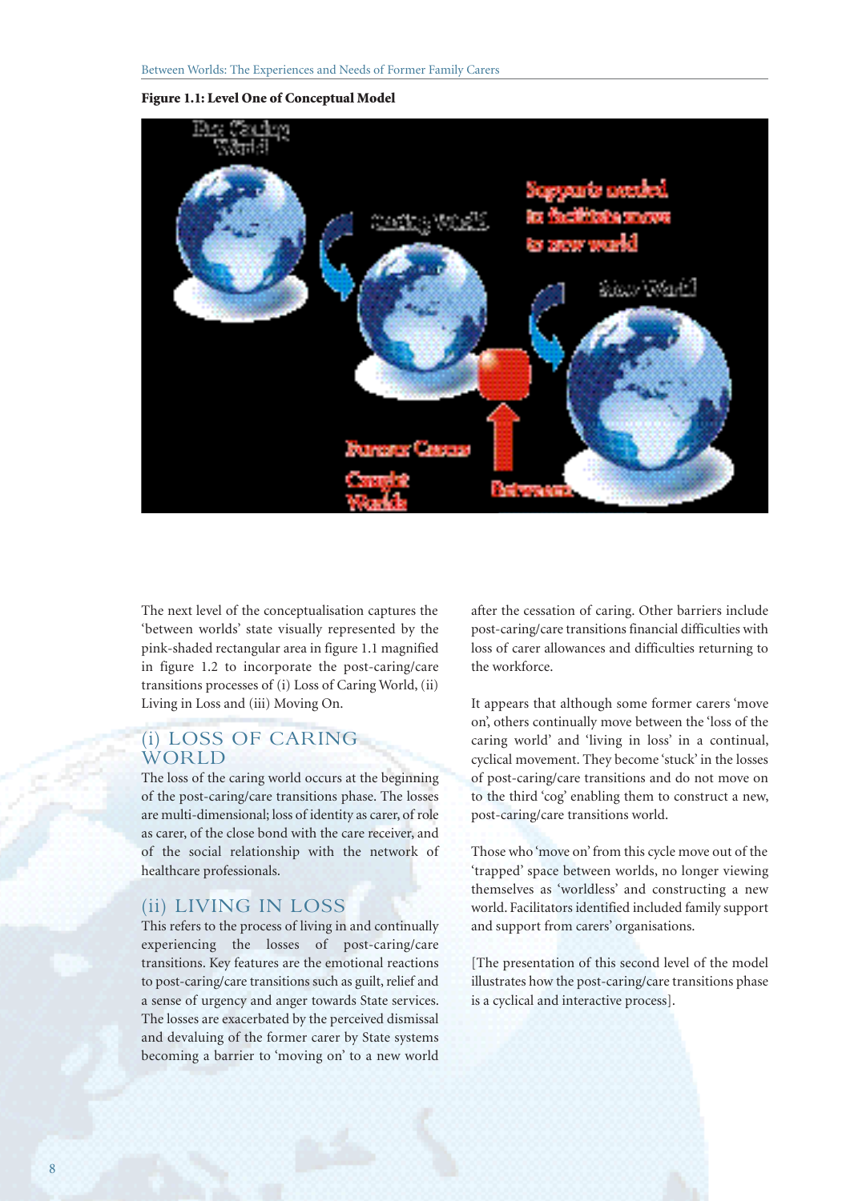**Figure 1.1: Level One of Conceptual Model**

The next level of the conceptualisation captures the 'between worlds' state visually represented by the pink-shaded rectangular area in figure 1.1 magnified in figure 1.2 to incorporate the post-caring/care transitions processes of (i) Loss of Caring World, (ii) Living in Loss and (iii) Moving On.

## (i) LOSS OF CARING WORLD

The loss of the caring world occurs at the beginning of the post-caring/care transitions phase. The losses are multi-dimensional; loss of identity as carer, of role as carer, of the close bond with the care receiver, and of the social relationship with the network of healthcare professionals.

## (ii) LIVING IN LOSS

This refers to the process of living in and continually experiencing the losses of post-caring/care transitions. Key features are the emotional reactions to post-caring/care transitions such as guilt, relief and a sense of urgency and anger towards State services. The losses are exacerbated by the perceived dismissal and devaluing of the former carer by State systems becoming a barrier to 'moving on' to a new world after the cessation of caring. Other barriers include post-caring/care transitions financial difficulties with loss of carer allowances and difficulties returning to the workforce.

It appears that although some former carers 'move on', others continually move between the 'loss of the caring world' and 'living in loss' in a continual, cyclical movement. They become 'stuck' in the losses of post-caring/care transitions and do not move on to the third 'cog' enabling them to construct a new, post-caring/care transitions world.

Those who 'move on' from this cycle move out of the 'trapped' space between worlds, no longer viewing themselves as 'worldless' and constructing a new world. Facilitators identified included family support and support from carers' organisations.

[The presentation of this second level of the model illustrates how the post-caring/care transitions phase is a cyclical and interactive process].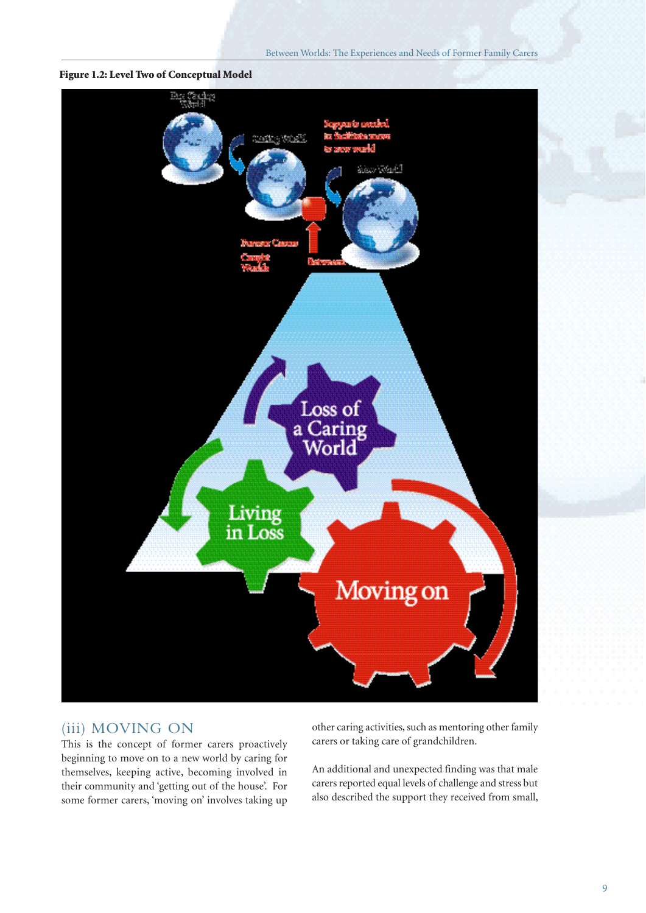**Figure 1.2: Level Two of Conceptual Model**

## (iii) MOVING ON

This is the concept of former carers proactively beginning to move on to a new world by caring for themselves, keeping active, becoming involved in their community and 'getting out of the house'. For some former carers, 'moving on' involves taking up other caring activities, such as mentoring other family carers or taking care of grandchildren.

An additional and unexpected finding was that male carers reported equal levels of challenge and stress but also described the support they received from small,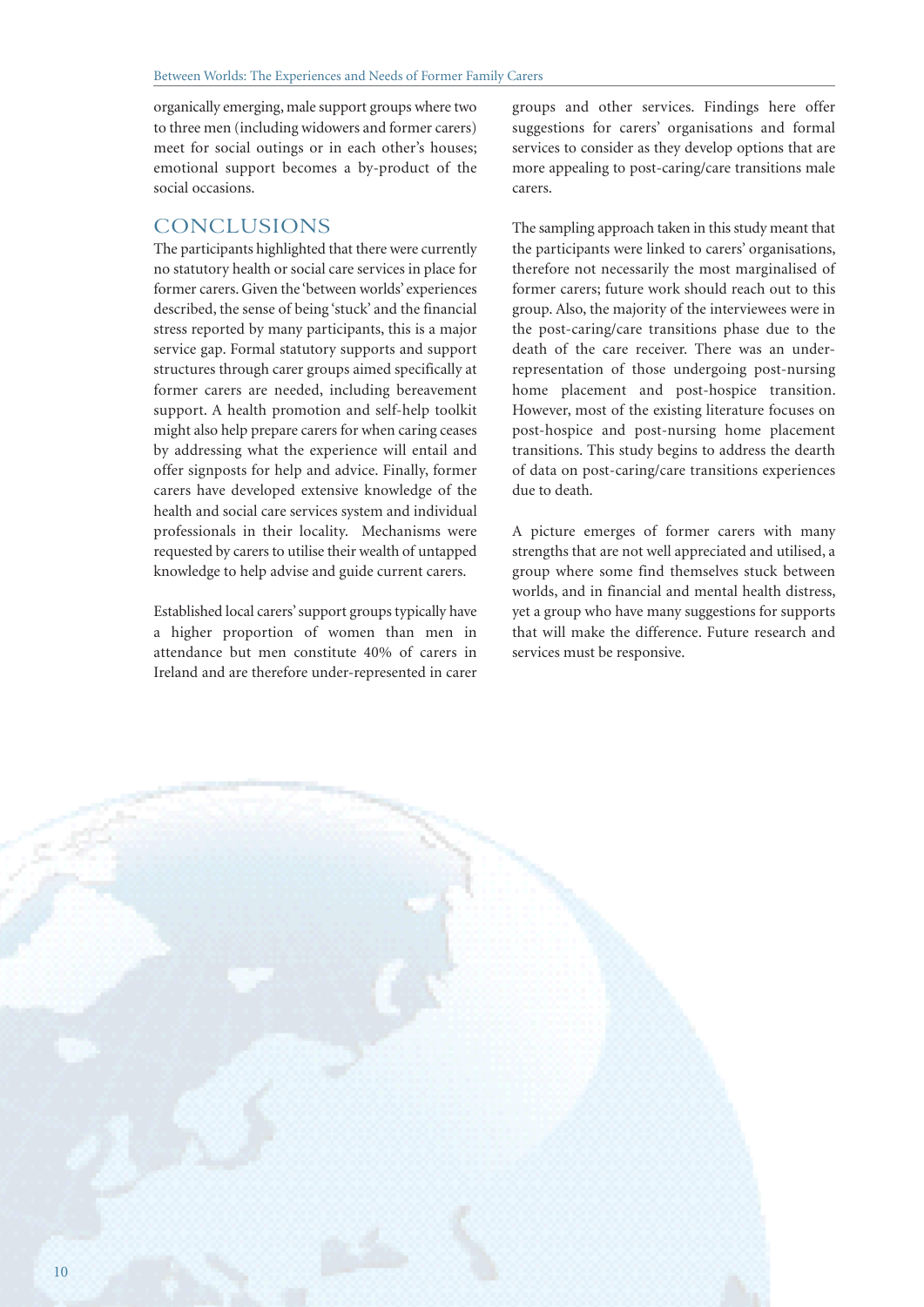organically emerging, male support groups where two to three men (including widowers and former carers) meet for social outings or in each other's houses; emotional support becomes a by-product of the social occasions.

## CONCLUSIONS

The participants highlighted that there were currently no statutory health or social care services in place for former carers. Given the 'between worlds' experiences described, the sense of being 'stuck' and the financial stress reported by many participants, this is a major service gap. Formal statutory supports and support structures through carer groups aimed specifically at former carers are needed, including bereavement support. A health promotion and self-help toolkit might also help prepare carers for when caring ceases by addressing what the experience will entail and offer signposts for help and advice. Finally, former carers have developed extensive knowledge of the health and social care services system and individual professionals in their locality. Mechanisms were requested by carers to utilise their wealth of untapped knowledge to help advise and guide current carers.

Established local carers' support groups typically have a higher proportion of women than men in attendance but men constitute 40% of carers in Ireland and are therefore under-represented in carer groups and other services. Findings here offer suggestions for carers' organisations and formal services to consider as they develop options that are more appealing to post-caring/care transitions male carers.

The sampling approach taken in this study meant that the participants were linked to carers' organisations, therefore not necessarily the most marginalised of former carers; future work should reach out to this group. Also, the majority of the interviewees were in the post-caring/care transitions phase due to the death of the care receiver. There was an under-representation of those undergoing post-nursing home placement and post-hospice transition. However, most of the existing literature focuses on post-hospice and post-nursing home placement transitions. This study begins to address the dearth of data on post-caring/care transitions experiences due to death.

A picture emerges of former carers with many strengths that are not well appreciated and utilised, a group where some find themselves stuck between worlds, and in financial and mental health distress, yet a group who have many suggestions for supports that will make the difference. Future research and services must be responsive.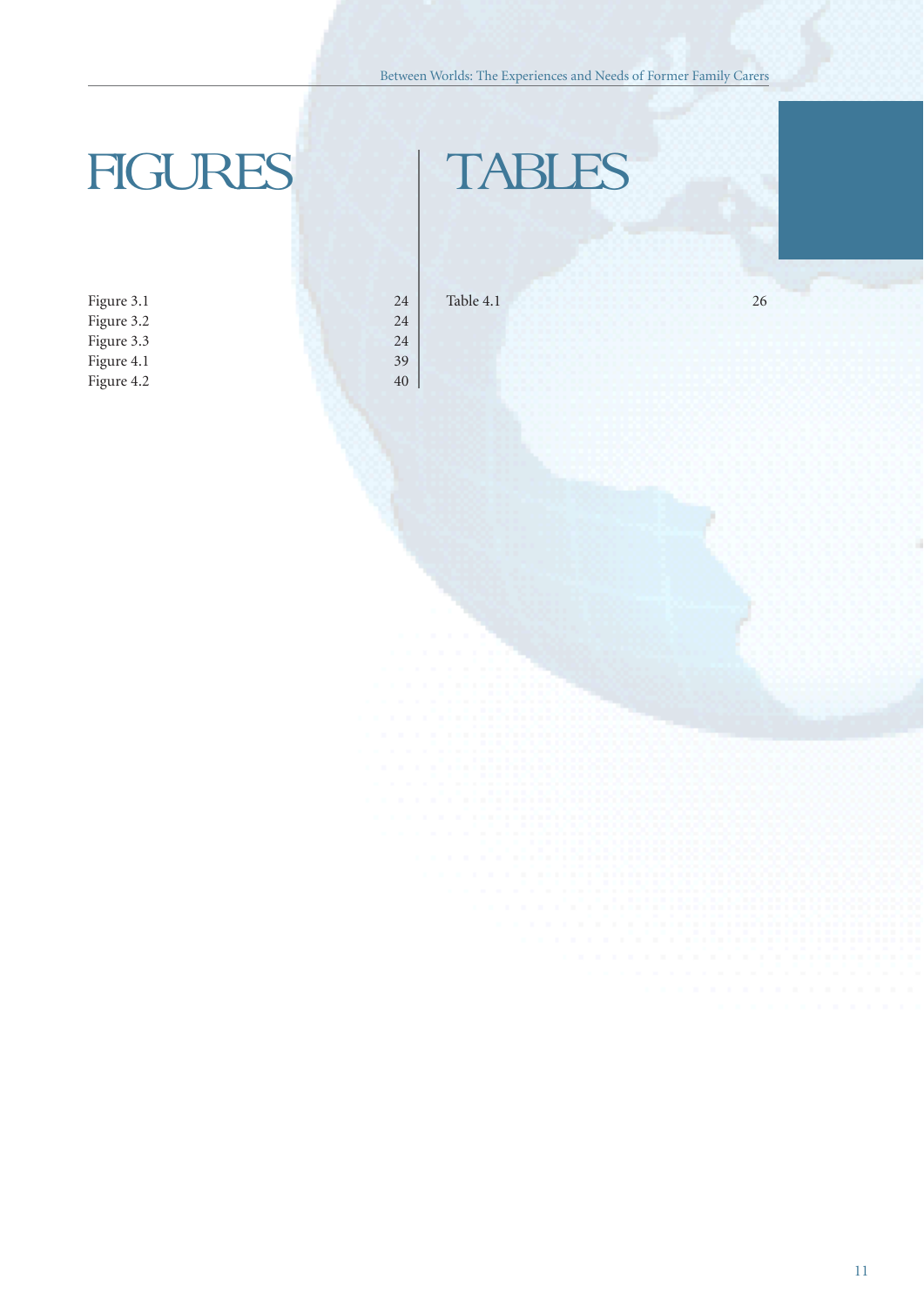# FIGURES

| | |
|---|---|
| Figure 3.1 | 24 |
| Figure 3.2 | 24 |
| Figure 3.3 | 24 |
| Figure 4.1 | 39 |
| Figure 4.2 | 40 |

# TABLES

| | |
|---|---|
| Table 4.1 | 26 |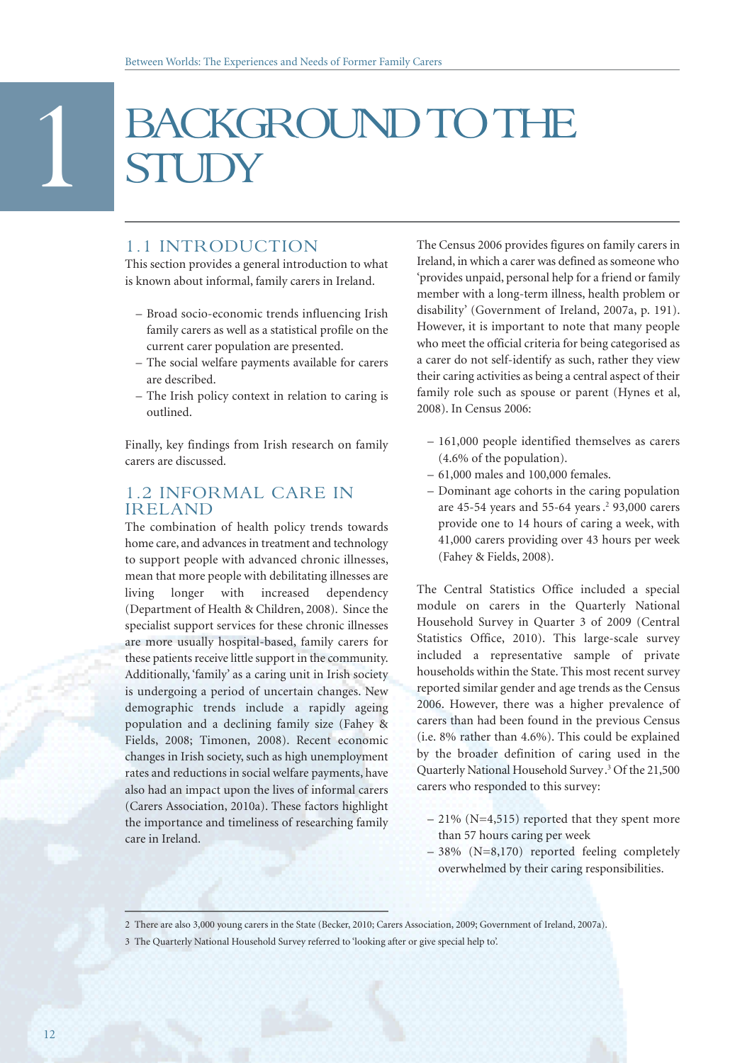# 1 BACKGROUND TO THE STUDY

## 1.1 INTRODUCTION

This section provides a general introduction to what is known about informal, family carers in Ireland.

- Broad socio-economic trends influencing Irish family carers as well as a statistical profile on the current carer population are presented.
- The social welfare payments available for carers are described.
- The Irish policy context in relation to caring is outlined.

Finally, key findings from Irish research on family carers are discussed.

## 1.2 INFORMAL CARE IN IRELAND

The combination of health policy trends towards home care, and advances in treatment and technology to support people with advanced chronic illnesses, mean that more people with debilitating illnesses are living longer with increased dependency (Department of Health & Children, 2008). Since the specialist support services for these chronic illnesses are more usually hospital-based, family carers for these patients receive little support in the community. Additionally, 'family' as a caring unit in Irish society is undergoing a period of uncertain changes. New demographic trends include a rapidly ageing population and a declining family size (Fahey & Fields, 2008; Timonen, 2008). Recent economic changes in Irish society, such as high unemployment rates and reductions in social welfare payments, have also had an impact upon the lives of informal carers (Carers Association, 2010a). These factors highlight the importance and timeliness of researching family care in Ireland.

The Census 2006 provides figures on family carers in Ireland, in which a carer was defined as someone who 'provides unpaid, personal help for a friend or family member with a long-term illness, health problem or disability' (Government of Ireland, 2007a, p. 191). However, it is important to note that many people who meet the official criteria for being categorised as a carer do not self-identify as such, rather they view their caring activities as being a central aspect of their family role such as spouse or parent (Hynes et al, 2008). In Census 2006:

- 161,000 people identified themselves as carers (4.6% of the population).
- 61,000 males and 100,000 females.
- Dominant age cohorts in the caring population are 45-54 years and 55-64 years.[2] 93,000 carers provide one to 14 hours of caring a week, with 41,000 carers providing over 43 hours per week (Fahey & Fields, 2008).

The Central Statistics Office included a special module on carers in the Quarterly National Household Survey in Quarter 3 of 2009 (Central Statistics Office, 2010). This large-scale survey included a representative sample of private households within the State. This most recent survey reported similar gender and age trends as the Census 2006. However, there was a higher prevalence of carers than had been found in the previous Census (i.e. 8% rather than 4.6%). This could be explained by the broader definition of caring used in the Quarterly National Household Survey.[3] Of the 21,500 carers who responded to this survey:

- 21% (N=4,515) reported that they spent more than 57 hours caring per week
- 38% (N=8,170) reported feeling completely overwhelmed by their caring responsibilities.

---

2 There are also 3,000 young carers in the State (Becker, 2010; Carers Association, 2009; Government of Ireland, 2007a).

3 The Quarterly National Household Survey referred to 'looking after or give special help to'.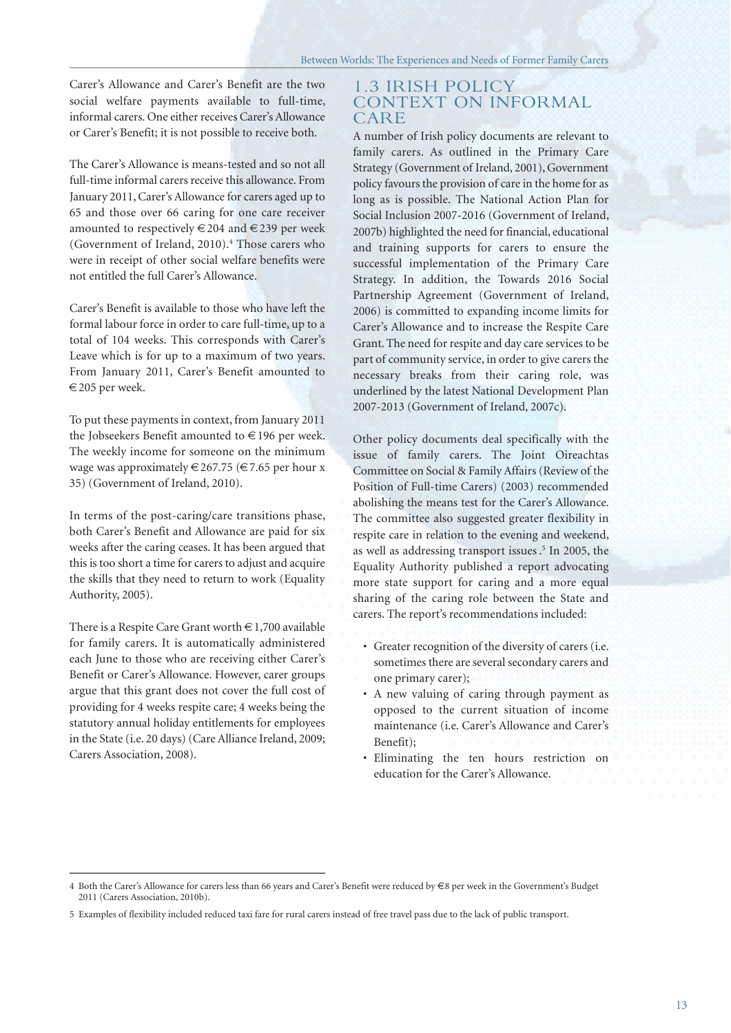Carer's Allowance and Carer's Benefit are the two social welfare payments available to full-time, informal carers. One either receives Carer's Allowance or Carer's Benefit; it is not possible to receive both.

The Carer's Allowance is means-tested and so not all full-time informal carers receive this allowance. From January 2011, Carer's Allowance for carers aged up to 65 and those over 66 caring for one care receiver amounted to respectively €204 and €239 per week (Government of Ireland, 2010).[4] Those carers who were in receipt of other social welfare benefits were not entitled the full Carer's Allowance.

Carer's Benefit is available to those who have left the formal labour force in order to care full-time, up to a total of 104 weeks. This corresponds with Carer's Leave which is for up to a maximum of two years. From January 2011, Carer's Benefit amounted to €205 per week.

To put these payments in context, from January 2011 the Jobseekers Benefit amounted to €196 per week. The weekly income for someone on the minimum wage was approximately €267.75 (€7.65 per hour x 35) (Government of Ireland, 2010).

In terms of the post-caring/care transitions phase, both Carer's Benefit and Allowance are paid for six weeks after the caring ceases. It has been argued that this is too short a time for carers to adjust and acquire the skills that they need to return to work (Equality Authority, 2005).

There is a Respite Care Grant worth €1,700 available for family carers. It is automatically administered each June to those who are receiving either Carer's Benefit or Carer's Allowance. However, carer groups argue that this grant does not cover the full cost of providing for 4 weeks respite care; 4 weeks being the statutory annual holiday entitlements for employees in the State (i.e. 20 days) (Care Alliance Ireland, 2009; Carers Association, 2008).

## 1.3 IRISH POLICY CONTEXT ON INFORMAL CARE

A number of Irish policy documents are relevant to family carers. As outlined in the Primary Care Strategy (Government of Ireland, 2001), Government policy favours the provision of care in the home for as long as is possible. The National Action Plan for Social Inclusion 2007-2016 (Government of Ireland, 2007b) highlighted the need for financial, educational and training supports for carers to ensure the successful implementation of the Primary Care Strategy. In addition, the Towards 2016 Social Partnership Agreement (Government of Ireland, 2006) is committed to expanding income limits for Carer's Allowance and to increase the Respite Care Grant. The need for respite and day care services to be part of community service, in order to give carers the necessary breaks from their caring role, was underlined by the latest National Development Plan 2007-2013 (Government of Ireland, 2007c).

Other policy documents deal specifically with the issue of family carers. The Joint Oireachtas Committee on Social & Family Affairs (Review of the Position of Full-time Carers) (2003) recommended abolishing the means test for the Carer's Allowance. The committee also suggested greater flexibility in respite care in relation to the evening and weekend, as well as addressing transport issues.[5] In 2005, the Equality Authority published a report advocating more state support for caring and a more equal sharing of the caring role between the State and carers. The report's recommendations included:

- Greater recognition of the diversity of carers (i.e. sometimes there are several secondary carers and one primary carer);
- A new valuing of caring through payment as opposed to the current situation of income maintenance (i.e. Carer's Allowance and Carer's Benefit);
- Eliminating the ten hours restriction on education for the Carer's Allowance.

---

4 Both the Carer's Allowance for carers less than 66 years and Carer's Benefit were reduced by €8 per week in the Government's Budget 2011 (Carers Association, 2010b).

5 Examples of flexibility included reduced taxi fare for rural carers instead of free travel pass due to the lack of public transport.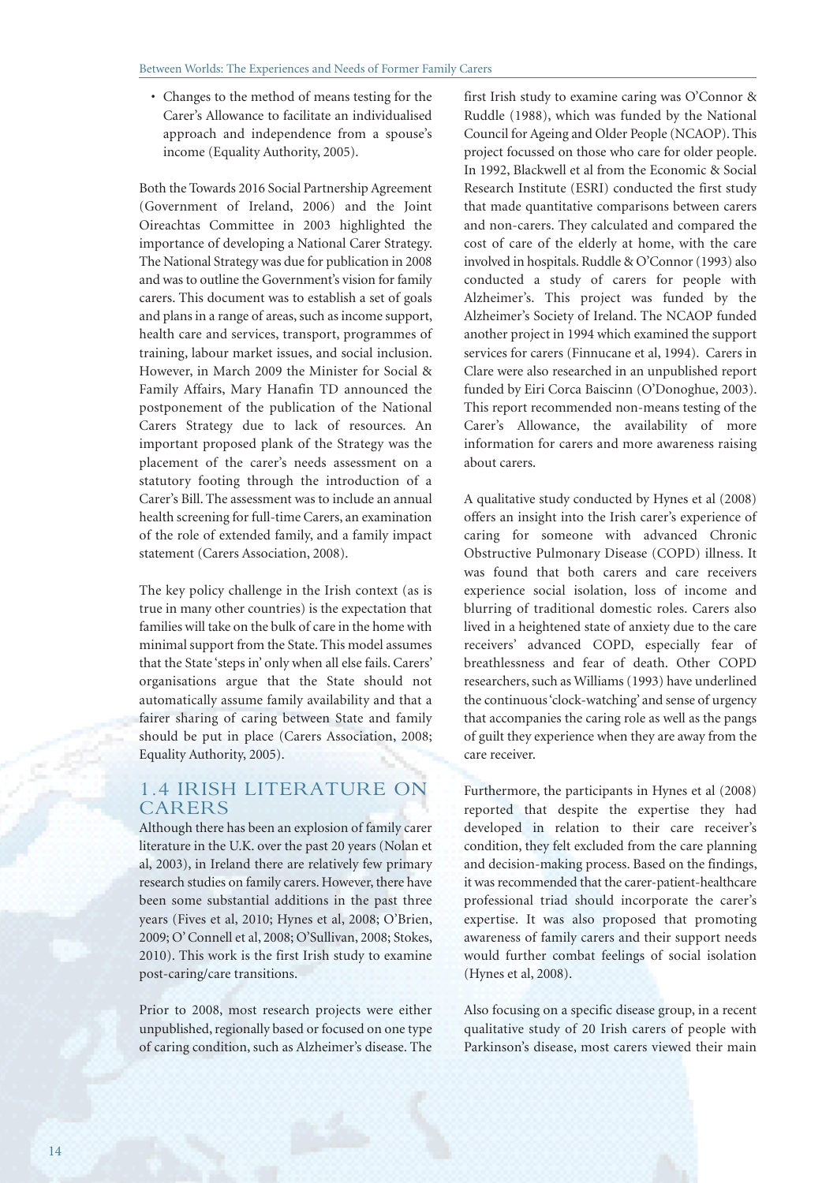- Changes to the method of means testing for the Carer's Allowance to facilitate an individualised approach and independence from a spouse's income (Equality Authority, 2005).

Both the Towards 2016 Social Partnership Agreement (Government of Ireland, 2006) and the Joint Oireachtas Committee in 2003 highlighted the importance of developing a National Carer Strategy. The National Strategy was due for publication in 2008 and was to outline the Government's vision for family carers. This document was to establish a set of goals and plans in a range of areas, such as income support, health care and services, transport, programmes of training, labour market issues, and social inclusion. However, in March 2009 the Minister for Social & Family Affairs, Mary Hanafin TD announced the postponement of the publication of the National Carers Strategy due to lack of resources. An important proposed plank of the Strategy was the placement of the carer's needs assessment on a statutory footing through the introduction of a Carer's Bill. The assessment was to include an annual health screening for full-time Carers, an examination of the role of extended family, and a family impact statement (Carers Association, 2008).

The key policy challenge in the Irish context (as is true in many other countries) is the expectation that families will take on the bulk of care in the home with minimal support from the State. This model assumes that the State 'steps in' only when all else fails. Carers' organisations argue that the State should not automatically assume family availability and that a fairer sharing of caring between State and family should be put in place (Carers Association, 2008; Equality Authority, 2005).

## 1.4 IRISH LITERATURE ON CARERS

Although there has been an explosion of family carer literature in the U.K. over the past 20 years (Nolan et al, 2003), in Ireland there are relatively few primary research studies on family carers. However, there have been some substantial additions in the past three years (Fives et al, 2010; Hynes et al, 2008; O'Brien, 2009; O' Connell et al, 2008; O'Sullivan, 2008; Stokes, 2010). This work is the first Irish study to examine post-caring/care transitions.

Prior to 2008, most research projects were either unpublished, regionally based or focused on one type of caring condition, such as Alzheimer's disease. The first Irish study to examine caring was O'Connor & Ruddle (1988), which was funded by the National Council for Ageing and Older People (NCAOP). This project focussed on those who care for older people. In 1992, Blackwell et al from the Economic & Social Research Institute (ESRI) conducted the first study that made quantitative comparisons between carers and non-carers. They calculated and compared the cost of care of the elderly at home, with the care involved in hospitals. Ruddle & O'Connor (1993) also conducted a study of carers for people with Alzheimer's. This project was funded by the Alzheimer's Society of Ireland. The NCAOP funded another project in 1994 which examined the support services for carers (Finnucane et al, 1994). Carers in Clare were also researched in an unpublished report funded by Eiri Corca Baiscinn (O'Donoghue, 2003). This report recommended non-means testing of the Carer's Allowance, the availability of more information for carers and more awareness raising about carers.

A qualitative study conducted by Hynes et al (2008) offers an insight into the Irish carer's experience of caring for someone with advanced Chronic Obstructive Pulmonary Disease (COPD) illness. It was found that both carers and care receivers experience social isolation, loss of income and blurring of traditional domestic roles. Carers also lived in a heightened state of anxiety due to the care receivers' advanced COPD, especially fear of breathlessness and fear of death. Other COPD researchers, such as Williams (1993) have underlined the continuous 'clock-watching' and sense of urgency that accompanies the caring role as well as the pangs of guilt they experience when they are away from the care receiver.

Furthermore, the participants in Hynes et al (2008) reported that despite the expertise they had developed in relation to their care receiver's condition, they felt excluded from the care planning and decision-making process. Based on the findings, it was recommended that the carer-patient-healthcare professional triad should incorporate the carer's expertise. It was also proposed that promoting awareness of family carers and their support needs would further combat feelings of social isolation (Hynes et al, 2008).

Also focusing on a specific disease group, in a recent qualitative study of 20 Irish carers of people with Parkinson's disease, most carers viewed their main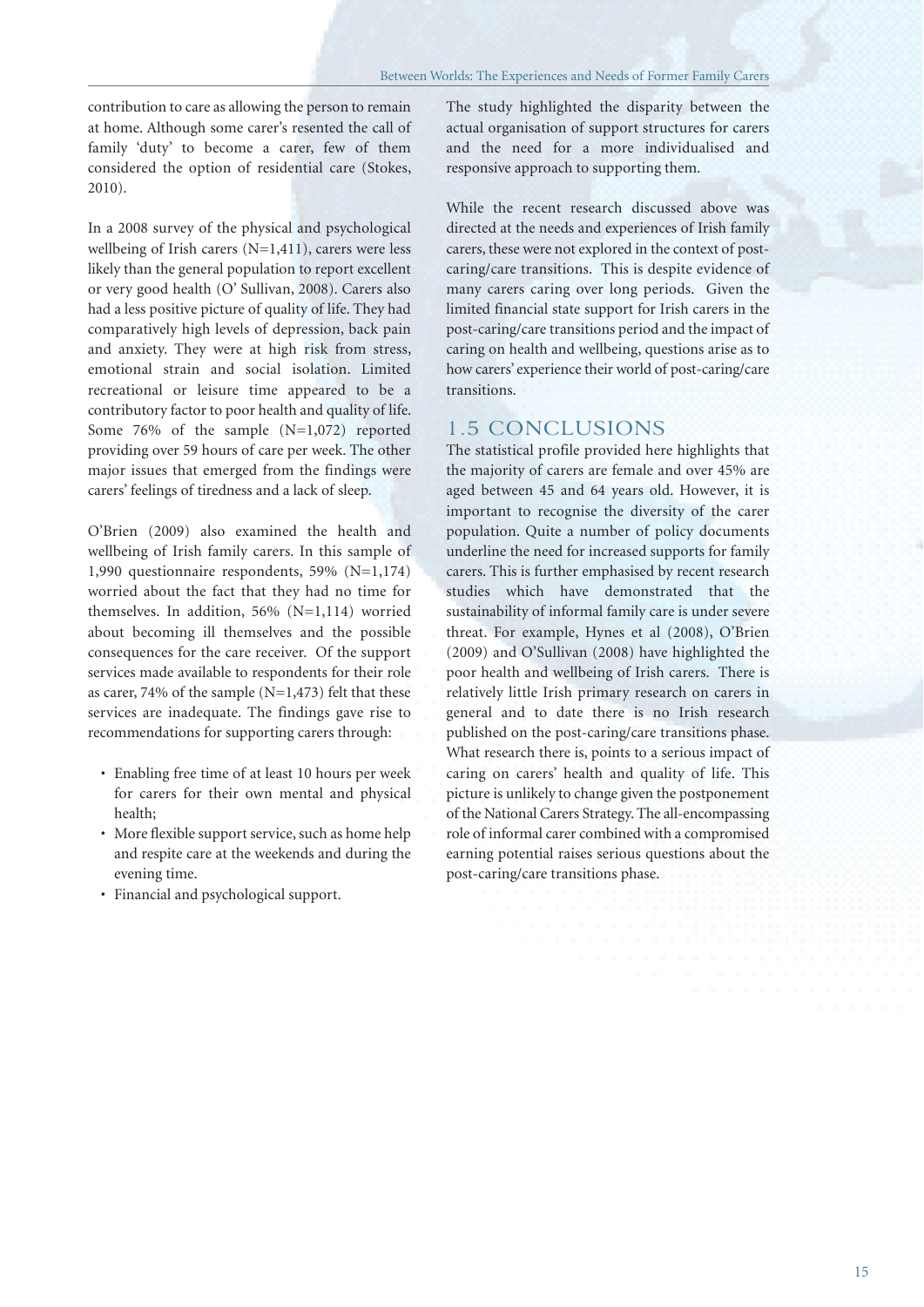contribution to care as allowing the person to remain at home. Although some carer's resented the call of family 'duty' to become a carer, few of them considered the option of residential care (Stokes, 2010).

In a 2008 survey of the physical and psychological wellbeing of Irish carers (N=1,411), carers were less likely than the general population to report excellent or very good health (O' Sullivan, 2008). Carers also had a less positive picture of quality of life. They had comparatively high levels of depression, back pain and anxiety. They were at high risk from stress, emotional strain and social isolation. Limited recreational or leisure time appeared to be a contributory factor to poor health and quality of life. Some 76% of the sample (N=1,072) reported providing over 59 hours of care per week. The other major issues that emerged from the findings were carers' feelings of tiredness and a lack of sleep.

O'Brien (2009) also examined the health and wellbeing of Irish family carers. In this sample of 1,990 questionnaire respondents, 59% (N=1,174) worried about the fact that they had no time for themselves. In addition, 56% (N=1,114) worried about becoming ill themselves and the possible consequences for the care receiver. Of the support services made available to respondents for their role as carer, 74% of the sample (N=1,473) felt that these services are inadequate. The findings gave rise to recommendations for supporting carers through:

- Enabling free time of at least 10 hours per week for carers for their own mental and physical health;
- More flexible support service, such as home help and respite care at the weekends and during the evening time.
- Financial and psychological support.

The study highlighted the disparity between the actual organisation of support structures for carers and the need for a more individualised and responsive approach to supporting them.

While the recent research discussed above was directed at the needs and experiences of Irish family carers, these were not explored in the context of post-caring/care transitions. This is despite evidence of many carers caring over long periods. Given the limited financial state support for Irish carers in the post-caring/care transitions period and the impact of caring on health and wellbeing, questions arise as to how carers' experience their world of post-caring/care transitions.

## 1.5 CONCLUSIONS

The statistical profile provided here highlights that the majority of carers are female and over 45% are aged between 45 and 64 years old. However, it is important to recognise the diversity of the carer population. Quite a number of policy documents underline the need for increased supports for family carers. This is further emphasised by recent research studies which have demonstrated that the sustainability of informal family care is under severe threat. For example, Hynes et al (2008), O'Brien (2009) and O'Sullivan (2008) have highlighted the poor health and wellbeing of Irish carers. There is relatively little Irish primary research on carers in general and to date there is no Irish research published on the post-caring/care transitions phase. What research there is, points to a serious impact of caring on carers' health and quality of life. This picture is unlikely to change given the postponement of the National Carers Strategy. The all-encompassing role of informal carer combined with a compromised earning potential raises serious questions about the post-caring/care transitions phase.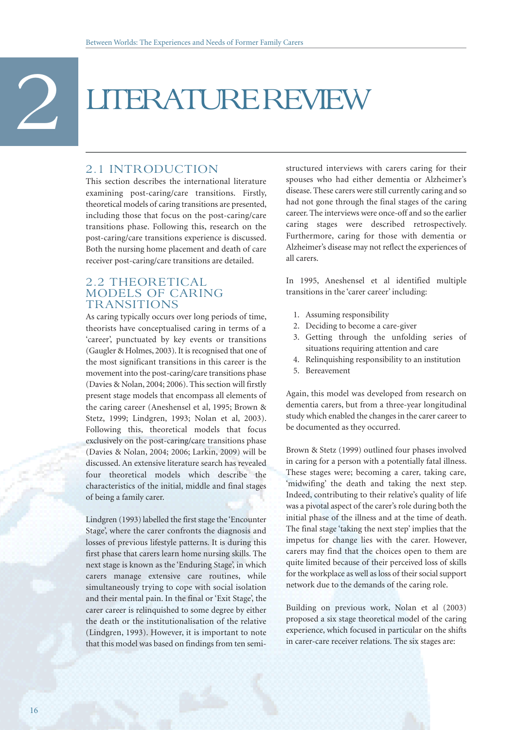# 2 LITERATURE REVIEW

## 2.1 INTRODUCTION

This section describes the international literature examining post-caring/care transitions. Firstly, theoretical models of caring transitions are presented, including those that focus on the post-caring/care transitions phase. Following this, research on the post-caring/care transitions experience is discussed. Both the nursing home placement and death of care receiver post-caring/care transitions are detailed.

## 2.2 THEORETICAL MODELS OF CARING TRANSITIONS

As caring typically occurs over long periods of time, theorists have conceptualised caring in terms of a 'career', punctuated by key events or transitions (Gaugler & Holmes, 2003). It is recognised that one of the most significant transitions in this career is the movement into the post-caring/care transitions phase (Davies & Nolan, 2004; 2006). This section will firstly present stage models that encompass all elements of the caring career (Aneshensel et al, 1995; Brown & Stetz, 1999; Lindgren, 1993; Nolan et al, 2003). Following this, theoretical models that focus exclusively on the post-caring/care transitions phase (Davies & Nolan, 2004; 2006; Larkin, 2009) will be discussed. An extensive literature search has revealed four theoretical models which describe the characteristics of the initial, middle and final stages of being a family carer.

Lindgren (1993) labelled the first stage the 'Encounter Stage', where the carer confronts the diagnosis and losses of previous lifestyle patterns. It is during this first phase that carers learn home nursing skills. The next stage is known as the 'Enduring Stage', in which carers manage extensive care routines, while simultaneously trying to cope with social isolation and their mental pain. In the final or 'Exit Stage', the carer career is relinquished to some degree by either the death or the institutionalisation of the relative (Lindgren, 1993). However, it is important to note that this model was based on findings from ten semi-structured interviews with carers caring for their spouses who had either dementia or Alzheimer's disease. These carers were still currently caring and so had not gone through the final stages of the caring career. The interviews were once-off and so the earlier caring stages were described retrospectively. Furthermore, caring for those with dementia or Alzheimer's disease may not reflect the experiences of all carers.

In 1995, Aneshensel et al identified multiple transitions in the 'carer career' including:

1. Assuming responsibility
2. Deciding to become a care-giver
3. Getting through the unfolding series of situations requiring attention and care
4. Relinquishing responsibility to an institution
5. Bereavement

Again, this model was developed from research on dementia carers, but from a three-year longitudinal study which enabled the changes in the carer career to be documented as they occurred.

Brown & Stetz (1999) outlined four phases involved in caring for a person with a potentially fatal illness. These stages were; becoming a carer, taking care, 'midwifing' the death and taking the next step. Indeed, contributing to their relative's quality of life was a pivotal aspect of the carer's role during both the initial phase of the illness and at the time of death. The final stage 'taking the next step' implies that the impetus for change lies with the carer. However, carers may find that the choices open to them are quite limited because of their perceived loss of skills for the workplace as well as loss of their social support network due to the demands of the caring role.

Building on previous work, Nolan et al (2003) proposed a six stage theoretical model of the caring experience, which focused in particular on the shifts in carer-care receiver relations. The six stages are: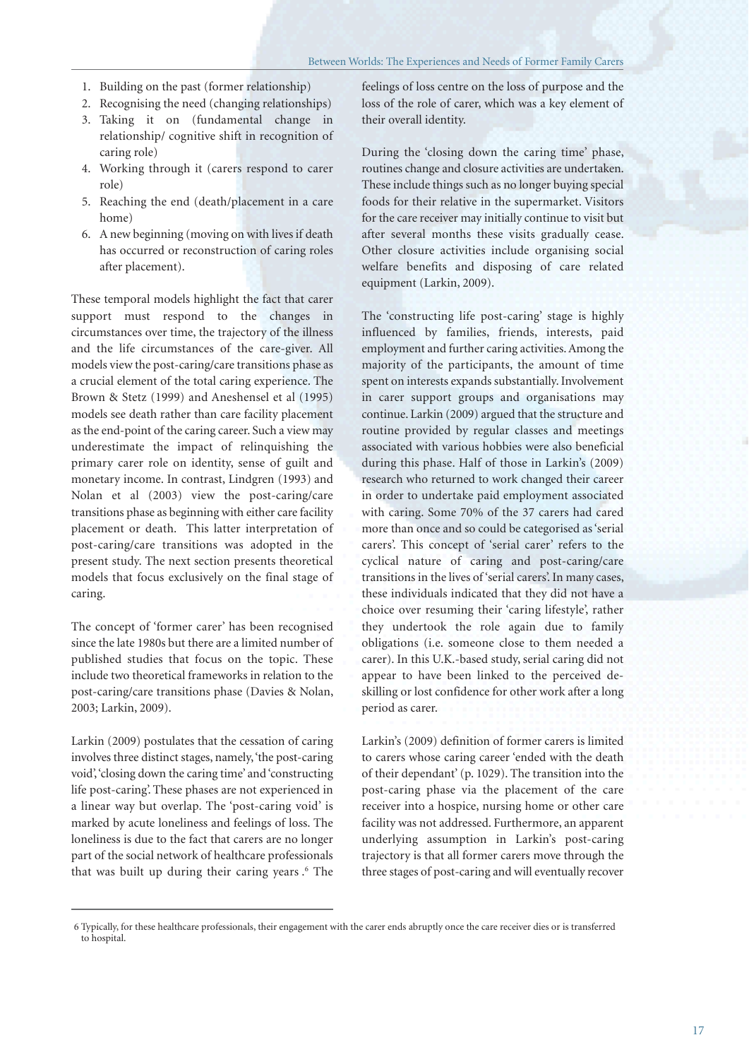1. Building on the past (former relationship)
2. Recognising the need (changing relationships)
3. Taking it on (fundamental change in relationship/ cognitive shift in recognition of caring role)
4. Working through it (carers respond to carer role)
5. Reaching the end (death/placement in a care home)
6. A new beginning (moving on with lives if death has occurred or reconstruction of caring roles after placement).

These temporal models highlight the fact that carer support must respond to the changes in circumstances over time, the trajectory of the illness and the life circumstances of the care-giver. All models view the post-caring/care transitions phase as a crucial element of the total caring experience. The Brown & Stetz (1999) and Aneshensel et al (1995) models see death rather than care facility placement as the end-point of the caring career. Such a view may underestimate the impact of relinquishing the primary carer role on identity, sense of guilt and monetary income. In contrast, Lindgren (1993) and Nolan et al (2003) view the post-caring/care transitions phase as beginning with either care facility placement or death. This latter interpretation of post-caring/care transitions was adopted in the present study. The next section presents theoretical models that focus exclusively on the final stage of caring.

The concept of 'former carer' has been recognised since the late 1980s but there are a limited number of published studies that focus on the topic. These include two theoretical frameworks in relation to the post-caring/care transitions phase (Davies & Nolan, 2003; Larkin, 2009).

Larkin (2009) postulates that the cessation of caring involves three distinct stages, namely, 'the post-caring void', 'closing down the caring time' and 'constructing life post-caring'. These phases are not experienced in a linear way but overlap. The 'post-caring void' is marked by acute loneliness and feelings of loss. The loneliness is due to the fact that carers are no longer part of the social network of healthcare professionals that was built up during their caring years.[6] The feelings of loss centre on the loss of purpose and the loss of the role of carer, which was a key element of their overall identity.

During the 'closing down the caring time' phase, routines change and closure activities are undertaken. These include things such as no longer buying special foods for their relative in the supermarket. Visitors for the care receiver may initially continue to visit but after several months these visits gradually cease. Other closure activities include organising social welfare benefits and disposing of care related equipment (Larkin, 2009).

The 'constructing life post-caring' stage is highly influenced by families, friends, interests, paid employment and further caring activities. Among the majority of the participants, the amount of time spent on interests expands substantially. Involvement in carer support groups and organisations may continue. Larkin (2009) argued that the structure and routine provided by regular classes and meetings associated with various hobbies were also beneficial during this phase. Half of those in Larkin's (2009) research who returned to work changed their career in order to undertake paid employment associated with caring. Some 70% of the 37 carers had cared more than once and so could be categorised as 'serial carers'. This concept of 'serial carer' refers to the cyclical nature of caring and post-caring/care transitions in the lives of 'serial carers'. In many cases, these individuals indicated that they did not have a choice over resuming their 'caring lifestyle', rather they undertook the role again due to family obligations (i.e. someone close to them needed a carer). In this U.K.-based study, serial caring did not appear to have been linked to the perceived de-skilling or lost confidence for other work after a long period as carer.

Larkin's (2009) definition of former carers is limited to carers whose caring career 'ended with the death of their dependant' (p. 1029). The transition into the post-caring phase via the placement of the care receiver into a hospice, nursing home or other care facility was not addressed. Furthermore, an apparent underlying assumption in Larkin's post-caring trajectory is that all former carers move through the three stages of post-caring and will eventually recover

[6] Typically, for these healthcare professionals, their engagement with the carer ends abruptly once the care receiver dies or is transferred to hospital.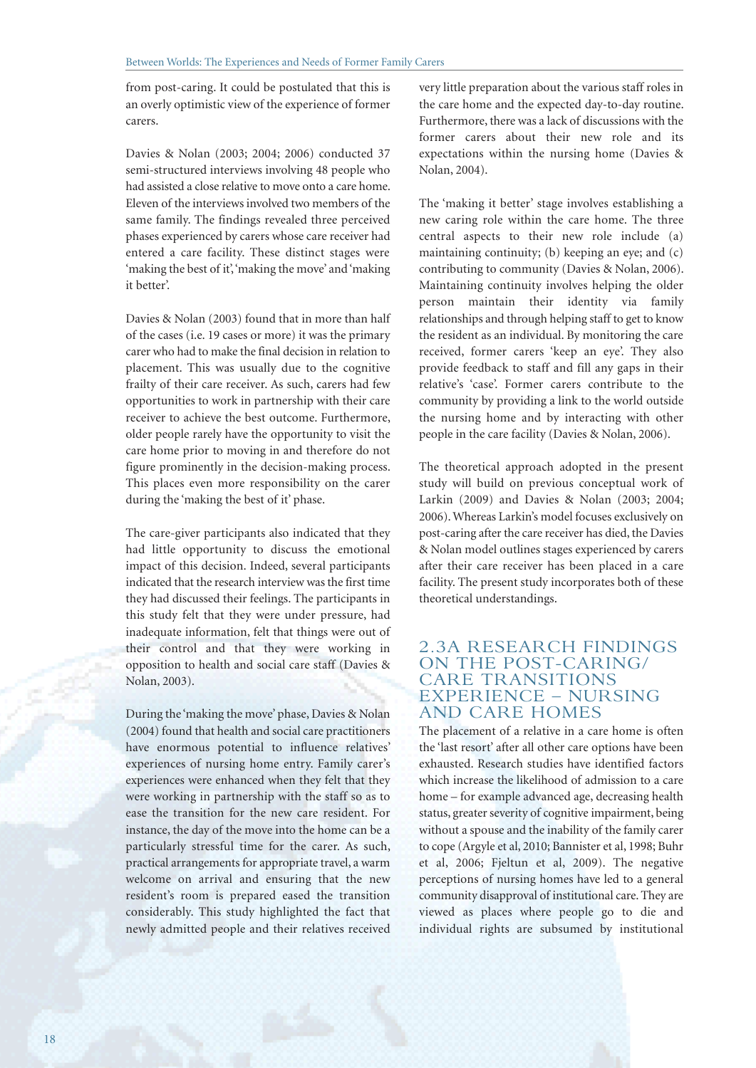from post-caring. It could be postulated that this is an overly optimistic view of the experience of former carers.

Davies & Nolan (2003; 2004; 2006) conducted 37 semi-structured interviews involving 48 people who had assisted a close relative to move onto a care home. Eleven of the interviews involved two members of the same family. The findings revealed three perceived phases experienced by carers whose care receiver had entered a care facility. These distinct stages were 'making the best of it', 'making the move' and 'making it better'.

Davies & Nolan (2003) found that in more than half of the cases (i.e. 19 cases or more) it was the primary carer who had to make the final decision in relation to placement. This was usually due to the cognitive frailty of their care receiver. As such, carers had few opportunities to work in partnership with their care receiver to achieve the best outcome. Furthermore, older people rarely have the opportunity to visit the care home prior to moving in and therefore do not figure prominently in the decision-making process. This places even more responsibility on the carer during the 'making the best of it' phase.

The care-giver participants also indicated that they had little opportunity to discuss the emotional impact of this decision. Indeed, several participants indicated that the research interview was the first time they had discussed their feelings. The participants in this study felt that they were under pressure, had inadequate information, felt that things were out of their control and that they were working in opposition to health and social care staff (Davies & Nolan, 2003).

During the 'making the move' phase, Davies & Nolan (2004) found that health and social care practitioners have enormous potential to influence relatives' experiences of nursing home entry. Family carer's experiences were enhanced when they felt that they were working in partnership with the staff so as to ease the transition for the new care resident. For instance, the day of the move into the home can be a particularly stressful time for the carer. As such, practical arrangements for appropriate travel, a warm welcome on arrival and ensuring that the new resident's room is prepared eased the transition considerably. This study highlighted the fact that newly admitted people and their relatives received very little preparation about the various staff roles in the care home and the expected day-to-day routine. Furthermore, there was a lack of discussions with the former carers about their new role and its expectations within the nursing home (Davies & Nolan, 2004).

The 'making it better' stage involves establishing a new caring role within the care home. The three central aspects to their new role include (a) maintaining continuity; (b) keeping an eye; and (c) contributing to community (Davies & Nolan, 2006). Maintaining continuity involves helping the older person maintain their identity via family relationships and through helping staff to get to know the resident as an individual. By monitoring the care received, former carers 'keep an eye'. They also provide feedback to staff and fill any gaps in their relative's 'case'. Former carers contribute to the community by providing a link to the world outside the nursing home and by interacting with other people in the care facility (Davies & Nolan, 2006).

The theoretical approach adopted in the present study will build on previous conceptual work of Larkin (2009) and Davies & Nolan (2003; 2004; 2006). Whereas Larkin's model focuses exclusively on post-caring after the care receiver has died, the Davies & Nolan model outlines stages experienced by carers after their care receiver has been placed in a care facility. The present study incorporates both of these theoretical understandings.

## 2.3A RESEARCH FINDINGS ON THE POST-CARING/ CARE TRANSITIONS EXPERIENCE – NURSING AND CARE HOMES

The placement of a relative in a care home is often the 'last resort' after all other care options have been exhausted. Research studies have identified factors which increase the likelihood of admission to a care home – for example advanced age, decreasing health status, greater severity of cognitive impairment, being without a spouse and the inability of the family carer to cope (Argyle et al, 2010; Bannister et al, 1998; Buhr et al, 2006; Fjeltun et al, 2009). The negative perceptions of nursing homes have led to a general community disapproval of institutional care. They are viewed as places where people go to die and individual rights are subsumed by institutional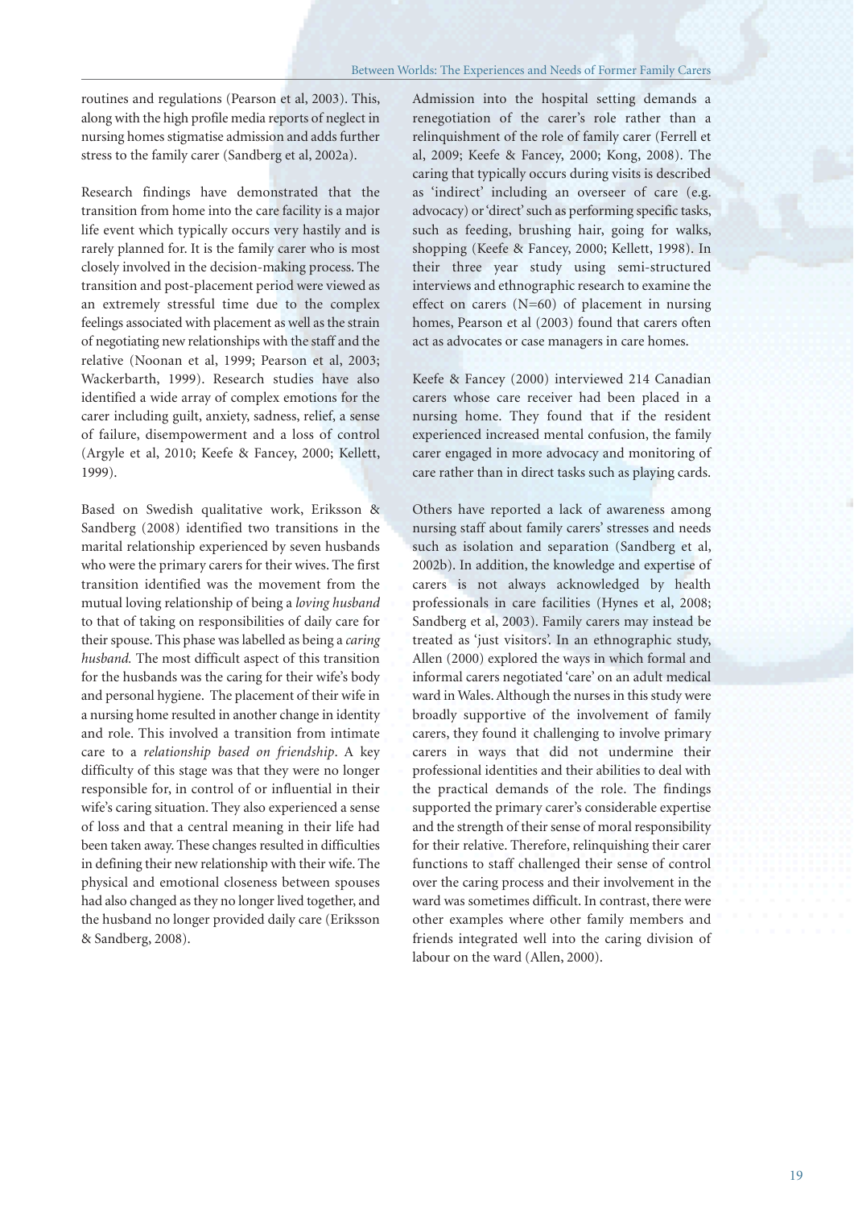routines and regulations (Pearson et al, 2003). This, along with the high profile media reports of neglect in nursing homes stigmatise admission and adds further stress to the family carer (Sandberg et al, 2002a).

Research findings have demonstrated that the transition from home into the care facility is a major life event which typically occurs very hastily and is rarely planned for. It is the family carer who is most closely involved in the decision-making process. The transition and post-placement period were viewed as an extremely stressful time due to the complex feelings associated with placement as well as the strain of negotiating new relationships with the staff and the relative (Noonan et al, 1999; Pearson et al, 2003; Wackerbarth, 1999). Research studies have also identified a wide array of complex emotions for the carer including guilt, anxiety, sadness, relief, a sense of failure, disempowerment and a loss of control (Argyle et al, 2010; Keefe & Fancey, 2000; Kellett, 1999).

Based on Swedish qualitative work, Eriksson & Sandberg (2008) identified two transitions in the marital relationship experienced by seven husbands who were the primary carers for their wives. The first transition identified was the movement from the mutual loving relationship of being a *loving husband* to that of taking on responsibilities of daily care for their spouse. This phase was labelled as being a *caring husband.* The most difficult aspect of this transition for the husbands was the caring for their wife's body and personal hygiene. The placement of their wife in a nursing home resulted in another change in identity and role. This involved a transition from intimate care to a *relationship based on friendship*. A key difficulty of this stage was that they were no longer responsible for, in control of or influential in their wife's caring situation. They also experienced a sense of loss and that a central meaning in their life had been taken away. These changes resulted in difficulties in defining their new relationship with their wife. The physical and emotional closeness between spouses had also changed as they no longer lived together, and the husband no longer provided daily care (Eriksson & Sandberg, 2008).

Admission into the hospital setting demands a renegotiation of the carer's role rather than a relinquishment of the role of family carer (Ferrell et al, 2009; Keefe & Fancey, 2000; Kong, 2008). The caring that typically occurs during visits is described as 'indirect' including an overseer of care (e.g. advocacy) or 'direct' such as performing specific tasks, such as feeding, brushing hair, going for walks, shopping (Keefe & Fancey, 2000; Kellett, 1998). In their three year study using semi-structured interviews and ethnographic research to examine the effect on carers (N=60) of placement in nursing homes, Pearson et al (2003) found that carers often act as advocates or case managers in care homes.

Keefe & Fancey (2000) interviewed 214 Canadian carers whose care receiver had been placed in a nursing home. They found that if the resident experienced increased mental confusion, the family carer engaged in more advocacy and monitoring of care rather than in direct tasks such as playing cards.

Others have reported a lack of awareness among nursing staff about family carers' stresses and needs such as isolation and separation (Sandberg et al, 2002b). In addition, the knowledge and expertise of carers is not always acknowledged by health professionals in care facilities (Hynes et al, 2008; Sandberg et al, 2003). Family carers may instead be treated as 'just visitors'. In an ethnographic study, Allen (2000) explored the ways in which formal and informal carers negotiated 'care' on an adult medical ward in Wales. Although the nurses in this study were broadly supportive of the involvement of family carers, they found it challenging to involve primary carers in ways that did not undermine their professional identities and their abilities to deal with the practical demands of the role. The findings supported the primary carer's considerable expertise and the strength of their sense of moral responsibility for their relative. Therefore, relinquishing their carer functions to staff challenged their sense of control over the caring process and their involvement in the ward was sometimes difficult. In contrast, there were other examples where other family members and friends integrated well into the caring division of labour on the ward (Allen, 2000).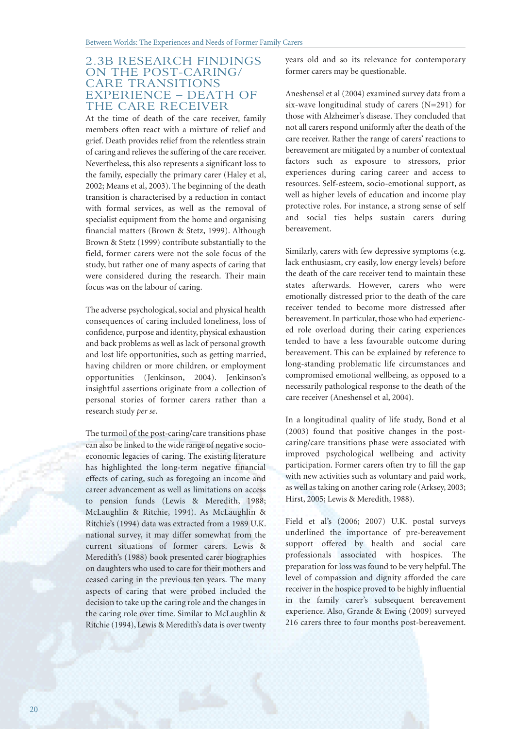## 2.3B RESEARCH FINDINGS ON THE POST-CARING/ CARE TRANSITIONS EXPERIENCE – DEATH OF THE CARE RECEIVER

At the time of death of the care receiver, family members often react with a mixture of relief and grief. Death provides relief from the relentless strain of caring and relieves the suffering of the care receiver. Nevertheless, this also represents a significant loss to the family, especially the primary carer (Haley et al, 2002; Means et al, 2003). The beginning of the death transition is characterised by a reduction in contact with formal services, as well as the removal of specialist equipment from the home and organising financial matters (Brown & Stetz, 1999). Although Brown & Stetz (1999) contribute substantially to the field, former carers were not the sole focus of the study, but rather one of many aspects of caring that were considered during the research. Their main focus was on the labour of caring.

The adverse psychological, social and physical health consequences of caring included loneliness, loss of confidence, purpose and identity, physical exhaustion and back problems as well as lack of personal growth and lost life opportunities, such as getting married, having children or more children, or employment opportunities (Jenkinson, 2004). Jenkinson's insightful assertions originate from a collection of personal stories of former carers rather than a research study *per se*.

The turmoil of the post-caring/care transitions phase can also be linked to the wide range of negative socio-economic legacies of caring. The existing literature has highlighted the long-term negative financial effects of caring, such as foregoing an income and career advancement as well as limitations on access to pension funds (Lewis & Meredith, 1988; McLaughlin & Ritchie, 1994). As McLaughlin & Ritchie's (1994) data was extracted from a 1989 U.K. national survey, it may differ somewhat from the current situations of former carers. Lewis & Meredith's (1988) book presented carer biographies on daughters who used to care for their mothers and ceased caring in the previous ten years. The many aspects of caring that were probed included the decision to take up the caring role and the changes in the caring role over time. Similar to McLaughlin & Ritchie (1994), Lewis & Meredith's data is over twenty years old and so its relevance for contemporary former carers may be questionable.

Aneshensel et al (2004) examined survey data from a six-wave longitudinal study of carers (N=291) for those with Alzheimer's disease. They concluded that not all carers respond uniformly after the death of the care receiver. Rather the range of carers' reactions to bereavement are mitigated by a number of contextual factors such as exposure to stressors, prior experiences during caring career and access to resources. Self-esteem, socio-emotional support, as well as higher levels of education and income play protective roles. For instance, a strong sense of self and social ties helps sustain carers during bereavement.

Similarly, carers with few depressive symptoms (e.g. lack enthusiasm, cry easily, low energy levels) before the death of the care receiver tend to maintain these states afterwards. However, carers who were emotionally distressed prior to the death of the care receiver tended to become more distressed after bereavement. In particular, those who had experienced role overload during their caring experiences tended to have a less favourable outcome during bereavement. This can be explained by reference to long-standing problematic life circumstances and compromised emotional wellbeing, as opposed to a necessarily pathological response to the death of the care receiver (Aneshensel et al, 2004).

In a longitudinal quality of life study, Bond et al (2003) found that positive changes in the post-caring/care transitions phase were associated with improved psychological wellbeing and activity participation. Former carers often try to fill the gap with new activities such as voluntary and paid work, as well as taking on another caring role (Arksey, 2003; Hirst, 2005; Lewis & Meredith, 1988).

Field et al's (2006; 2007) U.K. postal surveys underlined the importance of pre-bereavement support offered by health and social care professionals associated with hospices. The preparation for loss was found to be very helpful. The level of compassion and dignity afforded the care receiver in the hospice proved to be highly influential in the family carer's subsequent bereavement experience. Also, Grande & Ewing (2009) surveyed 216 carers three to four months post-bereavement.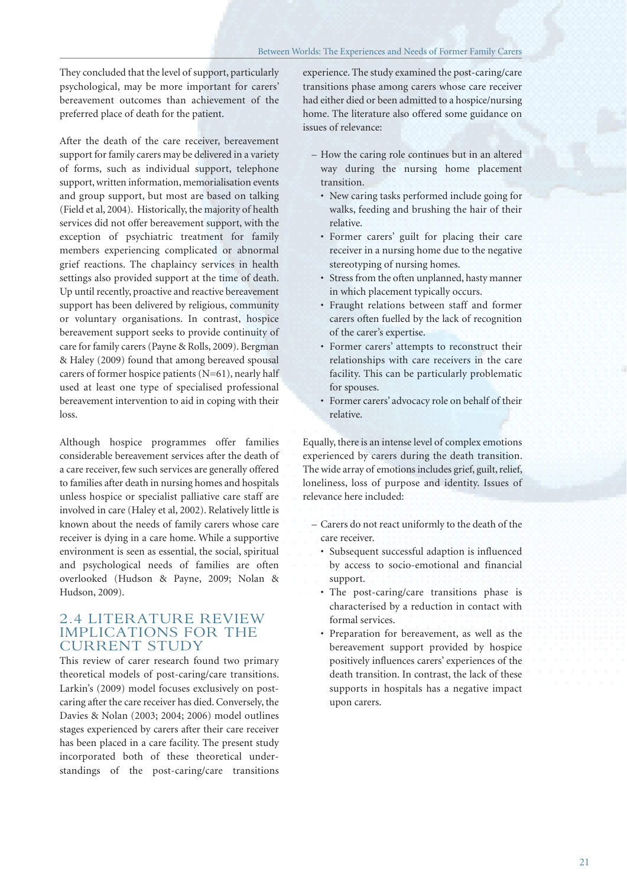They concluded that the level of support, particularly psychological, may be more important for carers' bereavement outcomes than achievement of the preferred place of death for the patient.

After the death of the care receiver, bereavement support for family carers may be delivered in a variety of forms, such as individual support, telephone support, written information, memorialisation events and group support, but most are based on talking (Field et al, 2004). Historically, the majority of health services did not offer bereavement support, with the exception of psychiatric treatment for family members experiencing complicated or abnormal grief reactions. The chaplaincy services in health settings also provided support at the time of death. Up until recently, proactive and reactive bereavement support has been delivered by religious, community or voluntary organisations. In contrast, hospice bereavement support seeks to provide continuity of care for family carers (Payne & Rolls, 2009). Bergman & Haley (2009) found that among bereaved spousal carers of former hospice patients (N=61), nearly half used at least one type of specialised professional bereavement intervention to aid in coping with their loss.

Although hospice programmes offer families considerable bereavement services after the death of a care receiver, few such services are generally offered to families after death in nursing homes and hospitals unless hospice or specialist palliative care staff are involved in care (Haley et al, 2002). Relatively little is known about the needs of family carers whose care receiver is dying in a care home. While a supportive environment is seen as essential, the social, spiritual and psychological needs of families are often overlooked (Hudson & Payne, 2009; Nolan & Hudson, 2009).

## 2.4 LITERATURE REVIEW IMPLICATIONS FOR THE CURRENT STUDY

This review of carer research found two primary theoretical models of post-caring/care transitions. Larkin's (2009) model focuses exclusively on post-caring after the care receiver has died. Conversely, the Davies & Nolan (2003; 2004; 2006) model outlines stages experienced by carers after their care receiver has been placed in a care facility. The present study incorporated both of these theoretical understandings of the post-caring/care transitions experience. The study examined the post-caring/care transitions phase among carers whose care receiver had either died or been admitted to a hospice/nursing home. The literature also offered some guidance on issues of relevance:

- How the caring role continues but in an altered way during the nursing home placement transition.
  - New caring tasks performed include going for walks, feeding and brushing the hair of their relative.
  - Former carers' guilt for placing their care receiver in a nursing home due to the negative stereotyping of nursing homes.
  - Stress from the often unplanned, hasty manner in which placement typically occurs.
  - Fraught relations between staff and former carers often fuelled by the lack of recognition of the carer's expertise.
  - Former carers' attempts to reconstruct their relationships with care receivers in the care facility. This can be particularly problematic for spouses.
  - Former carers' advocacy role on behalf of their relative.

Equally, there is an intense level of complex emotions experienced by carers during the death transition. The wide array of emotions includes grief, guilt, relief, loneliness, loss of purpose and identity. Issues of relevance here included:

- Carers do not react uniformly to the death of the care receiver.
  - Subsequent successful adaption is influenced by access to socio-emotional and financial support.
  - The post-caring/care transitions phase is characterised by a reduction in contact with formal services.
  - Preparation for bereavement, as well as the bereavement support provided by hospice positively influences carers' experiences of the death transition. In contrast, the lack of these supports in hospitals has a negative impact upon carers.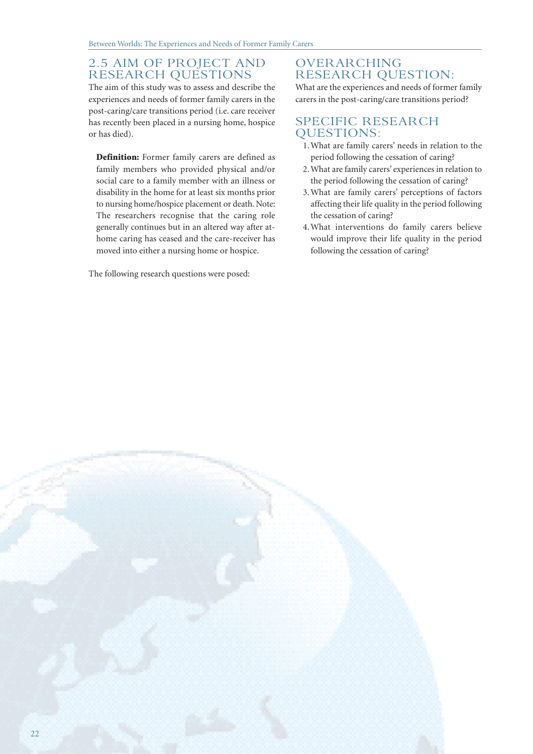## 2.5 AIM OF PROJECT AND RESEARCH QUESTIONS

The aim of this study was to assess and describe the experiences and needs of former family carers in the post-caring/care transitions period (i.e. care receiver has recently been placed in a nursing home, hospice or has died).

> **Definition:** Former family carers are defined as family members who provided physical and/or social care to a family member with an illness or disability in the home for at least six months prior to nursing home/hospice placement or death. Note: The researchers recognise that the caring role generally continues but in an altered way after at-home caring has ceased and the care-receiver has moved into either a nursing home or hospice.

The following research questions were posed:

## OVERARCHING RESEARCH QUESTION:

What are the experiences and needs of former family carers in the post-caring/care transitions period?

## SPECIFIC RESEARCH QUESTIONS:

1. What are family carers' needs in relation to the period following the cessation of caring?
2. What are family carers' experiences in relation to the period following the cessation of caring?
3. What are family carers' perceptions of factors affecting their life quality in the period following the cessation of caring?
4. What interventions do family carers believe would improve their life quality in the period following the cessation of caring?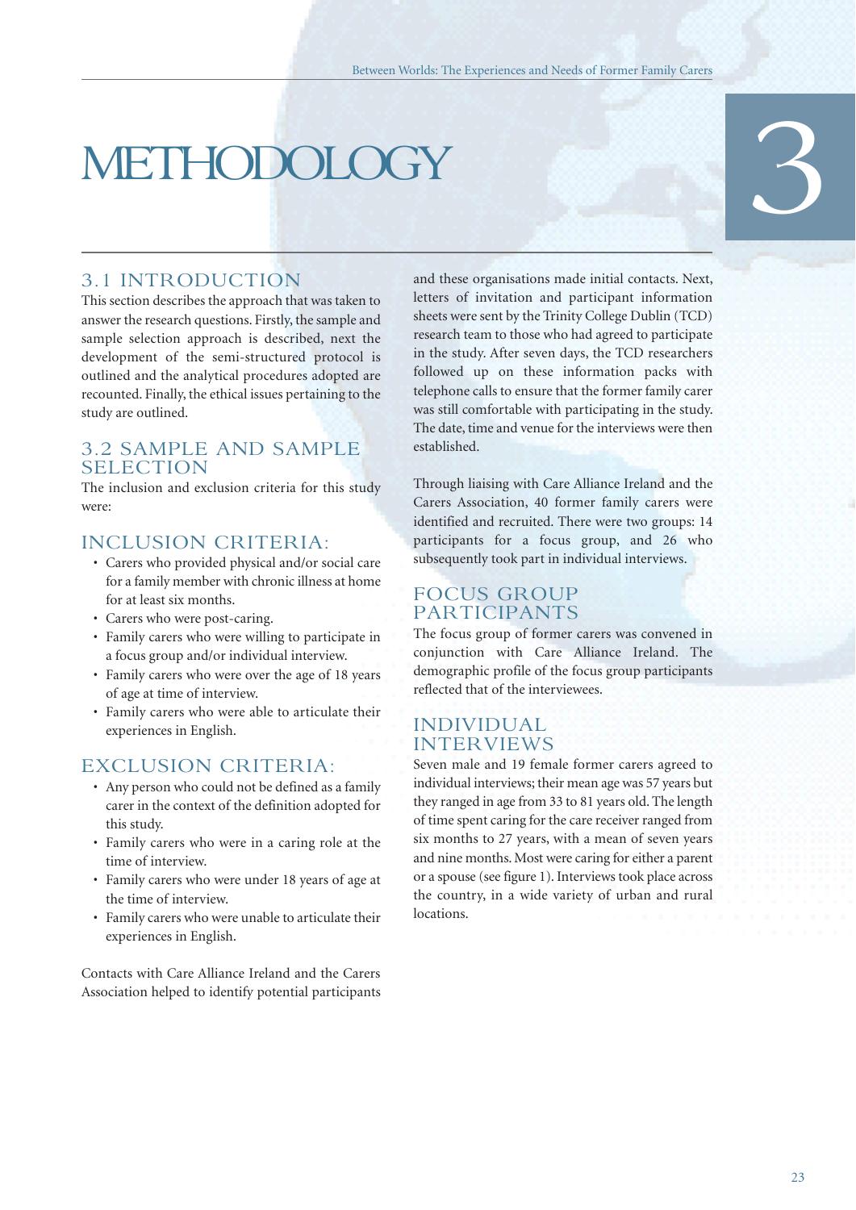# METHODOLOGY

# 3

## 3.1 INTRODUCTION

This section describes the approach that was taken to answer the research questions. Firstly, the sample and sample selection approach is described, next the development of the semi-structured protocol is outlined and the analytical procedures adopted are recounted. Finally, the ethical issues pertaining to the study are outlined.

## 3.2 SAMPLE AND SAMPLE SELECTION

The inclusion and exclusion criteria for this study were:

### INCLUSION CRITERIA:

- Carers who provided physical and/or social care for a family member with chronic illness at home for at least six months.
- Carers who were post-caring.
- Family carers who were willing to participate in a focus group and/or individual interview.
- Family carers who were over the age of 18 years of age at time of interview.
- Family carers who were able to articulate their experiences in English.

### EXCLUSION CRITERIA:

- Any person who could not be defined as a family carer in the context of the definition adopted for this study.
- Family carers who were in a caring role at the time of interview.
- Family carers who were under 18 years of age at the time of interview.
- Family carers who were unable to articulate their experiences in English.

Contacts with Care Alliance Ireland and the Carers Association helped to identify potential participants and these organisations made initial contacts. Next, letters of invitation and participant information sheets were sent by the Trinity College Dublin (TCD) research team to those who had agreed to participate in the study. After seven days, the TCD researchers followed up on these information packs with telephone calls to ensure that the former family carer was still comfortable with participating in the study. The date, time and venue for the interviews were then established.

Through liaising with Care Alliance Ireland and the Carers Association, 40 former family carers were identified and recruited. There were two groups: 14 participants for a focus group, and 26 who subsequently took part in individual interviews.

### FOCUS GROUP PARTICIPANTS

The focus group of former carers was convened in conjunction with Care Alliance Ireland. The demographic profile of the focus group participants reflected that of the interviewees.

### INDIVIDUAL INTERVIEWS

Seven male and 19 female former carers agreed to individual interviews; their mean age was 57 years but they ranged in age from 33 to 81 years old. The length of time spent caring for the care receiver ranged from six months to 27 years, with a mean of seven years and nine months. Most were caring for either a parent or a spouse (see figure 1). Interviews took place across the country, in a wide variety of urban and rural locations.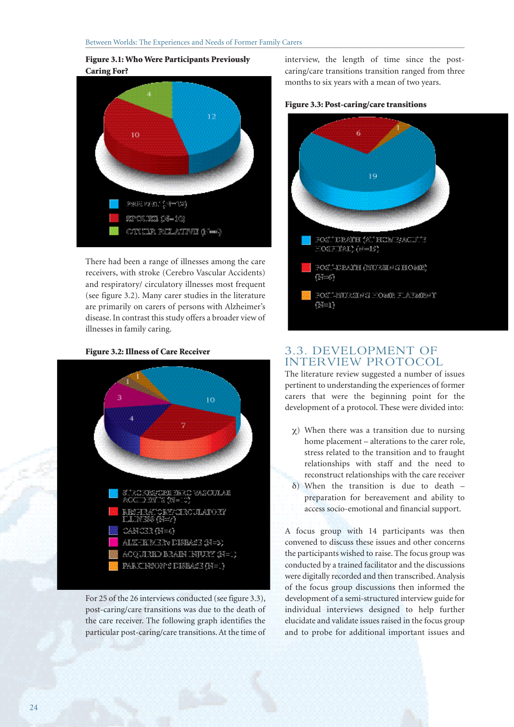**Figure 3.1: Who Were Participants Previously Caring For?**

- PARENT (N=12)
- SPOUSE (N=10)
- OTHER RELATIVE (N=4)

There had been a range of illnesses among the care receivers, with stroke (Cerebro Vascular Accidents) and respiratory/ circulatory illnesses most frequent (see figure 3.2). Many carer studies in the literature are primarily on carers of persons with Alzheimer's disease. In contrast this study offers a broader view of illnesses in family caring.

**Figure 3.2: Illness of Care Receiver**

- STROKES/CEREBRO VASCULAR ACCIDENTS (N=10)
- RESPIRATORY/CIRCULATORY ILLNESS (N=7)
- CANCER (N=4)
- ALZHEIMER's DISEASE (N=3)
- ACQUIRED BRAIN INJURY (N=1)
- PARKINSON'S DISEASE (N=1)

For 25 of the 26 interviews conducted (see figure 3.3), post-caring/care transitions was due to the death of the care receiver. The following graph identifies the particular post-caring/care transitions. At the time of interview, the length of time since the post-caring/care transitions ranged from three months to six years with a mean of two years.

**Figure 3.3: Post-caring/care transitions**

- POST DEATH (AT HOME/ACUTE HOSPITAL) (N=19)
- POST-DEATH (NURSING HOME) (N=6)
- POST-NURSING HOME PLACEMENT (N=1)

## 3.3. DEVELOPMENT OF INTERVIEW PROTOCOL

The literature review suggested a number of issues pertinent to understanding the experiences of former carers that were the beginning point for the development of a protocol. These were divided into:

χ) When there was a transition due to nursing home placement – alterations to the carer role, stress related to the transition and to fraught relationships with staff and the need to reconstruct relationships with the care receiver

δ) When the transition is due to death – preparation for bereavement and ability to access socio-emotional and financial support.

A focus group with 14 participants was then convened to discuss these issues and other concerns the participants wished to raise. The focus group was conducted by a trained facilitator and the discussions were digitally recorded and then transcribed. Analysis of the focus group discussions then informed the development of a semi-structured interview guide for individual interviews designed to help further elucidate and validate issues raised in the focus group and to probe for additional important issues and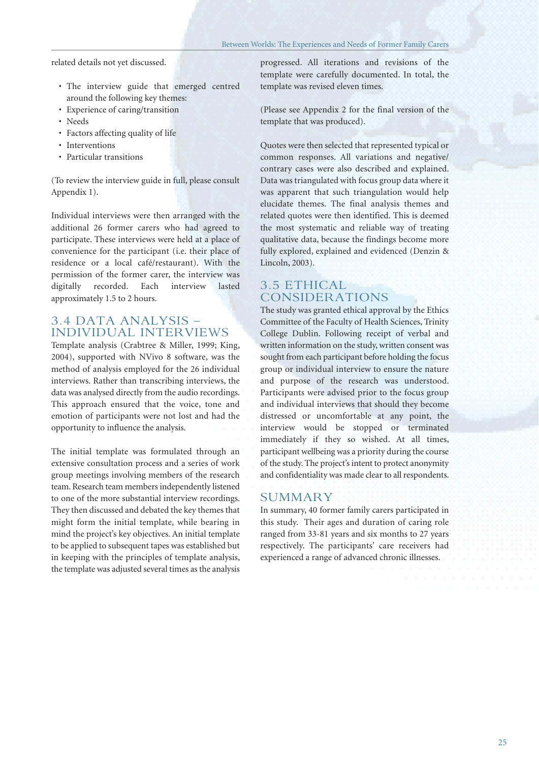related details not yet discussed.

- The interview guide that emerged centred around the following key themes:
- Experience of caring/transition
- Needs
- Factors affecting quality of life
- Interventions
- Particular transitions

(To review the interview guide in full, please consult Appendix 1).

Individual interviews were then arranged with the additional 26 former carers who had agreed to participate. These interviews were held at a place of convenience for the participant (i.e. their place of residence or a local café/restaurant). With the permission of the former carer, the interview was digitally recorded. Each interview lasted approximately 1.5 to 2 hours.

## 3.4 DATA ANALYSIS – INDIVIDUAL INTERVIEWS

Template analysis (Crabtree & Miller, 1999; King, 2004), supported with NVivo 8 software, was the method of analysis employed for the 26 individual interviews. Rather than transcribing interviews, the data was analysed directly from the audio recordings. This approach ensured that the voice, tone and emotion of participants were not lost and had the opportunity to influence the analysis.

The initial template was formulated through an extensive consultation process and a series of work group meetings involving members of the research team. Research team members independently listened to one of the more substantial interview recordings. They then discussed and debated the key themes that might form the initial template, while bearing in mind the project's key objectives. An initial template to be applied to subsequent tapes was established but in keeping with the principles of template analysis, the template was adjusted several times as the analysis progressed. All iterations and revisions of the template were carefully documented. In total, the template was revised eleven times.

(Please see Appendix 2 for the final version of the template that was produced).

Quotes were then selected that represented typical or common responses. All variations and negative/contrary cases were also described and explained. Data was triangulated with focus group data where it was apparent that such triangulation would help elucidate themes. The final analysis themes and related quotes were then identified. This is deemed the most systematic and reliable way of treating qualitative data, because the findings become more fully explored, explained and evidenced (Denzin & Lincoln, 2003).

## 3.5 ETHICAL CONSIDERATIONS

The study was granted ethical approval by the Ethics Committee of the Faculty of Health Sciences, Trinity College Dublin. Following receipt of verbal and written information on the study, written consent was sought from each participant before holding the focus group or individual interview to ensure the nature and purpose of the research was understood. Participants were advised prior to the focus group and individual interviews that should they become distressed or uncomfortable at any point, the interview would be stopped or terminated immediately if they so wished. At all times, participant wellbeing was a priority during the course of the study. The project's intent to protect anonymity and confidentiality was made clear to all respondents.

## SUMMARY

In summary, 40 former family carers participated in this study. Their ages and duration of caring role ranged from 33-81 years and six months to 27 years respectively. The participants' care receivers had experienced a range of advanced chronic illnesses.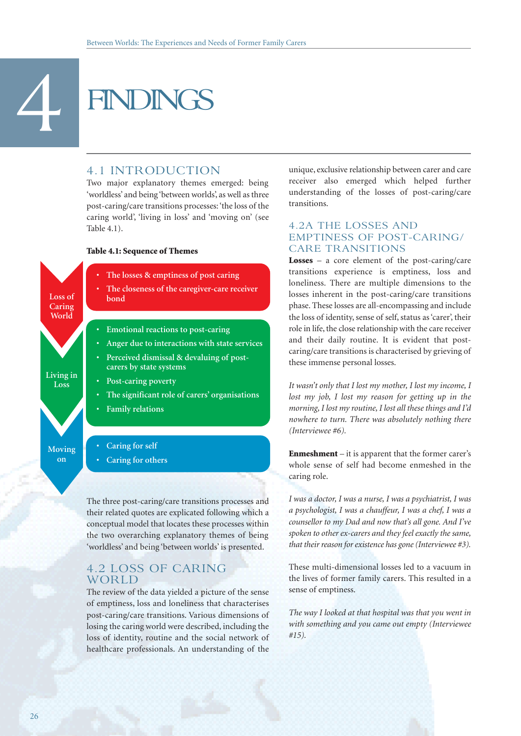# 4 FINDINGS

## 4.1 INTRODUCTION

Two major explanatory themes emerged: being 'worldless' and being 'between worlds', as well as three post-caring/care transitions processes: 'the loss of the caring world', 'living in loss' and 'moving on' (see Table 4.1).

**Table 4.1: Sequence of Themes**

| Theme | Sub-themes |
|---|---|
| Loss of Caring World | • The losses & emptiness of post caring<br>• The closeness of the caregiver-care receiver bond |
| Living in Loss | • Emotional reactions to post-caring<br>• Anger due to interactions with state services<br>• Perceived dismissal & devaluing of post-carers by state systems<br>• Post-caring poverty<br>• The significant role of carers' organisations<br>• Family relations |
| Moving on | • Caring for self<br>• Caring for others |

The three post-caring/care transitions processes and their related quotes are explicated following which a conceptual model that locates these processes within the two overarching explanatory themes of being 'worldless' and being 'between worlds' is presented.

## 4.2 LOSS OF CARING WORLD

The review of the data yielded a picture of the sense of emptiness, loss and loneliness that characterises post-caring/care transitions. Various dimensions of losing the caring world were described, including the loss of identity, routine and the social network of healthcare professionals. An understanding of the unique, exclusive relationship between carer and care receiver also emerged which helped further understanding of the losses of post-caring/care transitions.

### 4.2A THE LOSSES AND EMPTINESS OF POST-CARING/ CARE TRANSITIONS

**Losses** – a core element of the post-caring/care transitions experience is emptiness, loss and loneliness. There are multiple dimensions to the losses inherent in the post-caring/care transitions phase. These losses are all-encompassing and include the loss of identity, sense of self, status as 'carer', their role in life, the close relationship with the care receiver and their daily routine. It is evident that post-caring/care transitions is characterised by grieving of these immense personal losses.

*It wasn't only that I lost my mother, I lost my income, I lost my job, I lost my reason for getting up in the morning, I lost my routine, I lost all these things and I'd nowhere to turn. There was absolutely nothing there (Interviewee #6).*

**Enmeshment** – it is apparent that the former carer's whole sense of self had become enmeshed in the caring role.

*I was a doctor, I was a nurse, I was a psychiatrist, I was a psychologist, I was a chauffeur, I was a chef, I was a counsellor to my Dad and now that's all gone. And I've spoken to other ex-carers and they feel exactly the same, that their reason for existence has gone (Interviewee #3).*

These multi-dimensional losses led to a vacuum in the lives of former family carers. This resulted in a sense of emptiness.

*The way I looked at that hospital was that you went in with something and you came out empty (Interviewee #15).*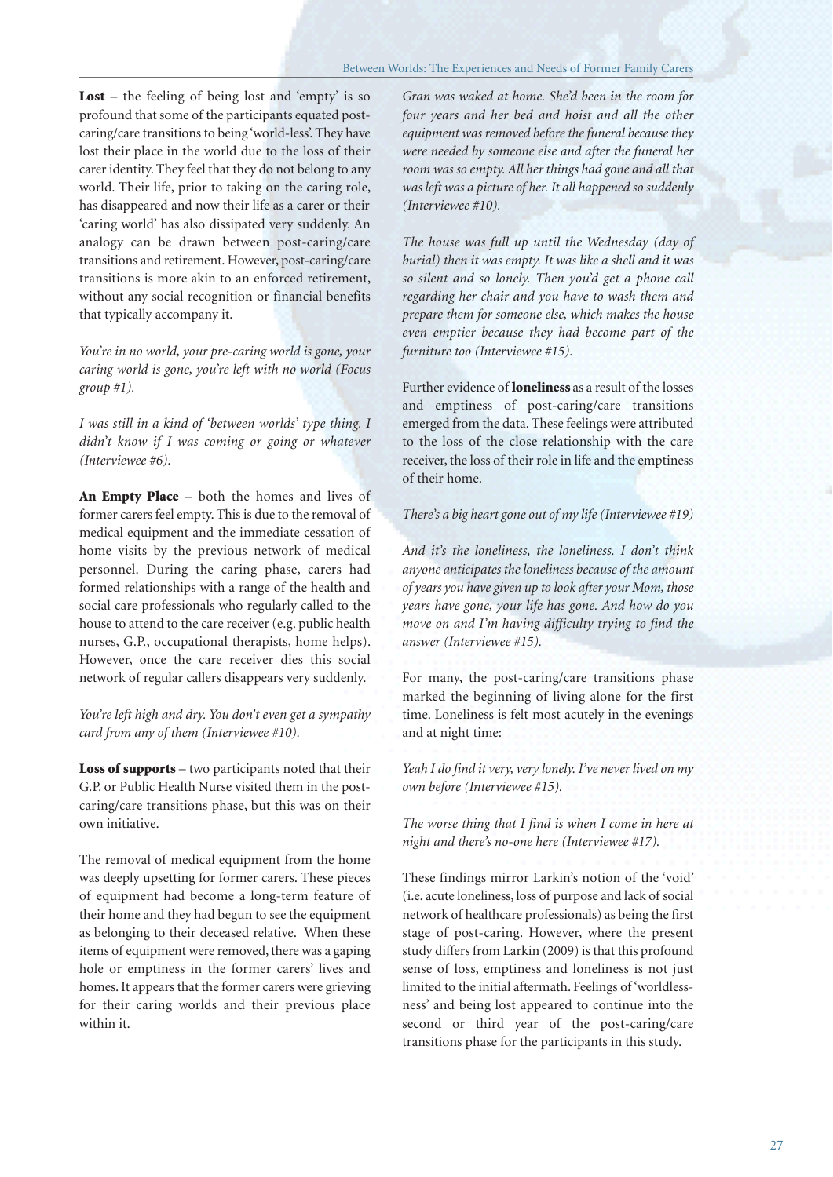**Lost** – the feeling of being lost and 'empty' is so profound that some of the participants equated post-caring/care transitions to being 'world-less'. They have lost their place in the world due to the loss of their carer identity. They feel that they do not belong to any world. Their life, prior to taking on the caring role, has disappeared and now their life as a carer or their 'caring world' has also dissipated very suddenly. An analogy can be drawn between post-caring/care transitions and retirement. However, post-caring/care transitions is more akin to an enforced retirement, without any social recognition or financial benefits that typically accompany it.

*You're in no world, your pre-caring world is gone, your caring world is gone, you're left with no world (Focus group #1).*

*I was still in a kind of 'between worlds' type thing. I didn't know if I was coming or going or whatever (Interviewee #6).*

**An Empty Place** – both the homes and lives of former carers feel empty. This is due to the removal of medical equipment and the immediate cessation of home visits by the previous network of medical personnel. During the caring phase, carers had formed relationships with a range of the health and social care professionals who regularly called to the house to attend to the care receiver (e.g. public health nurses, G.P., occupational therapists, home helps). However, once the care receiver dies this social network of regular callers disappears very suddenly.

*You're left high and dry. You don't even get a sympathy card from any of them (Interviewee #10).*

**Loss of supports** – two participants noted that their G.P. or Public Health Nurse visited them in the post-caring/care transitions phase, but this was on their own initiative.

The removal of medical equipment from the home was deeply upsetting for former carers. These pieces of equipment had become a long-term feature of their home and they had begun to see the equipment as belonging to their deceased relative. When these items of equipment were removed, there was a gaping hole or emptiness in the former carers' lives and homes. It appears that the former carers were grieving for their caring worlds and their previous place within it.

*Gran was waked at home. She'd been in the room for four years and her bed and hoist and all the other equipment was removed before the funeral because they were needed by someone else and after the funeral her room was so empty. All her things had gone and all that was left was a picture of her. It all happened so suddenly (Interviewee #10).*

*The house was full up until the Wednesday (day of burial) then it was empty. It was like a shell and it was so silent and so lonely. Then you'd get a phone call regarding her chair and you have to wash them and prepare them for someone else, which makes the house even emptier because they had become part of the furniture too (Interviewee #15).*

Further evidence of **loneliness** as a result of the losses and emptiness of post-caring/care transitions emerged from the data. These feelings were attributed to the loss of the close relationship with the care receiver, the loss of their role in life and the emptiness of their home.

*There's a big heart gone out of my life (Interviewee #19)*

*And it's the loneliness, the loneliness. I don't think anyone anticipates the loneliness because of the amount of years you have given up to look after your Mom, those years have gone, your life has gone. And how do you move on and I'm having difficulty trying to find the answer (Interviewee #15).*

For many, the post-caring/care transitions phase marked the beginning of living alone for the first time. Loneliness is felt most acutely in the evenings and at night time:

*Yeah I do find it very, very lonely. I've never lived on my own before (Interviewee #15).*

*The worse thing that I find is when I come in here at night and there's no-one here (Interviewee #17).*

These findings mirror Larkin's notion of the 'void' (i.e. acute loneliness, loss of purpose and lack of social network of healthcare professionals) as being the first stage of post-caring. However, where the present study differs from Larkin (2009) is that this profound sense of loss, emptiness and loneliness is not just limited to the initial aftermath. Feelings of 'worldlessness' and being lost appeared to continue into the second or third year of the post-caring/care transitions phase for the participants in this study.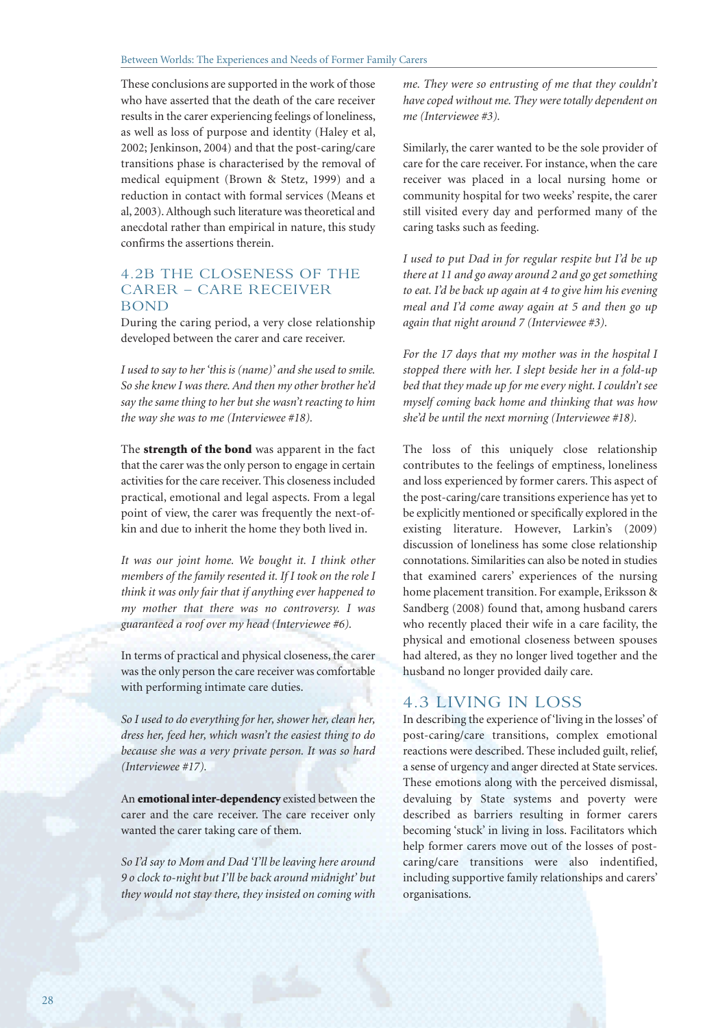These conclusions are supported in the work of those who have asserted that the death of the care receiver results in the carer experiencing feelings of loneliness, as well as loss of purpose and identity (Haley et al, 2002; Jenkinson, 2004) and that the post-caring/care transitions phase is characterised by the removal of medical equipment (Brown & Stetz, 1999) and a reduction in contact with formal services (Means et al, 2003). Although such literature was theoretical and anecdotal rather than empirical in nature, this study confirms the assertions therein.

### 4.2B THE CLOSENESS OF THE CARER – CARE RECEIVER BOND

During the caring period, a very close relationship developed between the carer and care receiver.

*I used to say to her 'this is (name)' and she used to smile. So she knew I was there. And then my other brother he'd say the same thing to her but she wasn't reacting to him the way she was to me (Interviewee #18).*

The **strength of the bond** was apparent in the fact that the carer was the only person to engage in certain activities for the care receiver. This closeness included practical, emotional and legal aspects. From a legal point of view, the carer was frequently the next-of-kin and due to inherit the home they both lived in.

*It was our joint home. We bought it. I think other members of the family resented it. If I took on the role I think it was only fair that if anything ever happened to my mother that there was no controversy. I was guaranteed a roof over my head (Interviewee #6).*

In terms of practical and physical closeness, the carer was the only person the care receiver was comfortable with performing intimate care duties.

*So I used to do everything for her, shower her, clean her, dress her, feed her, which wasn't the easiest thing to do because she was a very private person. It was so hard (Interviewee #17).*

An **emotional inter-dependency** existed between the carer and the care receiver. The care receiver only wanted the carer taking care of them.

*So I'd say to Mom and Dad 'I'll be leaving here around 9 o clock to-night but I'll be back around midnight' but they would not stay there, they insisted on coming with me. They were so entrusting of me that they couldn't have coped without me. They were totally dependent on me (Interviewee #3).*

Similarly, the carer wanted to be the sole provider of care for the care receiver. For instance, when the care receiver was placed in a local nursing home or community hospital for two weeks' respite, the carer still visited every day and performed many of the caring tasks such as feeding.

*I used to put Dad in for regular respite but I'd be up there at 11 and go away around 2 and go get something to eat. I'd be back up again at 4 to give him his evening meal and I'd come away again at 5 and then go up again that night around 7 (Interviewee #3).*

*For the 17 days that my mother was in the hospital I stopped there with her. I slept beside her in a fold-up bed that they made up for me every night. I couldn't see myself coming back home and thinking that was how she'd be until the next morning (Interviewee #18).*

The loss of this uniquely close relationship contributes to the feelings of emptiness, loneliness and loss experienced by former carers. This aspect of the post-caring/care transitions experience has yet to be explicitly mentioned or specifically explored in the existing literature. However, Larkin's (2009) discussion of loneliness has some close relationship connotations. Similarities can also be noted in studies that examined carers' experiences of the nursing home placement transition. For example, Eriksson & Sandberg (2008) found that, among husband carers who recently placed their wife in a care facility, the physical and emotional closeness between spouses had altered, as they no longer lived together and the husband no longer provided daily care.

## 4.3 LIVING IN LOSS

In describing the experience of 'living in the losses' of post-caring/care transitions, complex emotional reactions were described. These included guilt, relief, a sense of urgency and anger directed at State services. These emotions along with the perceived dismissal, devaluing by State systems and poverty were described as barriers resulting in former carers becoming 'stuck' in living in loss. Facilitators which help former carers move out of the losses of post-caring/care transitions were also indentified, including supportive family relationships and carers' organisations.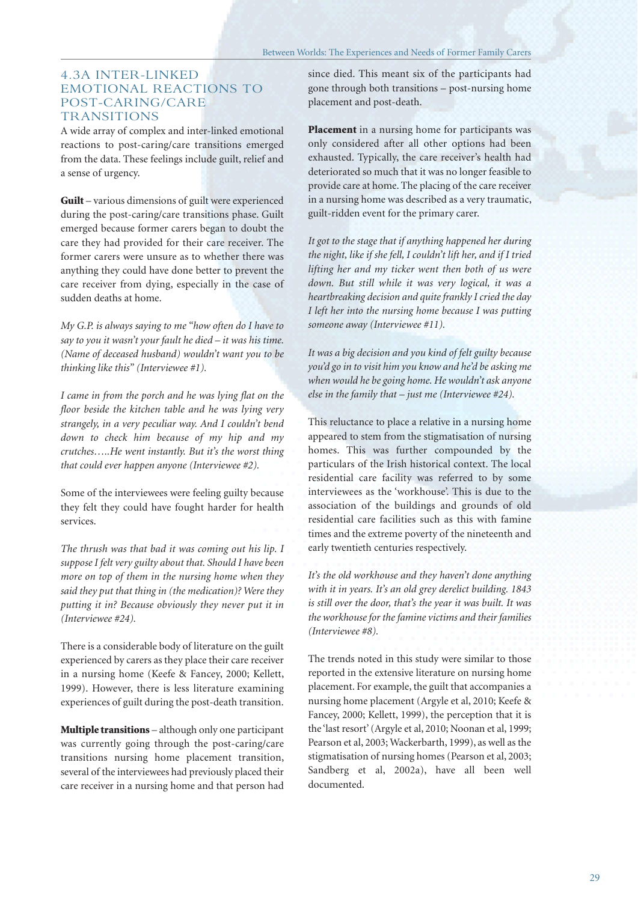### 4.3A INTER-LINKED EMOTIONAL REACTIONS TO POST-CARING/CARE TRANSITIONS

A wide array of complex and inter-linked emotional reactions to post-caring/care transitions emerged from the data. These feelings include guilt, relief and a sense of urgency.

**Guilt** – various dimensions of guilt were experienced during the post-caring/care transitions phase. Guilt emerged because former carers began to doubt the care they had provided for their care receiver. The former carers were unsure as to whether there was anything they could have done better to prevent the care receiver from dying, especially in the case of sudden deaths at home.

*My G.P. is always saying to me "how often do I have to say to you it wasn't your fault he died – it was his time. (Name of deceased husband) wouldn't want you to be thinking like this" (Interviewee #1).*

*I came in from the porch and he was lying flat on the floor beside the kitchen table and he was lying very strangely, in a very peculiar way. And I couldn't bend down to check him because of my hip and my crutches…..He went instantly. But it's the worst thing that could ever happen anyone (Interviewee #2).*

Some of the interviewees were feeling guilty because they felt they could have fought harder for health services.

*The thrush was that bad it was coming out his lip. I suppose I felt very guilty about that. Should I have been more on top of them in the nursing home when they said they put that thing in (the medication)? Were they putting it in? Because obviously they never put it in (Interviewee #24).*

There is a considerable body of literature on the guilt experienced by carers as they place their care receiver in a nursing home (Keefe & Fancey, 2000; Kellett, 1999). However, there is less literature examining experiences of guilt during the post-death transition.

**Multiple transitions** – although only one participant was currently going through the post-caring/care transitions nursing home placement transition, several of the interviewees had previously placed their care receiver in a nursing home and that person had since died. This meant six of the participants had gone through both transitions – post-nursing home placement and post-death.

**Placement** in a nursing home for participants was only considered after all other options had been exhausted. Typically, the care receiver's health had deteriorated so much that it was no longer feasible to provide care at home. The placing of the care receiver in a nursing home was described as a very traumatic, guilt-ridden event for the primary carer.

*It got to the stage that if anything happened her during the night, like if she fell, I couldn't lift her, and if I tried lifting her and my ticker went then both of us were down. But still while it was very logical, it was a heartbreaking decision and quite frankly I cried the day I left her into the nursing home because I was putting someone away (Interviewee #11).*

*It was a big decision and you kind of felt guilty because you'd go in to visit him you know and he'd be asking me when would he be going home. He wouldn't ask anyone else in the family that – just me (Interviewee #24).*

This reluctance to place a relative in a nursing home appeared to stem from the stigmatisation of nursing homes. This was further compounded by the particulars of the Irish historical context. The local residential care facility was referred to by some interviewees as the 'workhouse'. This is due to the association of the buildings and grounds of old residential care facilities such as this with famine times and the extreme poverty of the nineteenth and early twentieth centuries respectively.

*It's the old workhouse and they haven't done anything with it in years. It's an old grey derelict building. 1843 is still over the door, that's the year it was built. It was the workhouse for the famine victims and their families (Interviewee #8).*

The trends noted in this study were similar to those reported in the extensive literature on nursing home placement. For example, the guilt that accompanies a nursing home placement (Argyle et al, 2010; Keefe & Fancey, 2000; Kellett, 1999), the perception that it is the 'last resort' (Argyle et al, 2010; Noonan et al, 1999; Pearson et al, 2003; Wackerbarth, 1999), as well as the stigmatisation of nursing homes (Pearson et al, 2003; Sandberg et al, 2002a), have all been well documented.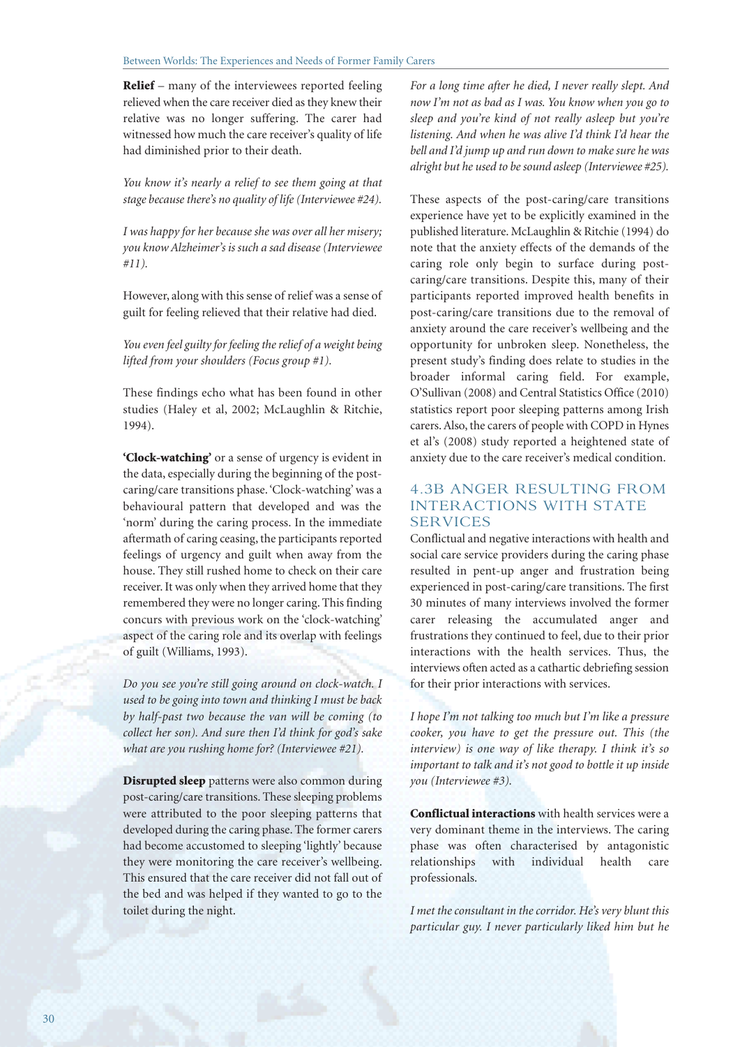**Relief** – many of the interviewees reported feeling relieved when the care receiver died as they knew their relative was no longer suffering. The carer had witnessed how much the care receiver's quality of life had diminished prior to their death.

*You know it's nearly a relief to see them going at that stage because there's no quality of life (Interviewee #24).*

*I was happy for her because she was over all her misery; you know Alzheimer's is such a sad disease (Interviewee #11).*

However, along with this sense of relief was a sense of guilt for feeling relieved that their relative had died.

*You even feel guilty for feeling the relief of a weight being lifted from your shoulders (Focus group #1).*

These findings echo what has been found in other studies (Haley et al, 2002; McLaughlin & Ritchie, 1994).

**'Clock-watching'** or a sense of urgency is evident in the data, especially during the beginning of the post-caring/care transitions phase. 'Clock-watching' was a behavioural pattern that developed and was the 'norm' during the caring process. In the immediate aftermath of caring ceasing, the participants reported feelings of urgency and guilt when away from the house. They still rushed home to check on their care receiver. It was only when they arrived home that they remembered they were no longer caring. This finding concurs with previous work on the 'clock-watching' aspect of the caring role and its overlap with feelings of guilt (Williams, 1993).

*Do you see you're still going around on clock-watch. I used to be going into town and thinking I must be back by half-past two because the van will be coming (to collect her son). And sure then I'd think for god's sake what are you rushing home for? (Interviewee #21).*

**Disrupted sleep** patterns were also common during post-caring/care transitions. These sleeping problems were attributed to the poor sleeping patterns that developed during the caring phase. The former carers had become accustomed to sleeping 'lightly' because they were monitoring the care receiver's wellbeing. This ensured that the care receiver did not fall out of the bed and was helped if they wanted to go to the toilet during the night.

*For a long time after he died, I never really slept. And now I'm not as bad as I was. You know when you go to sleep and you're kind of not really asleep but you're listening. And when he was alive I'd think I'd hear the bell and I'd jump up and run down to make sure he was alright but he used to be sound asleep (Interviewee #25).*

These aspects of the post-caring/care transitions experience have yet to be explicitly examined in the published literature. McLaughlin & Ritchie (1994) do note that the anxiety effects of the demands of the caring role only begin to surface during post-caring/care transitions. Despite this, many of their participants reported improved health benefits in post-caring/care transitions due to the removal of anxiety around the care receiver's wellbeing and the opportunity for unbroken sleep. Nonetheless, the present study's finding does relate to studies in the broader informal caring field. For example, O'Sullivan (2008) and Central Statistics Office (2010) statistics report poor sleeping patterns among Irish carers. Also, the carers of people with COPD in Hynes et al's (2008) study reported a heightened state of anxiety due to the care receiver's medical condition.

### 4.3B ANGER RESULTING FROM INTERACTIONS WITH STATE SERVICES

Conflictual and negative interactions with health and social care service providers during the caring phase resulted in pent-up anger and frustration being experienced in post-caring/care transitions. The first 30 minutes of many interviews involved the former carer releasing the accumulated anger and frustrations they continued to feel, due to their prior interactions with the health services. Thus, the interviews often acted as a cathartic debriefing session for their prior interactions with services.

*I hope I'm not talking too much but I'm like a pressure cooker, you have to get the pressure out. This (the interview) is one way of like therapy. I think it's so important to talk and it's not good to bottle it up inside you (Interviewee #3).*

**Conflictual interactions** with health services were a very dominant theme in the interviews. The caring phase was often characterised by antagonistic relationships with individual health care professionals.

*I met the consultant in the corridor. He's very blunt this particular guy. I never particularly liked him but he*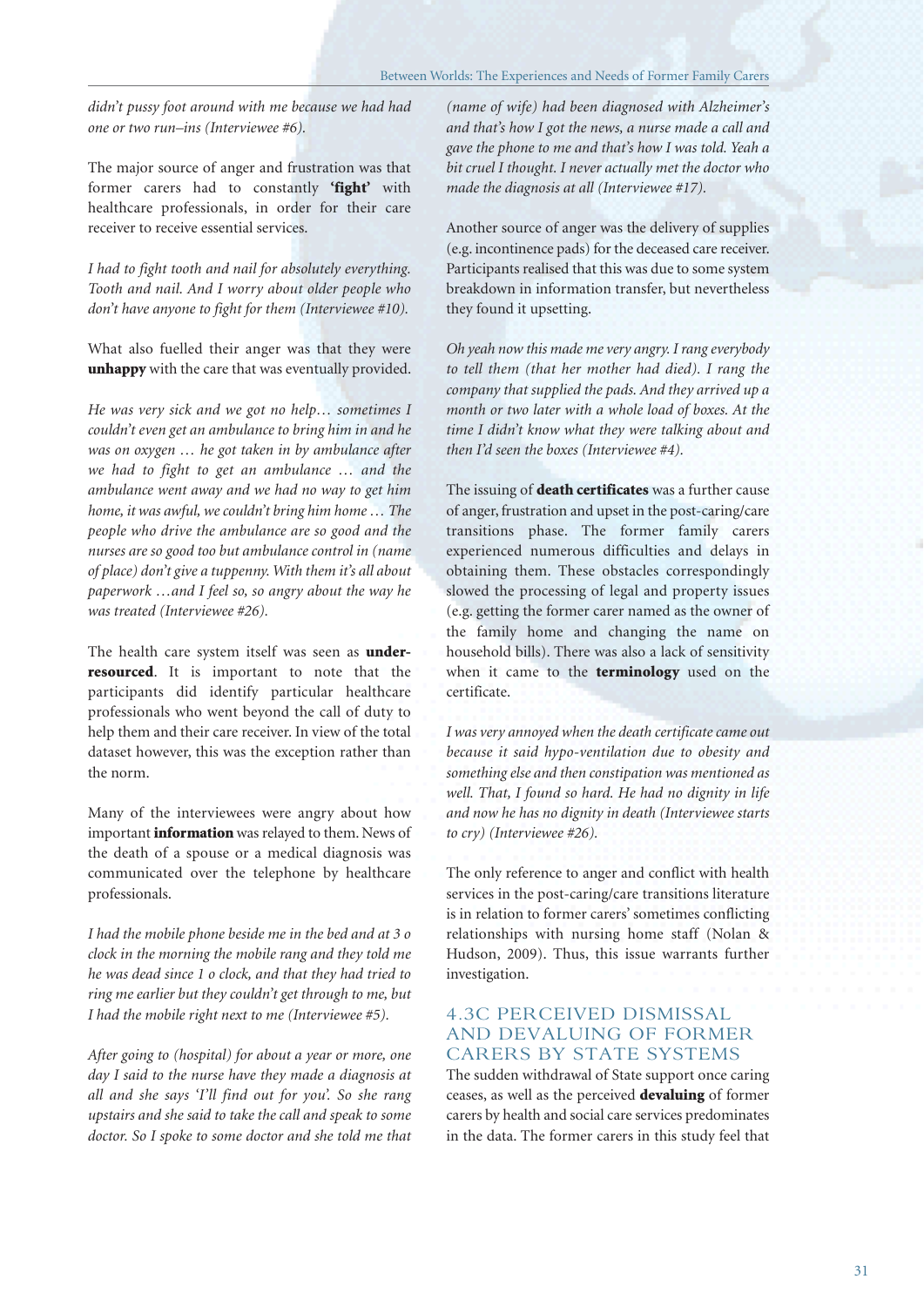*didn't pussy foot around with me because we had had one or two run–ins (Interviewee #6).*

The major source of anger and frustration was that former carers had to constantly **'fight'** with healthcare professionals, in order for their care receiver to receive essential services.

*I had to fight tooth and nail for absolutely everything. Tooth and nail. And I worry about older people who don't have anyone to fight for them (Interviewee #10).*

What also fuelled their anger was that they were **unhappy** with the care that was eventually provided.

*He was very sick and we got no help… sometimes I couldn't even get an ambulance to bring him in and he was on oxygen … he got taken in by ambulance after we had to fight to get an ambulance … and the ambulance went away and we had no way to get him home, it was awful, we couldn't bring him home … The people who drive the ambulance are so good and the nurses are so good too but ambulance control in (name of place) don't give a tuppenny. With them it's all about paperwork …and I feel so, so angry about the way he was treated (Interviewee #26).*

The health care system itself was seen as **under-resourced**. It is important to note that the participants did identify particular healthcare professionals who went beyond the call of duty to help them and their care receiver. In view of the total dataset however, this was the exception rather than the norm.

Many of the interviewees were angry about how important **information** was relayed to them. News of the death of a spouse or a medical diagnosis was communicated over the telephone by healthcare professionals.

*I had the mobile phone beside me in the bed and at 3 o clock in the morning the mobile rang and they told me he was dead since 1 o clock, and that they had tried to ring me earlier but they couldn't get through to me, but I had the mobile right next to me (Interviewee #5).*

*After going to (hospital) for about a year or more, one day I said to the nurse have they made a diagnosis at all and she says 'I'll find out for you'. So she rang upstairs and she said to take the call and speak to some doctor. So I spoke to some doctor and she told me that (name of wife) had been diagnosed with Alzheimer's and that's how I got the news, a nurse made a call and gave the phone to me and that's how I was told. Yeah a bit cruel I thought. I never actually met the doctor who made the diagnosis at all (Interviewee #17).*

Another source of anger was the delivery of supplies (e.g. incontinence pads) for the deceased care receiver. Participants realised that this was due to some system breakdown in information transfer, but nevertheless they found it upsetting.

*Oh yeah now this made me very angry. I rang everybody to tell them (that her mother had died). I rang the company that supplied the pads. And they arrived up a month or two later with a whole load of boxes. At the time I didn't know what they were talking about and then I'd seen the boxes (Interviewee #4).*

The issuing of **death certificates** was a further cause of anger, frustration and upset in the post-caring/care transitions phase. The former family carers experienced numerous difficulties and delays in obtaining them. These obstacles correspondingly slowed the processing of legal and property issues (e.g. getting the former carer named as the owner of the family home and changing the name on household bills). There was also a lack of sensitivity when it came to the **terminology** used on the certificate.

*I was very annoyed when the death certificate came out because it said hypo-ventilation due to obesity and something else and then constipation was mentioned as well. That, I found so hard. He had no dignity in life and now he has no dignity in death (Interviewee starts to cry) (Interviewee #26).*

The only reference to anger and conflict with health services in the post-caring/care transitions literature is in relation to former carers' sometimes conflicting relationships with nursing home staff (Nolan & Hudson, 2009). Thus, this issue warrants further investigation.

### 4.3C PERCEIVED DISMISSAL AND DEVALUING OF FORMER CARERS BY STATE SYSTEMS

The sudden withdrawal of State support once caring ceases, as well as the perceived **devaluing** of former carers by health and social care services predominates in the data. The former carers in this study feel that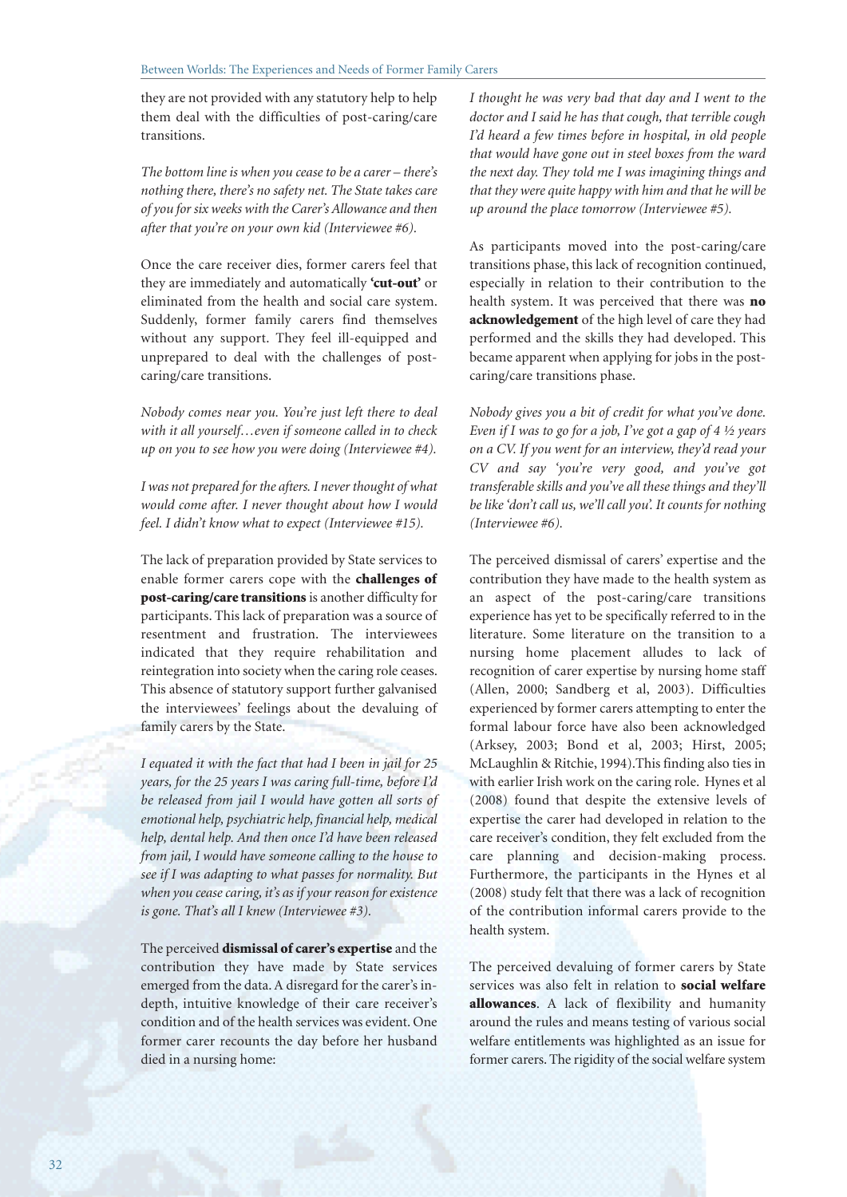they are not provided with any statutory help to help them deal with the difficulties of post-caring/care transitions.

*The bottom line is when you cease to be a carer – there's nothing there, there's no safety net. The State takes care of you for six weeks with the Carer's Allowance and then after that you're on your own kid (Interviewee #6).*

Once the care receiver dies, former carers feel that they are immediately and automatically **'cut-out'** or eliminated from the health and social care system. Suddenly, former family carers find themselves without any support. They feel ill-equipped and unprepared to deal with the challenges of post-caring/care transitions.

*Nobody comes near you. You're just left there to deal with it all yourself…even if someone called in to check up on you to see how you were doing (Interviewee #4).*

*I was not prepared for the afters. I never thought of what would come after. I never thought about how I would feel. I didn't know what to expect (Interviewee #15).*

The lack of preparation provided by State services to enable former carers cope with the **challenges of post-caring/care transitions** is another difficulty for participants. This lack of preparation was a source of resentment and frustration. The interviewees indicated that they require rehabilitation and reintegration into society when the caring role ceases. This absence of statutory support further galvanised the interviewees' feelings about the devaluing of family carers by the State.

*I equated it with the fact that had I been in jail for 25 years, for the 25 years I was caring full-time, before I'd be released from jail I would have gotten all sorts of emotional help, psychiatric help, financial help, medical help, dental help. And then once I'd have been released from jail, I would have someone calling to the house to see if I was adapting to what passes for normality. But when you cease caring, it's as if your reason for existence is gone. That's all I knew (Interviewee #3).*

The perceived **dismissal of carer's expertise** and the contribution they have made by State services emerged from the data. A disregard for the carer's in-depth, intuitive knowledge of their care receiver's condition and of the health services was evident. One former carer recounts the day before her husband died in a nursing home:

*I thought he was very bad that day and I went to the doctor and I said he has that cough, that terrible cough I'd heard a few times before in hospital, in old people that would have gone out in steel boxes from the ward the next day. They told me I was imagining things and that they were quite happy with him and that he will be up around the place tomorrow (Interviewee #5).*

As participants moved into the post-caring/care transitions phase, this lack of recognition continued, especially in relation to their contribution to the health system. It was perceived that there was **no acknowledgement** of the high level of care they had performed and the skills they had developed. This became apparent when applying for jobs in the post-caring/care transitions phase.

*Nobody gives you a bit of credit for what you've done. Even if I was to go for a job, I've got a gap of 4 ½ years on a CV. If you went for an interview, they'd read your CV and say 'you're very good, and you've got transferable skills and you've all these things and they'll be like 'don't call us, we'll call you'. It counts for nothing (Interviewee #6).*

The perceived dismissal of carers' expertise and the contribution they have made to the health system as an aspect of the post-caring/care transitions experience has yet to be specifically referred to in the literature. Some literature on the transition to a nursing home placement alludes to lack of recognition of carer expertise by nursing home staff (Allen, 2000; Sandberg et al, 2003). Difficulties experienced by former carers attempting to enter the formal labour force have also been acknowledged (Arksey, 2003; Bond et al, 2003; Hirst, 2005; McLaughlin & Ritchie, 1994).This finding also ties in with earlier Irish work on the caring role. Hynes et al (2008) found that despite the extensive levels of expertise the carer had developed in relation to the care receiver's condition, they felt excluded from the care planning and decision-making process. Furthermore, the participants in the Hynes et al (2008) study felt that there was a lack of recognition of the contribution informal carers provide to the health system.

The perceived devaluing of former carers by State services was also felt in relation to **social welfare allowances**. A lack of flexibility and humanity around the rules and means testing of various social welfare entitlements was highlighted as an issue for former carers. The rigidity of the social welfare system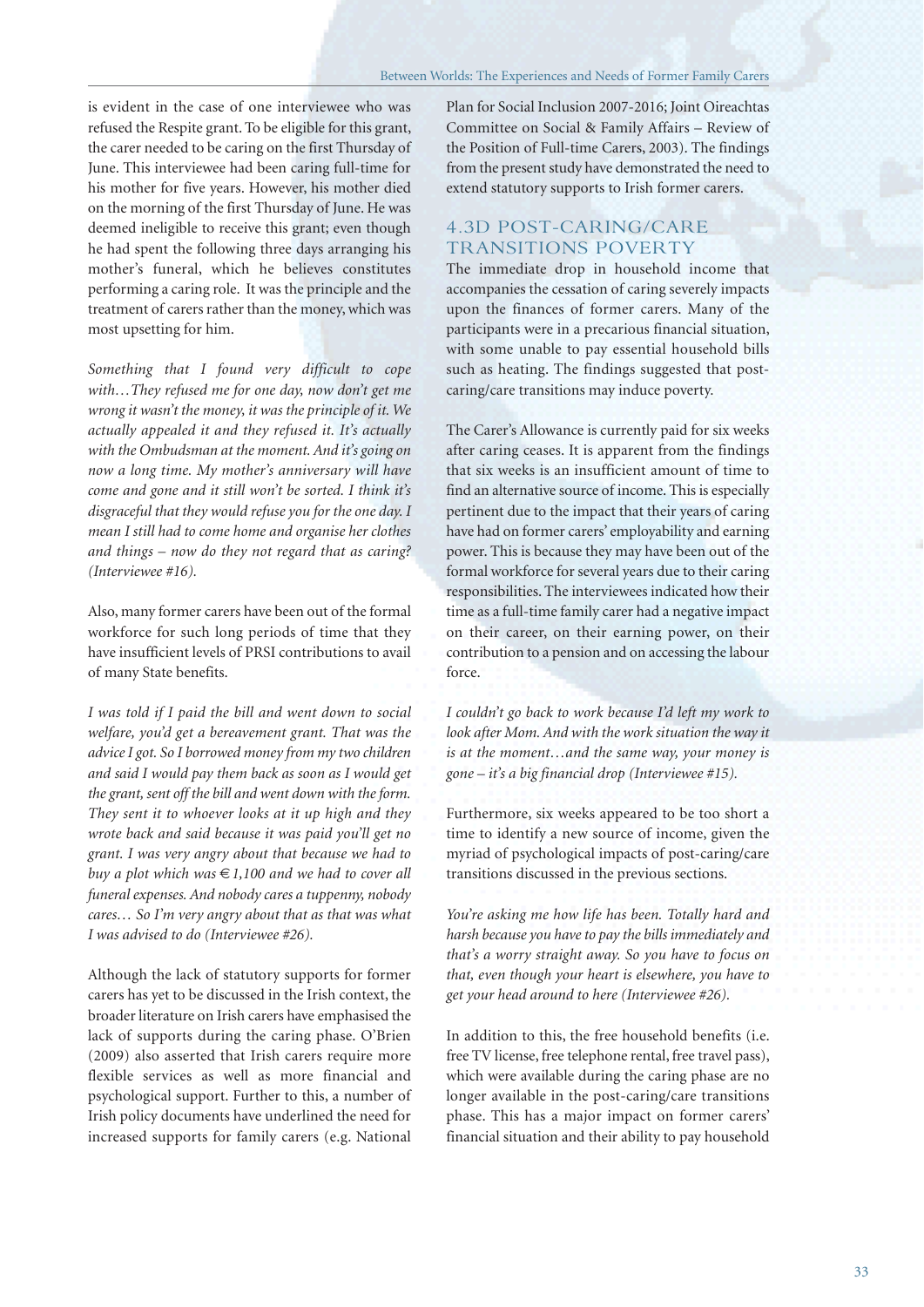is evident in the case of one interviewee who was refused the Respite grant. To be eligible for this grant, the carer needed to be caring on the first Thursday of June. This interviewee had been caring full-time for his mother for five years. However, his mother died on the morning of the first Thursday of June. He was deemed ineligible to receive this grant; even though he had spent the following three days arranging his mother's funeral, which he believes constitutes performing a caring role. It was the principle and the treatment of carers rather than the money, which was most upsetting for him.

*Something that I found very difficult to cope with…They refused me for one day, now don't get me wrong it wasn't the money, it was the principle of it. We actually appealed it and they refused it. It's actually with the Ombudsman at the moment. And it's going on now a long time. My mother's anniversary will have come and gone and it still won't be sorted. I think it's disgraceful that they would refuse you for the one day. I mean I still had to come home and organise her clothes and things – now do they not regard that as caring? (Interviewee #16).*

Also, many former carers have been out of the formal workforce for such long periods of time that they have insufficient levels of PRSI contributions to avail of many State benefits.

*I was told if I paid the bill and went down to social welfare, you'd get a bereavement grant. That was the advice I got. So I borrowed money from my two children and said I would pay them back as soon as I would get the grant, sent off the bill and went down with the form. They sent it to whoever looks at it up high and they wrote back and said because it was paid you'll get no grant. I was very angry about that because we had to buy a plot which was €1,100 and we had to cover all funeral expenses. And nobody cares a tuppenny, nobody cares… So I'm very angry about that as that was what I was advised to do (Interviewee #26).*

Although the lack of statutory supports for former carers has yet to be discussed in the Irish context, the broader literature on Irish carers have emphasised the lack of supports during the caring phase. O'Brien (2009) also asserted that Irish carers require more flexible services as well as more financial and psychological support. Further to this, a number of Irish policy documents have underlined the need for increased supports for family carers (e.g. National Plan for Social Inclusion 2007-2016; Joint Oireachtas Committee on Social & Family Affairs – Review of the Position of Full-time Carers, 2003). The findings from the present study have demonstrated the need to extend statutory supports to Irish former carers.

## 4.3D POST-CARING/CARE TRANSITIONS POVERTY

The immediate drop in household income that accompanies the cessation of caring severely impacts upon the finances of former carers. Many of the participants were in a precarious financial situation, with some unable to pay essential household bills such as heating. The findings suggested that post-caring/care transitions may induce poverty.

The Carer's Allowance is currently paid for six weeks after caring ceases. It is apparent from the findings that six weeks is an insufficient amount of time to find an alternative source of income. This is especially pertinent due to the impact that their years of caring have had on former carers' employability and earning power. This is because they may have been out of the formal workforce for several years due to their caring responsibilities. The interviewees indicated how their time as a full-time family carer had a negative impact on their career, on their earning power, on their contribution to a pension and on accessing the labour force.

*I couldn't go back to work because I'd left my work to look after Mom. And with the work situation the way it is at the moment…and the same way, your money is gone – it's a big financial drop (Interviewee #15).*

Furthermore, six weeks appeared to be too short a time to identify a new source of income, given the myriad of psychological impacts of post-caring/care transitions discussed in the previous sections.

*You're asking me how life has been. Totally hard and harsh because you have to pay the bills immediately and that's a worry straight away. So you have to focus on that, even though your heart is elsewhere, you have to get your head around to here (Interviewee #26).*

In addition to this, the free household benefits (i.e. free TV license, free telephone rental, free travel pass), which were available during the caring phase are no longer available in the post-caring/care transitions phase. This has a major impact on former carers' financial situation and their ability to pay household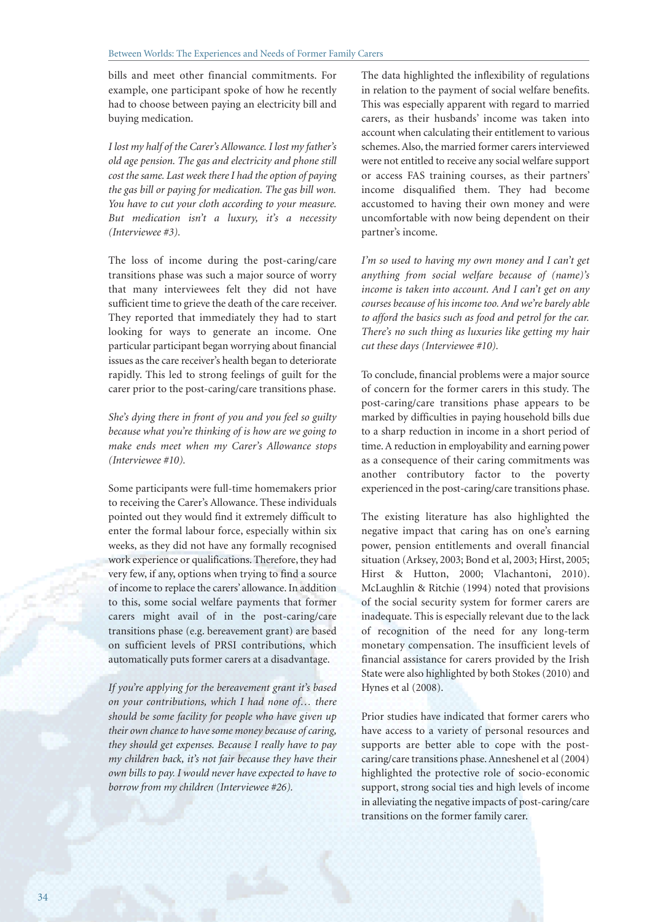bills and meet other financial commitments. For example, one participant spoke of how he recently had to choose between paying an electricity bill and buying medication.

*I lost my half of the Carer's Allowance. I lost my father's old age pension. The gas and electricity and phone still cost the same. Last week there I had the option of paying the gas bill or paying for medication. The gas bill won. You have to cut your cloth according to your measure. But medication isn't a luxury, it's a necessity (Interviewee #3).*

The loss of income during the post-caring/care transitions phase was such a major source of worry that many interviewees felt they did not have sufficient time to grieve the death of the care receiver. They reported that immediately they had to start looking for ways to generate an income. One particular participant began worrying about financial issues as the care receiver's health began to deteriorate rapidly. This led to strong feelings of guilt for the carer prior to the post-caring/care transitions phase.

*She's dying there in front of you and you feel so guilty because what you're thinking of is how are we going to make ends meet when my Carer's Allowance stops (Interviewee #10).*

Some participants were full-time homemakers prior to receiving the Carer's Allowance. These individuals pointed out they would find it extremely difficult to enter the formal labour force, especially within six weeks, as they did not have any formally recognised work experience or qualifications. Therefore, they had very few, if any, options when trying to find a source of income to replace the carers' allowance. In addition to this, some social welfare payments that former carers might avail of in the post-caring/care transitions phase (e.g. bereavement grant) are based on sufficient levels of PRSI contributions, which automatically puts former carers at a disadvantage.

*If you're applying for the bereavement grant it's based on your contributions, which I had none of… there should be some facility for people who have given up their own chance to have some money because of caring, they should get expenses. Because I really have to pay my children back, it's not fair because they have their own bills to pay. I would never have expected to have to borrow from my children (Interviewee #26).*

The data highlighted the inflexibility of regulations in relation to the payment of social welfare benefits. This was especially apparent with regard to married carers, as their husbands' income was taken into account when calculating their entitlement to various schemes. Also, the married former carers interviewed were not entitled to receive any social welfare support or access FAS training courses, as their partners' income disqualified them. They had become accustomed to having their own money and were uncomfortable with now being dependent on their partner's income.

*I'm so used to having my own money and I can't get anything from social welfare because of (name)'s income is taken into account. And I can't get on any courses because of his income too. And we're barely able to afford the basics such as food and petrol for the car. There's no such thing as luxuries like getting my hair cut these days (Interviewee #10).*

To conclude, financial problems were a major source of concern for the former carers in this study. The post-caring/care transitions phase appears to be marked by difficulties in paying household bills due to a sharp reduction in income in a short period of time. A reduction in employability and earning power as a consequence of their caring commitments was another contributory factor to the poverty experienced in the post-caring/care transitions phase.

The existing literature has also highlighted the negative impact that caring has on one's earning power, pension entitlements and overall financial situation (Arksey, 2003; Bond et al, 2003; Hirst, 2005; Hirst & Hutton, 2000; Vlachantoni, 2010). McLaughlin & Ritchie (1994) noted that provisions of the social security system for former carers are inadequate. This is especially relevant due to the lack of recognition of the need for any long-term monetary compensation. The insufficient levels of financial assistance for carers provided by the Irish State were also highlighted by both Stokes (2010) and Hynes et al (2008).

Prior studies have indicated that former carers who have access to a variety of personal resources and supports are better able to cope with the post-caring/care transitions phase. Anneshenel et al (2004) highlighted the protective role of socio-economic support, strong social ties and high levels of income in alleviating the negative impacts of post-caring/care transitions on the former family carer.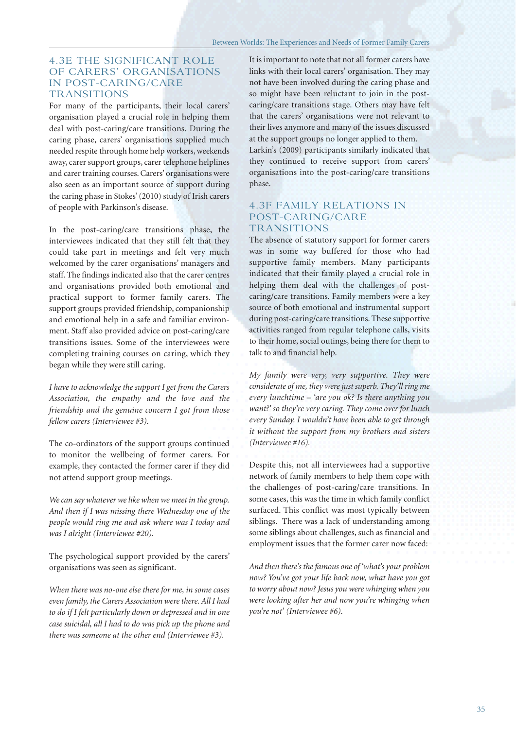## 4.3E THE SIGNIFICANT ROLE OF CARERS' ORGANISATIONS IN POST-CARING/CARE TRANSITIONS

For many of the participants, their local carers' organisation played a crucial role in helping them deal with post-caring/care transitions. During the caring phase, carers' organisations supplied much needed respite through home help workers, weekends away, carer support groups, carer telephone helplines and carer training courses. Carers' organisations were also seen as an important source of support during the caring phase in Stokes' (2010) study of Irish carers of people with Parkinson's disease.

In the post-caring/care transitions phase, the interviewees indicated that they still felt that they could take part in meetings and felt very much welcomed by the carer organisations' managers and staff. The findings indicated also that the carer centres and organisations provided both emotional and practical support to former family carers. The support groups provided friendship, companionship and emotional help in a safe and familiar environment. Staff also provided advice on post-caring/care transitions issues. Some of the interviewees were completing training courses on caring, which they began while they were still caring.

*I have to acknowledge the support I get from the Carers Association, the empathy and the love and the friendship and the genuine concern I got from those fellow carers (Interviewee #3).*

The co-ordinators of the support groups continued to monitor the wellbeing of former carers. For example, they contacted the former carer if they did not attend support group meetings.

*We can say whatever we like when we meet in the group. And then if I was missing there Wednesday one of the people would ring me and ask where was I today and was I alright (Interviewee #20).*

The psychological support provided by the carers' organisations was seen as significant.

*When there was no-one else there for me, in some cases even family, the Carers Association were there. All I had to do if I felt particularly down or depressed and in one case suicidal, all I had to do was pick up the phone and there was someone at the other end (Interviewee #3).*

It is important to note that not all former carers have links with their local carers' organisation. They may not have been involved during the caring phase and so might have been reluctant to join in the post-caring/care transitions stage. Others may have felt that the carers' organisations were not relevant to their lives anymore and many of the issues discussed at the support groups no longer applied to them. Larkin's (2009) participants similarly indicated that they continued to receive support from carers' organisations into the post-caring/care transitions phase.

## 4.3F FAMILY RELATIONS IN POST-CARING/CARE TRANSITIONS

The absence of statutory support for former carers was in some way buffered for those who had supportive family members. Many participants indicated that their family played a crucial role in helping them deal with the challenges of post-caring/care transitions. Family members were a key source of both emotional and instrumental support during post-caring/care transitions. These supportive activities ranged from regular telephone calls, visits to their home, social outings, being there for them to talk to and financial help.

*My family were very, very supportive. They were considerate of me, they were just superb. They'll ring me every lunchtime – 'are you ok? Is there anything you want?' so they're very caring. They come over for lunch every Sunday. I wouldn't have been able to get through it without the support from my brothers and sisters (Interviewee #16).*

Despite this, not all interviewees had a supportive network of family members to help them cope with the challenges of post-caring/care transitions. In some cases, this was the time in which family conflict surfaced. This conflict was most typically between siblings. There was a lack of understanding among some siblings about challenges, such as financial and employment issues that the former carer now faced:

*And then there's the famous one of 'what's your problem now? You've got your life back now, what have you got to worry about now? Jesus you were whinging when you were looking after her and now you're whinging when you're not' (Interviewee #6).*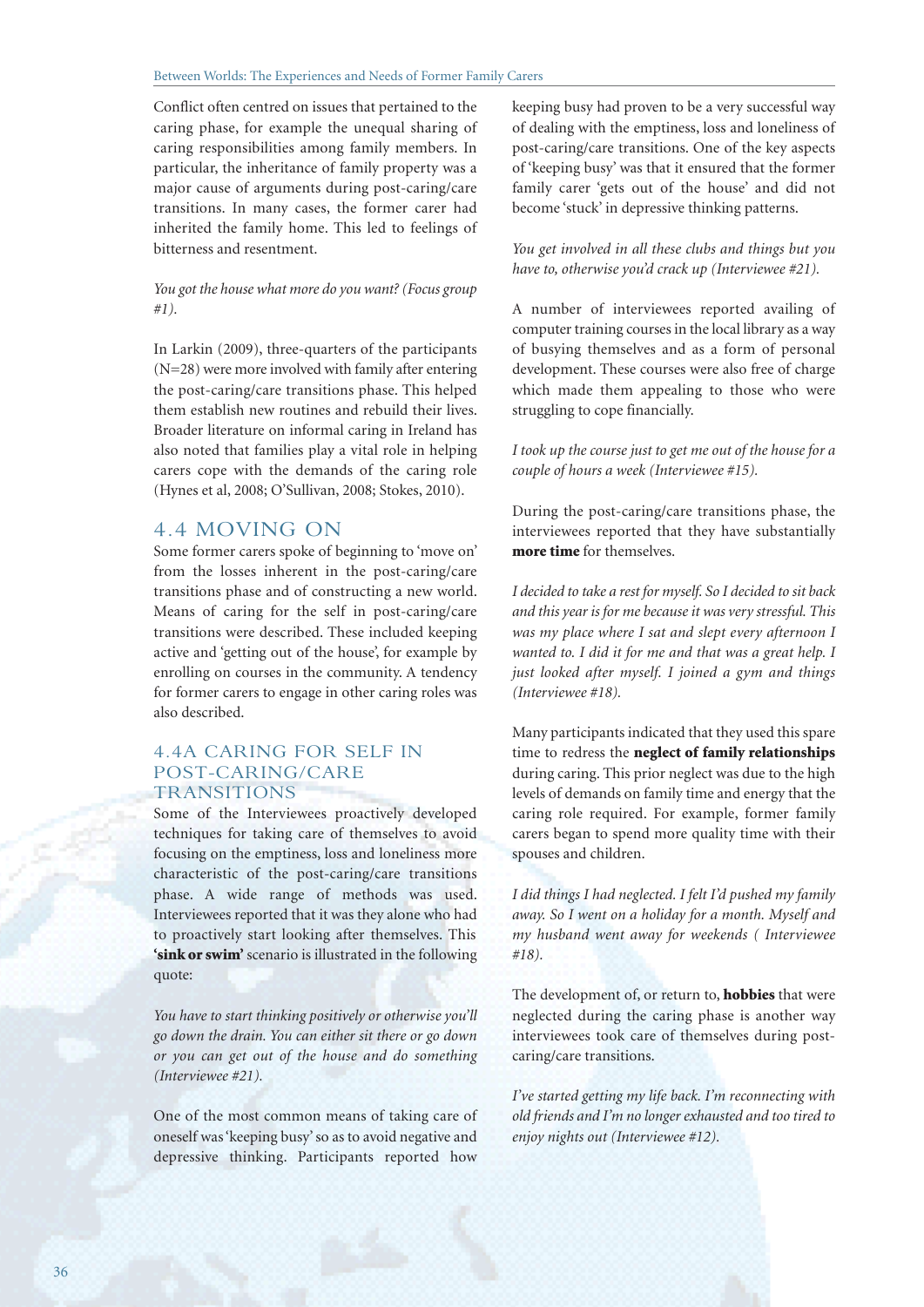Conflict often centred on issues that pertained to the caring phase, for example the unequal sharing of caring responsibilities among family members. In particular, the inheritance of family property was a major cause of arguments during post-caring/care transitions. In many cases, the former carer had inherited the family home. This led to feelings of bitterness and resentment.

*You got the house what more do you want? (Focus group #1).*

In Larkin (2009), three-quarters of the participants (N=28) were more involved with family after entering the post-caring/care transitions phase. This helped them establish new routines and rebuild their lives. Broader literature on informal caring in Ireland has also noted that families play a vital role in helping carers cope with the demands of the caring role (Hynes et al, 2008; O'Sullivan, 2008; Stokes, 2010).

## 4.4 MOVING ON

Some former carers spoke of beginning to 'move on' from the losses inherent in the post-caring/care transitions phase and of constructing a new world. Means of caring for the self in post-caring/care transitions were described. These included keeping active and 'getting out of the house', for example by enrolling on courses in the community. A tendency for former carers to engage in other caring roles was also described.

### 4.4A CARING FOR SELF IN POST-CARING/CARE TRANSITIONS

Some of the Interviewees proactively developed techniques for taking care of themselves to avoid focusing on the emptiness, loss and loneliness more characteristic of the post-caring/care transitions phase. A wide range of methods was used. Interviewees reported that it was they alone who had to proactively start looking after themselves. This **'sink or swim'** scenario is illustrated in the following quote:

*You have to start thinking positively or otherwise you'll go down the drain. You can either sit there or go down or you can get out of the house and do something (Interviewee #21).*

One of the most common means of taking care of oneself was 'keeping busy' so as to avoid negative and depressive thinking. Participants reported how keeping busy had proven to be a very successful way of dealing with the emptiness, loss and loneliness of post-caring/care transitions. One of the key aspects of 'keeping busy' was that it ensured that the former family carer 'gets out of the house' and did not become 'stuck' in depressive thinking patterns.

*You get involved in all these clubs and things but you have to, otherwise you'd crack up (Interviewee #21).*

A number of interviewees reported availing of computer training courses in the local library as a way of busying themselves and as a form of personal development. These courses were also free of charge which made them appealing to those who were struggling to cope financially.

*I took up the course just to get me out of the house for a couple of hours a week (Interviewee #15).*

During the post-caring/care transitions phase, the interviewees reported that they have substantially **more time** for themselves.

*I decided to take a rest for myself. So I decided to sit back and this year is for me because it was very stressful. This was my place where I sat and slept every afternoon I wanted to. I did it for me and that was a great help. I just looked after myself. I joined a gym and things (Interviewee #18).*

Many participants indicated that they used this spare time to redress the **neglect of family relationships** during caring. This prior neglect was due to the high levels of demands on family time and energy that the caring role required. For example, former family carers began to spend more quality time with their spouses and children.

*I did things I had neglected. I felt I'd pushed my family away. So I went on a holiday for a month. Myself and my husband went away for weekends ( Interviewee #18).*

The development of, or return to, **hobbies** that were neglected during the caring phase is another way interviewees took care of themselves during post-caring/care transitions.

*I've started getting my life back. I'm reconnecting with old friends and I'm no longer exhausted and too tired to enjoy nights out (Interviewee #12).*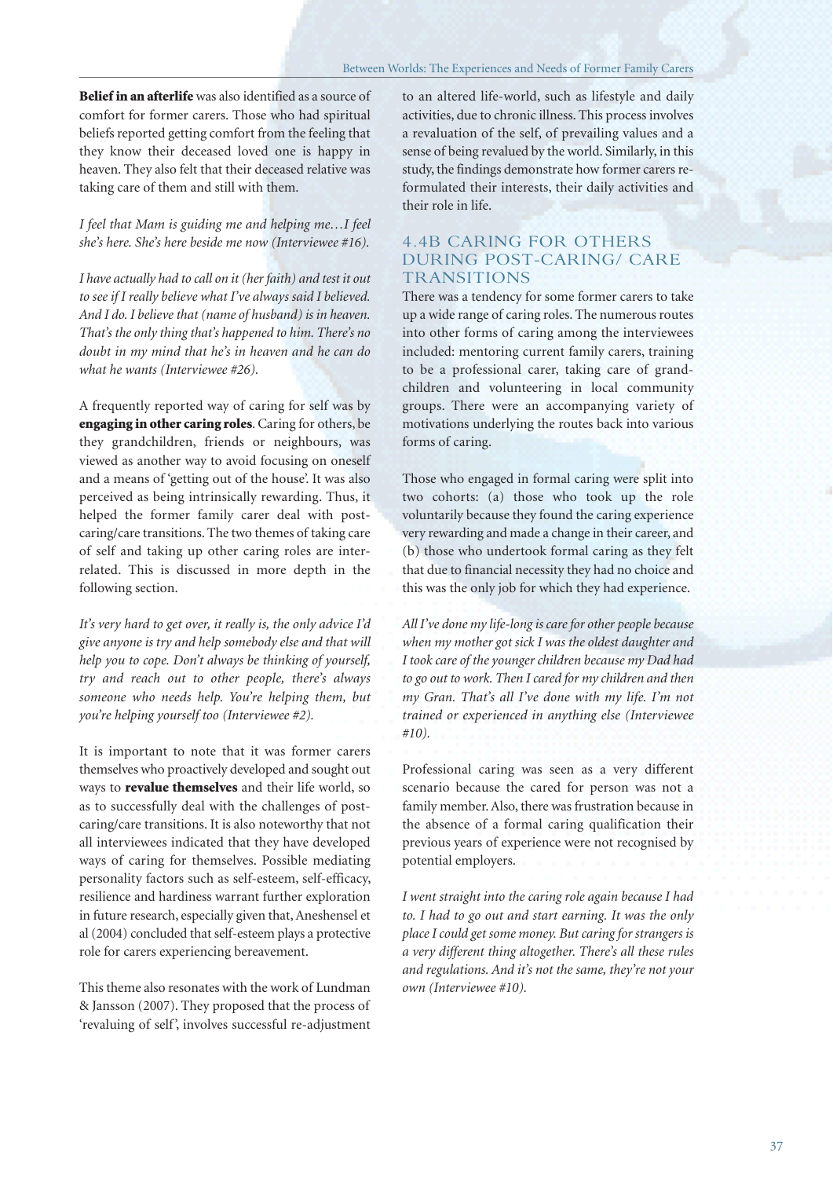**Belief in an afterlife** was also identified as a source of comfort for former carers. Those who had spiritual beliefs reported getting comfort from the feeling that they know their deceased loved one is happy in heaven. They also felt that their deceased relative was taking care of them and still with them.

*I feel that Mam is guiding me and helping me…I feel she's here. She's here beside me now (Interviewee #16).*

*I have actually had to call on it (her faith) and test it out to see if I really believe what I've always said I believed. And I do. I believe that (name of husband) is in heaven. That's the only thing that's happened to him. There's no doubt in my mind that he's in heaven and he can do what he wants (Interviewee #26).*

A frequently reported way of caring for self was by **engaging in other caring roles**. Caring for others, be they grandchildren, friends or neighbours, was viewed as another way to avoid focusing on oneself and a means of 'getting out of the house'. It was also perceived as being intrinsically rewarding. Thus, it helped the former family carer deal with post-caring/care transitions. The two themes of taking care of self and taking up other caring roles are inter-related. This is discussed in more depth in the following section.

*It's very hard to get over, it really is, the only advice I'd give anyone is try and help somebody else and that will help you to cope. Don't always be thinking of yourself, try and reach out to other people, there's always someone who needs help. You're helping them, but you're helping yourself too (Interviewee #2).*

It is important to note that it was former carers themselves who proactively developed and sought out ways to **revalue themselves** and their life world, so as to successfully deal with the challenges of post-caring/care transitions. It is also noteworthy that not all interviewees indicated that they have developed ways of caring for themselves. Possible mediating personality factors such as self-esteem, self-efficacy, resilience and hardiness warrant further exploration in future research, especially given that, Aneshensel et al (2004) concluded that self-esteem plays a protective role for carers experiencing bereavement.

This theme also resonates with the work of Lundman & Jansson (2007). They proposed that the process of 'revaluing of self', involves successful re-adjustment to an altered life-world, such as lifestyle and daily activities, due to chronic illness. This process involves a revaluation of the self, of prevailing values and a sense of being revalued by the world. Similarly, in this study, the findings demonstrate how former carers re-formulated their interests, their daily activities and their role in life.

## 4.4B CARING FOR OTHERS DURING POST-CARING/ CARE TRANSITIONS

There was a tendency for some former carers to take up a wide range of caring roles. The numerous routes into other forms of caring among the interviewees included: mentoring current family carers, training to be a professional carer, taking care of grand-children and volunteering in local community groups. There were an accompanying variety of motivations underlying the routes back into various forms of caring.

Those who engaged in formal caring were split into two cohorts: (a) those who took up the role voluntarily because they found the caring experience very rewarding and made a change in their career, and (b) those who undertook formal caring as they felt that due to financial necessity they had no choice and this was the only job for which they had experience.

*All I've done my life-long is care for other people because when my mother got sick I was the oldest daughter and I took care of the younger children because my Dad had to go out to work. Then I cared for my children and then my Gran. That's all I've done with my life. I'm not trained or experienced in anything else (Interviewee #10).*

Professional caring was seen as a very different scenario because the cared for person was not a family member. Also, there was frustration because in the absence of a formal caring qualification their previous years of experience were not recognised by potential employers.

*I went straight into the caring role again because I had to. I had to go out and start earning. It was the only place I could get some money. But caring for strangers is a very different thing altogether. There's all these rules and regulations. And it's not the same, they're not your own (Interviewee #10).*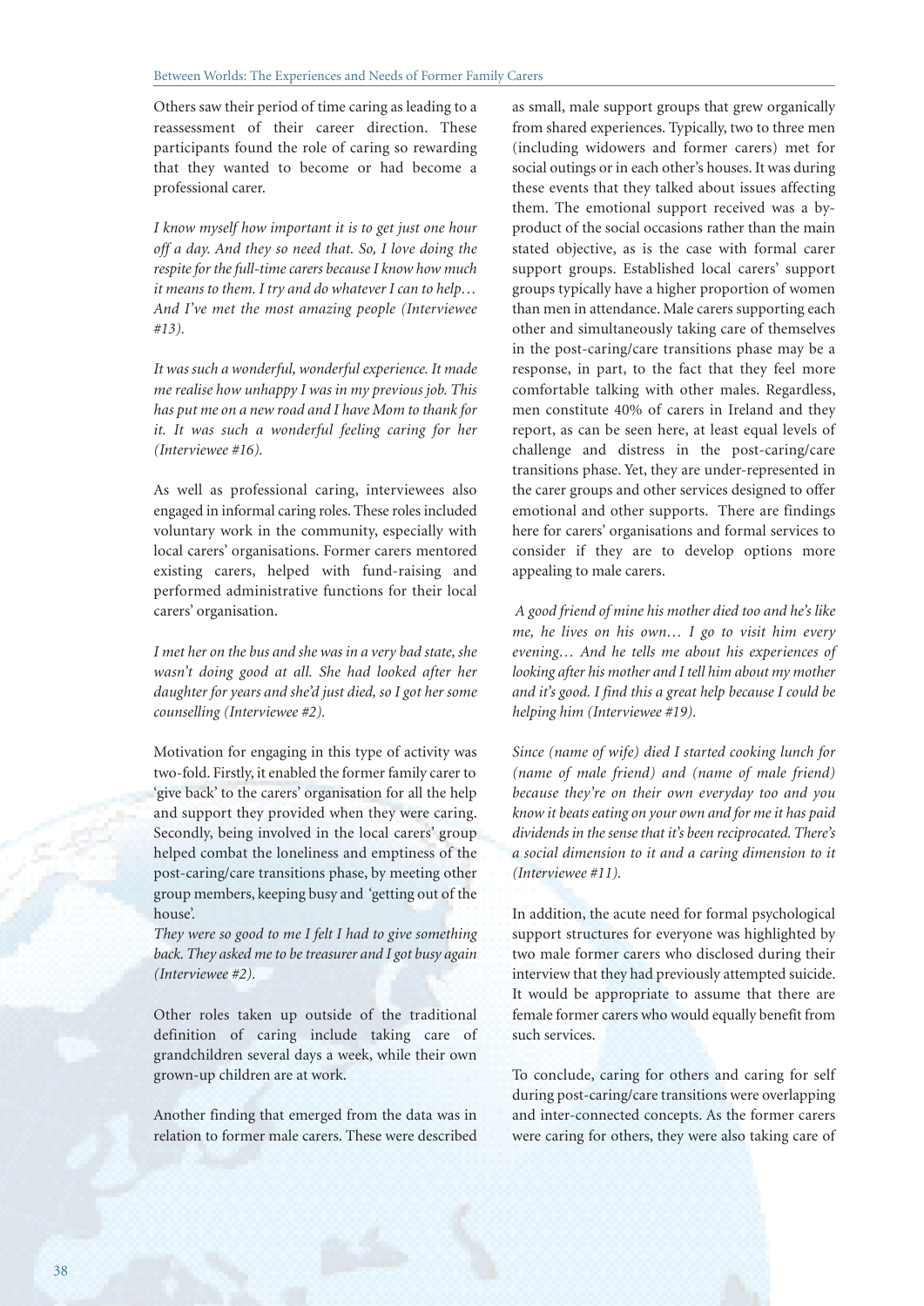Others saw their period of time caring as leading to a reassessment of their career direction. These participants found the role of caring so rewarding that they wanted to become or had become a professional carer.

*I know myself how important it is to get just one hour off a day. And they so need that. So, I love doing the respite for the full-time carers because I know how much it means to them. I try and do whatever I can to help… And I've met the most amazing people (Interviewee #13).*

*It was such a wonderful, wonderful experience. It made me realise how unhappy I was in my previous job. This has put me on a new road and I have Mom to thank for it. It was such a wonderful feeling caring for her (Interviewee #16).*

As well as professional caring, interviewees also engaged in informal caring roles. These roles included voluntary work in the community, especially with local carers' organisations. Former carers mentored existing carers, helped with fund-raising and performed administrative functions for their local carers' organisation.

*I met her on the bus and she was in a very bad state, she wasn't doing good at all. She had looked after her daughter for years and she'd just died, so I got her some counselling (Interviewee #2).*

Motivation for engaging in this type of activity was two-fold. Firstly, it enabled the former family carer to 'give back' to the carers' organisation for all the help and support they provided when they were caring. Secondly, being involved in the local carers' group helped combat the loneliness and emptiness of the post-caring/care transitions phase, by meeting other group members, keeping busy and 'getting out of the house'.

*They were so good to me I felt I had to give something back. They asked me to be treasurer and I got busy again (Interviewee #2).*

Other roles taken up outside of the traditional definition of caring include taking care of grandchildren several days a week, while their own grown-up children are at work.

Another finding that emerged from the data was in relation to former male carers. These were described as small, male support groups that grew organically from shared experiences. Typically, two to three men (including widowers and former carers) met for social outings or in each other's houses. It was during these events that they talked about issues affecting them. The emotional support received was a by-product of the social occasions rather than the main stated objective, as is the case with formal carer support groups. Established local carers' support groups typically have a higher proportion of women than men in attendance. Male carers supporting each other and simultaneously taking care of themselves in the post-caring/care transitions phase may be a response, in part, to the fact that they feel more comfortable talking with other males. Regardless, men constitute 40% of carers in Ireland and they report, as can be seen here, at least equal levels of challenge and distress in the post-caring/care transitions phase. Yet, they are under-represented in the carer groups and other services designed to offer emotional and other supports. There are findings here for carers' organisations and formal services to consider if they are to develop options more appealing to male carers.

*A good friend of mine his mother died too and he's like me, he lives on his own… I go to visit him every evening… And he tells me about his experiences of looking after his mother and I tell him about my mother and it's good. I find this a great help because I could be helping him (Interviewee #19).*

*Since (name of wife) died I started cooking lunch for (name of male friend) and (name of male friend) because they're on their own everyday too and you know it beats eating on your own and for me it has paid dividends in the sense that it's been reciprocated. There's a social dimension to it and a caring dimension to it (Interviewee #11).*

In addition, the acute need for formal psychological support structures for everyone was highlighted by two male former carers who disclosed during their interview that they had previously attempted suicide. It would be appropriate to assume that there are female former carers who would equally benefit from such services.

To conclude, caring for others and caring for self during post-caring/care transitions were overlapping and inter-connected concepts. As the former carers were caring for others, they were also taking care of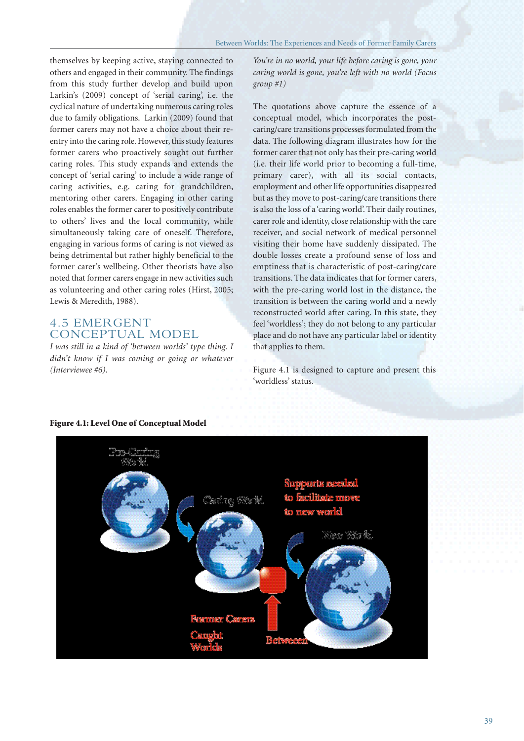themselves by keeping active, staying connected to others and engaged in their community. The findings from this study further develop and build upon Larkin's (2009) concept of 'serial caring', i.e. the cyclical nature of undertaking numerous caring roles due to family obligations. Larkin (2009) found that former carers may not have a choice about their re-entry into the caring role. However, this study features former carers who proactively sought out further caring roles. This study expands and extends the concept of 'serial caring' to include a wide range of caring activities, e.g. caring for grandchildren, mentoring other carers. Engaging in other caring roles enables the former carer to positively contribute to others' lives and the local community, while simultaneously taking care of oneself. Therefore, engaging in various forms of caring is not viewed as being detrimental but rather highly beneficial to the former carer's wellbeing. Other theorists have also noted that former carers engage in new activities such as volunteering and other caring roles (Hirst, 2005; Lewis & Meredith, 1988).

## 4.5 EMERGENT CONCEPTUAL MODEL

*I was still in a kind of 'between worlds' type thing. I didn't know if I was coming or going or whatever (Interviewee #6).*

*You're in no world, your life before caring is gone, your caring world is gone, you're left with no world (Focus group #1)*

The quotations above capture the essence of a conceptual model, which incorporates the post-caring/care transitions processes formulated from the data. The following diagram illustrates how for the former carer that not only has their pre-caring world (i.e. their life world prior to becoming a full-time, primary carer), with all its social contacts, employment and other life opportunities disappeared but as they move to post-caring/care transitions there is also the loss of a 'caring world'. Their daily routines, carer role and identity, close relationship with the care receiver, and social network of medical personnel visiting their home have suddenly dissipated. The double losses create a profound sense of loss and emptiness that is characteristic of post-caring/care transitions. The data indicates that for former carers, with the pre-caring world lost in the distance, the transition is between the caring world and a newly reconstructed world after caring. In this state, they feel 'worldless'; they do not belong to any particular place and do not have any particular label or identity that applies to them.

Figure 4.1 is designed to capture and present this 'worldless' status.

**Figure 4.1: Level One of Conceptual Model**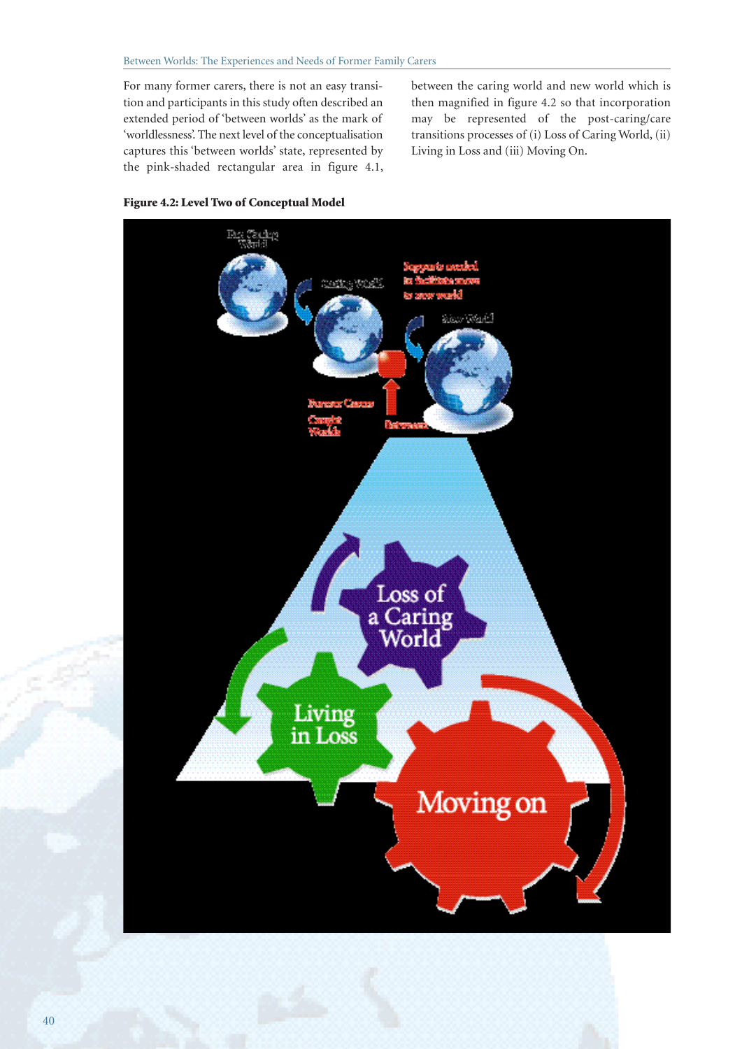For many former carers, there is not an easy transition and participants in this study often described an extended period of 'between worlds' as the mark of 'worldlessness'. The next level of the conceptualisation captures this 'between worlds' state, represented by the pink-shaded rectangular area in figure 4.1, between the caring world and new world which is then magnified in figure 4.2 so that incorporation may be represented of the post-caring/care transitions processes of (i) Loss of Caring World, (ii) Living in Loss and (iii) Moving On.

**Figure 4.2: Level Two of Conceptual Model**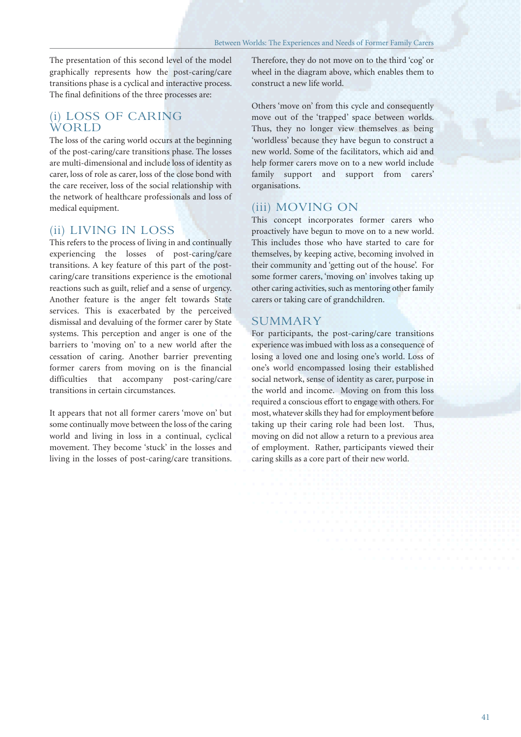The presentation of this second level of the model graphically represents how the post-caring/care transitions phase is a cyclical and interactive process. The final definitions of the three processes are:

## (i) LOSS OF CARING WORLD

The loss of the caring world occurs at the beginning of the post-caring/care transitions phase. The losses are multi-dimensional and include loss of identity as carer, loss of role as carer, loss of the close bond with the care receiver, loss of the social relationship with the network of healthcare professionals and loss of medical equipment.

## (ii) LIVING IN LOSS

This refers to the process of living in and continually experiencing the losses of post-caring/care transitions. A key feature of this part of the post-caring/care transitions experience is the emotional reactions such as guilt, relief and a sense of urgency. Another feature is the anger felt towards State services. This is exacerbated by the perceived dismissal and devaluing of the former carer by State systems. This perception and anger is one of the barriers to 'moving on' to a new world after the cessation of caring. Another barrier preventing former carers from moving on is the financial difficulties that accompany post-caring/care transitions in certain circumstances.

It appears that not all former carers 'move on' but some continually move between the loss of the caring world and living in loss in a continual, cyclical movement. They become 'stuck' in the losses and living in the losses of post-caring/care transitions. Therefore, they do not move on to the third 'cog' or wheel in the diagram above, which enables them to construct a new life world.

Others 'move on' from this cycle and consequently move out of the 'trapped' space between worlds. Thus, they no longer view themselves as being 'worldless' because they have begun to construct a new world. Some of the facilitators, which aid and help former carers move on to a new world include family support and support from carers' organisations.

## (iii) MOVING ON

This concept incorporates former carers who proactively have begun to move on to a new world. This includes those who have started to care for themselves, by keeping active, becoming involved in their community and 'getting out of the house'. For some former carers, 'moving on' involves taking up other caring activities, such as mentoring other family carers or taking care of grandchildren.

## SUMMARY

For participants, the post-caring/care transitions experience was imbued with loss as a consequence of losing a loved one and losing one's world. Loss of one's world encompassed losing their established social network, sense of identity as carer, purpose in the world and income. Moving on from this loss required a conscious effort to engage with others. For most, whatever skills they had for employment before taking up their caring role had been lost. Thus, moving on did not allow a return to a previous area of employment. Rather, participants viewed their caring skills as a core part of their new world.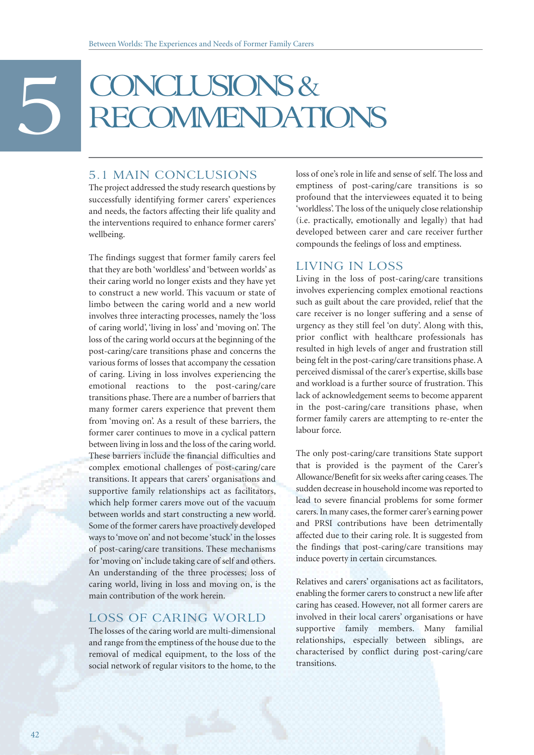# 5 CONCLUSIONS & RECOMMENDATIONS

## 5.1 MAIN CONCLUSIONS

The project addressed the study research questions by successfully identifying former carers' experiences and needs, the factors affecting their life quality and the interventions required to enhance former carers' wellbeing.

The findings suggest that former family carers feel that they are both 'worldless' and 'between worlds' as their caring world no longer exists and they have yet to construct a new world. This vacuum or state of limbo between the caring world and a new world involves three interacting processes, namely the 'loss of caring world', 'living in loss' and 'moving on'. The loss of the caring world occurs at the beginning of the post-caring/care transitions phase and concerns the various forms of losses that accompany the cessation of caring. Living in loss involves experiencing the emotional reactions to the post-caring/care transitions phase. There are a number of barriers that many former carers experience that prevent them from 'moving on'. As a result of these barriers, the former carer continues to move in a cyclical pattern between living in loss and the loss of the caring world. These barriers include the financial difficulties and complex emotional challenges of post-caring/care transitions. It appears that carers' organisations and supportive family relationships act as facilitators, which help former carers move out of the vacuum between worlds and start constructing a new world. Some of the former carers have proactively developed ways to 'move on' and not become 'stuck' in the losses of post-caring/care transitions. These mechanisms for 'moving on' include taking care of self and others. An understanding of the three processes; loss of caring world, living in loss and moving on, is the main contribution of the work herein.

## LOSS OF CARING WORLD

The losses of the caring world are multi-dimensional and range from the emptiness of the house due to the removal of medical equipment, to the loss of the social network of regular visitors to the home, to the loss of one's role in life and sense of self. The loss and emptiness of post-caring/care transitions is so profound that the interviewees equated it to being 'worldless'. The loss of the uniquely close relationship (i.e. practically, emotionally and legally) that had developed between carer and care receiver further compounds the feelings of loss and emptiness.

## LIVING IN LOSS

Living in the loss of post-caring/care transitions involves experiencing complex emotional reactions such as guilt about the care provided, relief that the care receiver is no longer suffering and a sense of urgency as they still feel 'on duty'. Along with this, prior conflict with healthcare professionals has resulted in high levels of anger and frustration still being felt in the post-caring/care transitions phase. A perceived dismissal of the carer's expertise, skills base and workload is a further source of frustration. This lack of acknowledgement seems to become apparent in the post-caring/care transitions phase, when former family carers are attempting to re-enter the labour force.

The only post-caring/care transitions State support that is provided is the payment of the Carer's Allowance/Benefit for six weeks after caring ceases. The sudden decrease in household income was reported to lead to severe financial problems for some former carers. In many cases, the former carer's earning power and PRSI contributions have been detrimentally affected due to their caring role. It is suggested from the findings that post-caring/care transitions may induce poverty in certain circumstances.

Relatives and carers' organisations act as facilitators, enabling the former carers to construct a new life after caring has ceased. However, not all former carers are involved in their local carers' organisations or have supportive family members. Many familial relationships, especially between siblings, are characterised by conflict during post-caring/care transitions.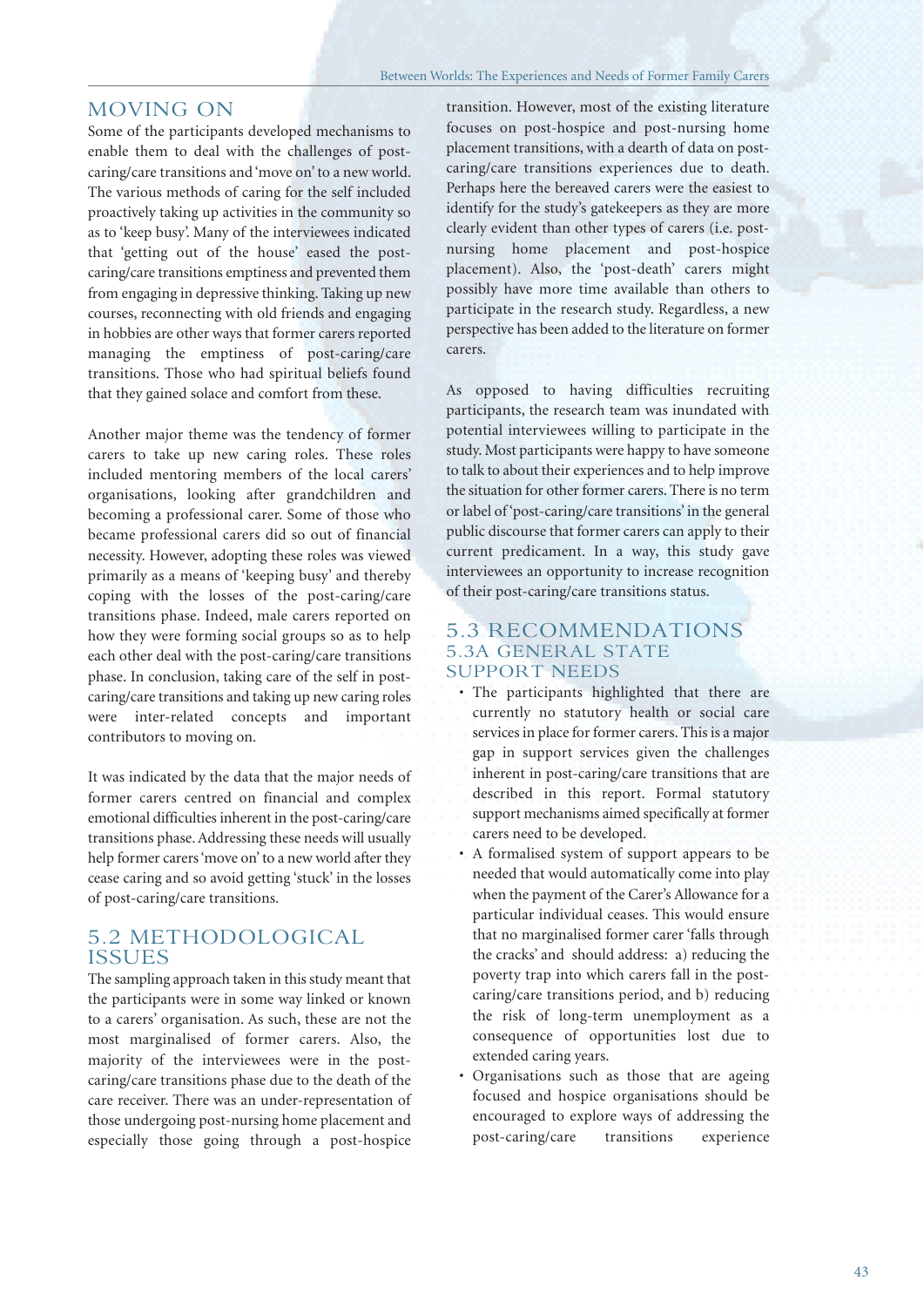## MOVING ON

Some of the participants developed mechanisms to enable them to deal with the challenges of post-caring/care transitions and 'move on' to a new world. The various methods of caring for the self included proactively taking up activities in the community so as to 'keep busy'. Many of the interviewees indicated that 'getting out of the house' eased the post-caring/care transitions emptiness and prevented them from engaging in depressive thinking. Taking up new courses, reconnecting with old friends and engaging in hobbies are other ways that former carers reported managing the emptiness of post-caring/care transitions. Those who had spiritual beliefs found that they gained solace and comfort from these.

Another major theme was the tendency of former carers to take up new caring roles. These roles included mentoring members of the local carers' organisations, looking after grandchildren and becoming a professional carer. Some of those who became professional carers did so out of financial necessity. However, adopting these roles was viewed primarily as a means of 'keeping busy' and thereby coping with the losses of the post-caring/care transitions phase. Indeed, male carers reported on how they were forming social groups so as to help each other deal with the post-caring/care transitions phase. In conclusion, taking care of the self in post-caring/care transitions and taking up new caring roles were inter-related concepts and important contributors to moving on.

It was indicated by the data that the major needs of former carers centred on financial and complex emotional difficulties inherent in the post-caring/care transitions phase. Addressing these needs will usually help former carers 'move on' to a new world after they cease caring and so avoid getting 'stuck' in the losses of post-caring/care transitions.

## 5.2 METHODOLOGICAL ISSUES

The sampling approach taken in this study meant that the participants were in some way linked or known to a carers' organisation. As such, these are not the most marginalised of former carers. Also, the majority of the interviewees were in the post-caring/care transitions phase due to the death of the care receiver. There was an under-representation of those undergoing post-nursing home placement and especially those going through a post-hospice transition. However, most of the existing literature focuses on post-hospice and post-nursing home placement transitions, with a dearth of data on post-caring/care transitions experiences due to death. Perhaps here the bereaved carers were the easiest to identify for the study's gatekeepers as they are more clearly evident than other types of carers (i.e. post-nursing home placement and post-hospice placement). Also, the 'post-death' carers might possibly have more time available than others to participate in the research study. Regardless, a new perspective has been added to the literature on former carers.

As opposed to having difficulties recruiting participants, the research team was inundated with potential interviewees willing to participate in the study. Most participants were happy to have someone to talk to about their experiences and to help improve the situation for other former carers. There is no term or label of 'post-caring/care transitions' in the general public discourse that former carers can apply to their current predicament. In a way, this study gave interviewees an opportunity to increase recognition of their post-caring/care transitions status.

## 5.3 RECOMMENDATIONS

### 5.3A GENERAL STATE SUPPORT NEEDS

- The participants highlighted that there are currently no statutory health or social care services in place for former carers. This is a major gap in support services given the challenges inherent in post-caring/care transitions that are described in this report. Formal statutory support mechanisms aimed specifically at former carers need to be developed.
- A formalised system of support appears to be needed that would automatically come into play when the payment of the Carer's Allowance for a particular individual ceases. This would ensure that no marginalised former carer 'falls through the cracks' and should address: a) reducing the poverty trap into which carers fall in the post-caring/care transitions period, and b) reducing the risk of long-term unemployment as a consequence of opportunities lost due to extended caring years.
- Organisations such as those that are ageing focused and hospice organisations should be encouraged to explore ways of addressing the post-caring/care transitions experience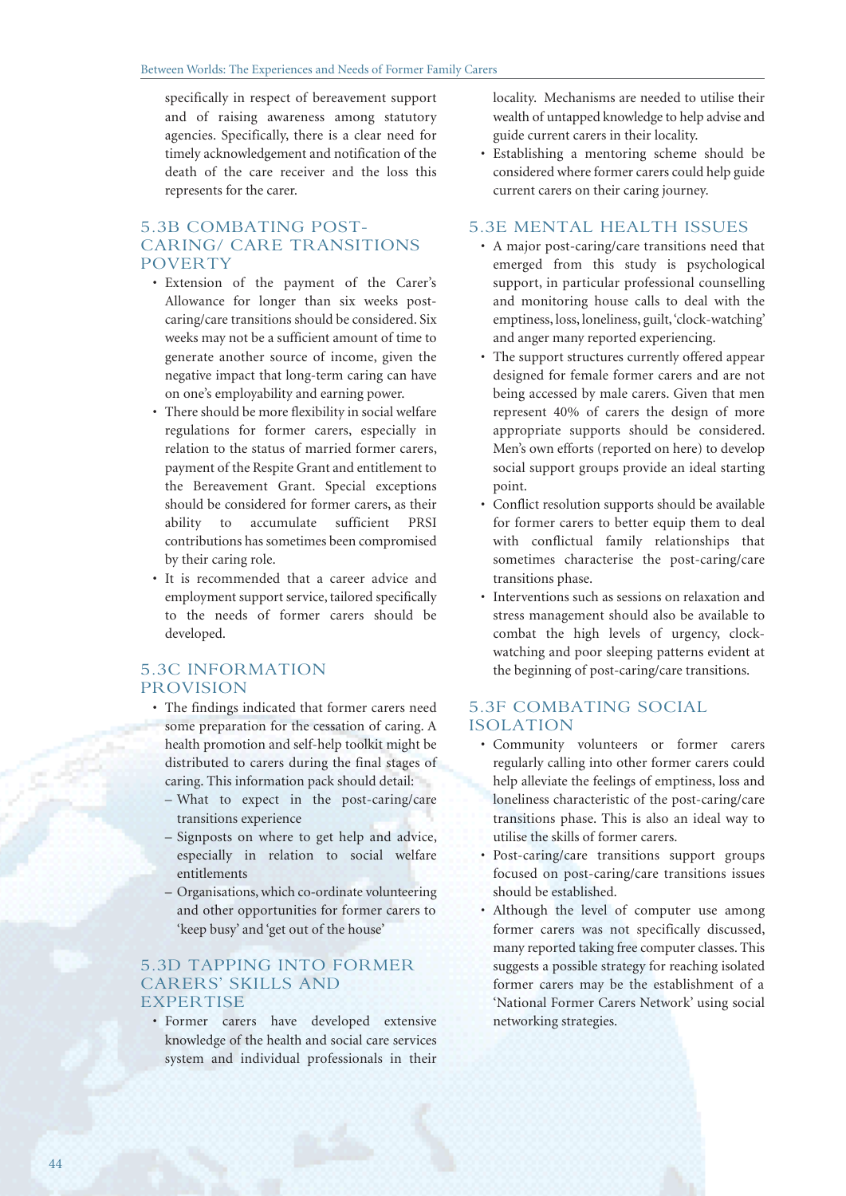specifically in respect of bereavement support and of raising awareness among statutory agencies. Specifically, there is a clear need for timely acknowledgement and notification of the death of the care receiver and the loss this represents for the carer.

### 5.3B COMBATING POST-CARING/ CARE TRANSITIONS POVERTY

- Extension of the payment of the Carer's Allowance for longer than six weeks post-caring/care transitions should be considered. Six weeks may not be a sufficient amount of time to generate another source of income, given the negative impact that long-term caring can have on one's employability and earning power.
- There should be more flexibility in social welfare regulations for former carers, especially in relation to the status of married former carers, payment of the Respite Grant and entitlement to the Bereavement Grant. Special exceptions should be considered for former carers, as their ability to accumulate sufficient PRSI contributions has sometimes been compromised by their caring role.
- It is recommended that a career advice and employment support service, tailored specifically to the needs of former carers should be developed.

### 5.3C INFORMATION PROVISION

- The findings indicated that former carers need some preparation for the cessation of caring. A health promotion and self-help toolkit might be distributed to carers during the final stages of caring. This information pack should detail:
  - What to expect in the post-caring/care transitions experience
  - Signposts on where to get help and advice, especially in relation to social welfare entitlements
  - Organisations, which co-ordinate volunteering and other opportunities for former carers to 'keep busy' and 'get out of the house'

### 5.3D TAPPING INTO FORMER CARERS' SKILLS AND EXPERTISE

- Former carers have developed extensive knowledge of the health and social care services system and individual professionals in their locality. Mechanisms are needed to utilise their wealth of untapped knowledge to help advise and guide current carers in their locality.
- Establishing a mentoring scheme should be considered where former carers could help guide current carers on their caring journey.

### 5.3E MENTAL HEALTH ISSUES

- A major post-caring/care transitions need that emerged from this study is psychological support, in particular professional counselling and monitoring house calls to deal with the emptiness, loss, loneliness, guilt, 'clock-watching' and anger many reported experiencing.
- The support structures currently offered appear designed for female former carers and are not being accessed by male carers. Given that men represent 40% of carers the design of more appropriate supports should be considered. Men's own efforts (reported on here) to develop social support groups provide an ideal starting point.
- Conflict resolution supports should be available for former carers to better equip them to deal with conflictual family relationships that sometimes characterise the post-caring/care transitions phase.
- Interventions such as sessions on relaxation and stress management should also be available to combat the high levels of urgency, clock-watching and poor sleeping patterns evident at the beginning of post-caring/care transitions.

### 5.3F COMBATING SOCIAL ISOLATION

- Community volunteers or former carers regularly calling into other former carers could help alleviate the feelings of emptiness, loss and loneliness characteristic of the post-caring/care transitions phase. This is also an ideal way to utilise the skills of former carers.
- Post-caring/care transitions support groups focused on post-caring/care transitions issues should be established.
- Although the level of computer use among former carers was not specifically discussed, many reported taking free computer classes. This suggests a possible strategy for reaching isolated former carers may be the establishment of a 'National Former Carers Network' using social networking strategies.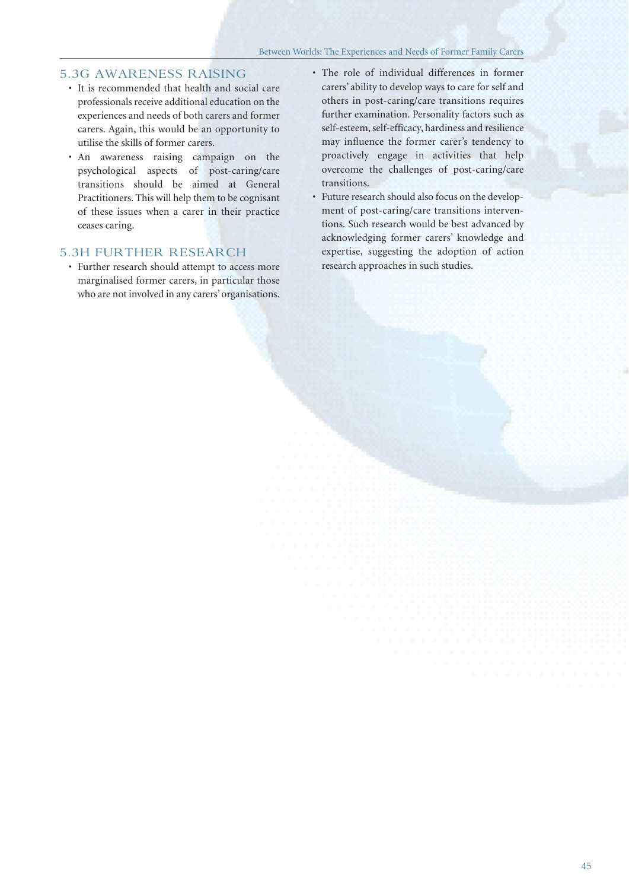### 5.3G AWARENESS RAISING

- It is recommended that health and social care professionals receive additional education on the experiences and needs of both carers and former carers. Again, this would be an opportunity to utilise the skills of former carers.
- An awareness raising campaign on the psychological aspects of post-caring/care transitions should be aimed at General Practitioners. This will help them to be cognisant of these issues when a carer in their practice ceases caring.

### 5.3H FURTHER RESEARCH

- Further research should attempt to access more marginalised former carers, in particular those who are not involved in any carers' organisations.
- The role of individual differences in former carers' ability to develop ways to care for self and others in post-caring/care transitions requires further examination. Personality factors such as self-esteem, self-efficacy, hardiness and resilience may influence the former carer's tendency to proactively engage in activities that help overcome the challenges of post-caring/care transitions.
- Future research should also focus on the development of post-caring/care transitions interventions. Such research would be best advanced by acknowledging former carers' knowledge and expertise, suggesting the adoption of action research approaches in such studies.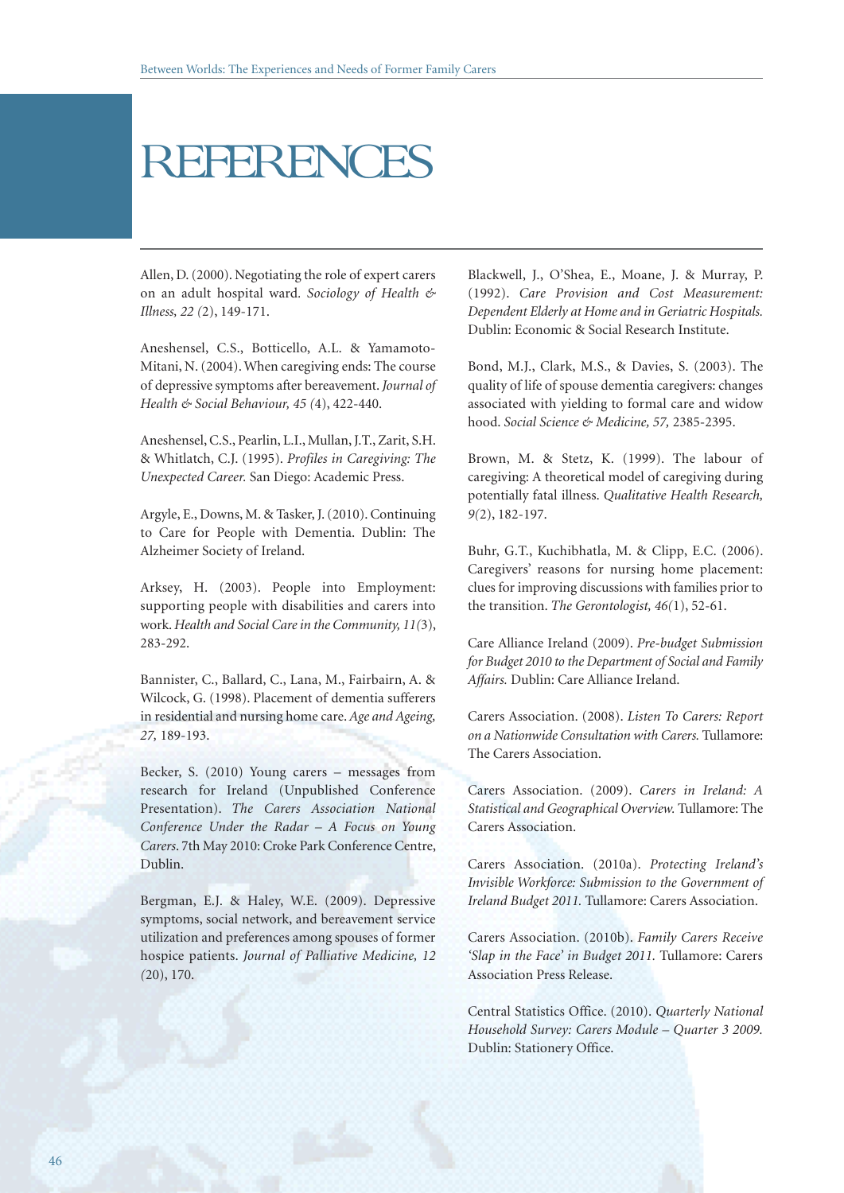# REFERENCES

Allen, D. (2000). Negotiating the role of expert carers on an adult hospital ward. *Sociology of Health & Illness, 22 (*2), 149-171.

Aneshensel, C.S., Botticello, A.L. & Yamamoto-Mitani, N. (2004). When caregiving ends: The course of depressive symptoms after bereavement. *Journal of Health & Social Behaviour, 45 (*4), 422-440.

Aneshensel, C.S., Pearlin, L.I., Mullan, J.T., Zarit, S.H. & Whitlatch, C.J. (1995). *Profiles in Caregiving: The Unexpected Career.* San Diego: Academic Press.

Argyle, E., Downs, M. & Tasker, J. (2010). Continuing to Care for People with Dementia. Dublin: The Alzheimer Society of Ireland.

Arksey, H. (2003). People into Employment: supporting people with disabilities and carers into work. *Health and Social Care in the Community, 11(*3), 283-292.

Bannister, C., Ballard, C., Lana, M., Fairbairn, A. & Wilcock, G. (1998). Placement of dementia sufferers in residential and nursing home care. *Age and Ageing, 27,* 189-193.

Becker, S. (2010) Young carers – messages from research for Ireland (Unpublished Conference Presentation). *The Carers Association National Conference Under the Radar – A Focus on Young Carers*. 7th May 2010: Croke Park Conference Centre, Dublin.

Bergman, E.J. & Haley, W.E. (2009). Depressive symptoms, social network, and bereavement service utilization and preferences among spouses of former hospice patients. *Journal of Palliative Medicine, 12 (*20), 170.

Blackwell, J., O'Shea, E., Moane, J. & Murray, P. (1992). *Care Provision and Cost Measurement: Dependent Elderly at Home and in Geriatric Hospitals.* Dublin: Economic & Social Research Institute.

Bond, M.J., Clark, M.S., & Davies, S. (2003). The quality of life of spouse dementia caregivers: changes associated with yielding to formal care and widow hood. *Social Science & Medicine, 57,* 2385-2395.

Brown, M. & Stetz, K. (1999). The labour of caregiving: A theoretical model of caregiving during potentially fatal illness. *Qualitative Health Research, 9(*2), 182-197.

Buhr, G.T., Kuchibhatla, M. & Clipp, E.C. (2006). Caregivers' reasons for nursing home placement: clues for improving discussions with families prior to the transition. *The Gerontologist, 46(*1), 52-61.

Care Alliance Ireland (2009). *Pre-budget Submission for Budget 2010 to the Department of Social and Family Affairs.* Dublin: Care Alliance Ireland.

Carers Association. (2008). *Listen To Carers: Report on a Nationwide Consultation with Carers.* Tullamore: The Carers Association.

Carers Association. (2009). *Carers in Ireland: A Statistical and Geographical Overview.* Tullamore: The Carers Association.

Carers Association. (2010a). *Protecting Ireland's Invisible Workforce: Submission to the Government of Ireland Budget 2011.* Tullamore: Carers Association.

Carers Association. (2010b). *Family Carers Receive 'Slap in the Face' in Budget 2011.* Tullamore: Carers Association Press Release.

Central Statistics Office. (2010). *Quarterly National Household Survey: Carers Module – Quarter 3 2009.* Dublin: Stationery Office.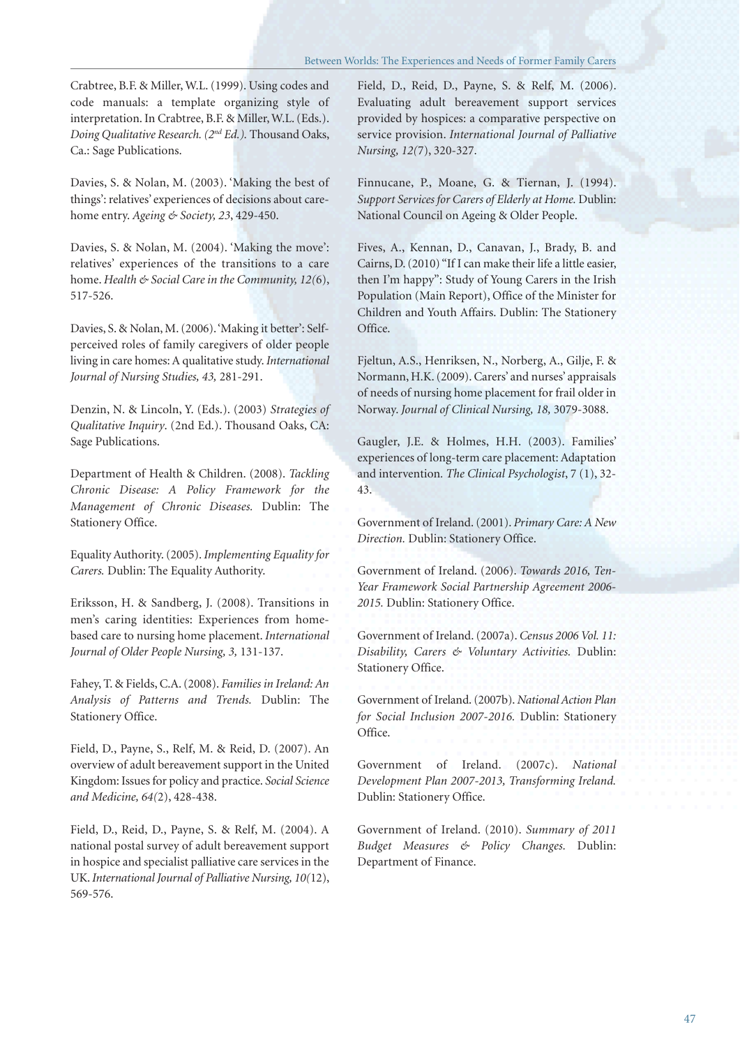Crabtree, B.F. & Miller, W.L. (1999). Using codes and code manuals: a template organizing style of interpretation. In Crabtree, B.F. & Miller, W.L. (Eds.). *Doing Qualitative Research. (2nd Ed.).* Thousand Oaks, Ca.: Sage Publications.

Davies, S. & Nolan, M. (2003). 'Making the best of things': relatives' experiences of decisions about care-home entry. *Ageing & Society, 23*, 429-450.

Davies, S. & Nolan, M. (2004). 'Making the move': relatives' experiences of the transitions to a care home. *Health & Social Care in the Community, 12(*6), 517-526.

Davies, S. & Nolan, M. (2006). 'Making it better': Self-perceived roles of family caregivers of older people living in care homes: A qualitative study. *International Journal of Nursing Studies, 43,* 281-291.

Denzin, N. & Lincoln, Y. (Eds.). (2003) *Strategies of Qualitative Inquiry*. (2nd Ed.). Thousand Oaks, CA: Sage Publications.

Department of Health & Children. (2008). *Tackling Chronic Disease: A Policy Framework for the Management of Chronic Diseases.* Dublin: The Stationery Office.

Equality Authority. (2005). *Implementing Equality for Carers.* Dublin: The Equality Authority.

Eriksson, H. & Sandberg, J. (2008). Transitions in men's caring identities: Experiences from home-based care to nursing home placement. *International Journal of Older People Nursing, 3,* 131-137.

Fahey, T. & Fields, C.A. (2008). *Families in Ireland: An Analysis of Patterns and Trends.* Dublin: The Stationery Office.

Field, D., Payne, S., Relf, M. & Reid, D. (2007). An overview of adult bereavement support in the United Kingdom: Issues for policy and practice. *Social Science and Medicine, 64(*2), 428-438.

Field, D., Reid, D., Payne, S. & Relf, M. (2004). A national postal survey of adult bereavement support in hospice and specialist palliative care services in the UK. *International Journal of Palliative Nursing, 10(*12), 569-576.

Field, D., Reid, D., Payne, S. & Relf, M. (2006). Evaluating adult bereavement support services provided by hospices: a comparative perspective on service provision. *International Journal of Palliative Nursing, 12(*7), 320-327.

Finnucane, P., Moane, G. & Tiernan, J. (1994). *Support Services for Carers of Elderly at Home.* Dublin: National Council on Ageing & Older People.

Fives, A., Kennan, D., Canavan, J., Brady, B. and Cairns, D. (2010) "If I can make their life a little easier, then I'm happy": Study of Young Carers in the Irish Population (Main Report), Office of the Minister for Children and Youth Affairs. Dublin: The Stationery Office.

Fjeltun, A.S., Henriksen, N., Norberg, A., Gilje, F. & Normann, H.K. (2009). Carers' and nurses' appraisals of needs of nursing home placement for frail older in Norway. *Journal of Clinical Nursing, 18,* 3079-3088.

Gaugler, J.E. & Holmes, H.H. (2003). Families' experiences of long-term care placement: Adaptation and intervention. *The Clinical Psychologist*, 7 (1), 32-43.

Government of Ireland. (2001). *Primary Care: A New Direction.* Dublin: Stationery Office.

Government of Ireland. (2006). *Towards 2016, Ten-Year Framework Social Partnership Agreement 2006-2015.* Dublin: Stationery Office.

Government of Ireland. (2007a). *Census 2006 Vol. 11: Disability, Carers & Voluntary Activities.* Dublin: Stationery Office.

Government of Ireland. (2007b). *National Action Plan for Social Inclusion 2007-2016.* Dublin: Stationery Office.

Government of Ireland. (2007c). *National Development Plan 2007-2013, Transforming Ireland.* Dublin: Stationery Office.

Government of Ireland. (2010). *Summary of 2011 Budget Measures & Policy Changes.* Dublin: Department of Finance.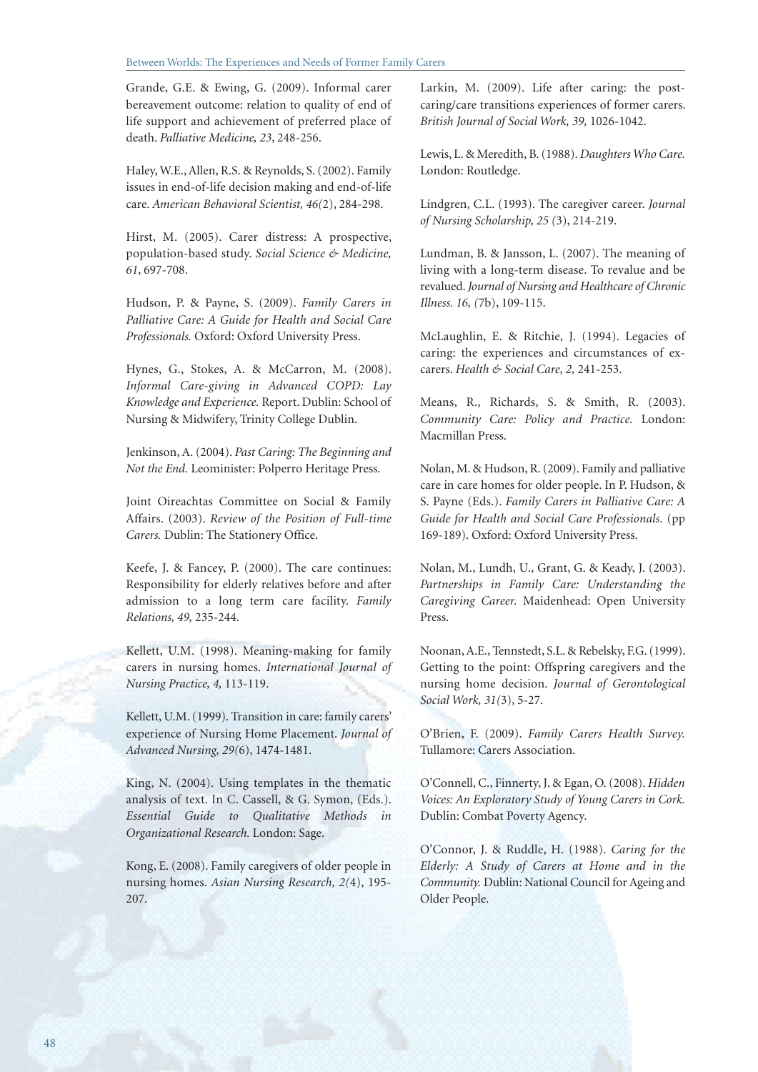Grande, G.E. & Ewing, G. (2009). Informal carer bereavement outcome: relation to quality of end of life support and achievement of preferred place of death. *Palliative Medicine, 23*, 248-256.

Haley, W.E., Allen, R.S. & Reynolds, S. (2002). Family issues in end-of-life decision making and end-of-life care. *American Behavioral Scientist, 46(*2), 284-298.

Hirst, M. (2005). Carer distress: A prospective, population-based study. *Social Science & Medicine, 61*, 697-708.

Hudson, P. & Payne, S. (2009). *Family Carers in Palliative Care: A Guide for Health and Social Care Professionals.* Oxford: Oxford University Press.

Hynes, G., Stokes, A. & McCarron, M. (2008). *Informal Care-giving in Advanced COPD: Lay Knowledge and Experience.* Report. Dublin: School of Nursing & Midwifery, Trinity College Dublin.

Jenkinson, A. (2004). *Past Caring: The Beginning and Not the End.* Leominister: Polperro Heritage Press.

Joint Oireachtas Committee on Social & Family Affairs. (2003). *Review of the Position of Full-time Carers.* Dublin: The Stationery Office.

Keefe, J. & Fancey, P. (2000). The care continues: Responsibility for elderly relatives before and after admission to a long term care facility. *Family Relations, 49,* 235-244.

Kellett, U.M. (1998). Meaning-making for family carers in nursing homes. *International Journal of Nursing Practice, 4,* 113-119.

Kellett, U.M. (1999). Transition in care: family carers' experience of Nursing Home Placement. *Journal of Advanced Nursing, 29(*6), 1474-1481.

King, N. (2004). Using templates in the thematic analysis of text. In C. Cassell, & G. Symon, (Eds.). *Essential Guide to Qualitative Methods in Organizational Research.* London: Sage.

Kong, E. (2008). Family caregivers of older people in nursing homes. *Asian Nursing Research, 2(*4), 195-207.

Larkin, M. (2009). Life after caring: the post-caring/care transitions experiences of former carers. *British Journal of Social Work, 39,* 1026-1042.

Lewis, L. & Meredith, B. (1988). *Daughters Who Care.* London: Routledge.

Lindgren, C.L. (1993). The caregiver career. *Journal of Nursing Scholarship, 25 (*3), 214-219.

Lundman, B. & Jansson, L. (2007). The meaning of living with a long-term disease. To revalue and be revalued. *Journal of Nursing and Healthcare of Chronic Illness. 16, (*7b), 109-115.

McLaughlin, E. & Ritchie, J. (1994). Legacies of caring: the experiences and circumstances of ex-carers. *Health & Social Care, 2,* 241-253.

Means, R., Richards, S. & Smith, R. (2003). *Community Care: Policy and Practice.* London: Macmillan Press.

Nolan, M. & Hudson, R. (2009). Family and palliative care in care homes for older people. In P. Hudson, & S. Payne (Eds.). *Family Carers in Palliative Care: A Guide for Health and Social Care Professionals.* (pp 169-189). Oxford: Oxford University Press.

Nolan, M., Lundh, U., Grant, G. & Keady, J. (2003). *Partnerships in Family Care: Understanding the Caregiving Career.* Maidenhead: Open University Press.

Noonan, A.E., Tennstedt, S.L. & Rebelsky, F.G. (1999). Getting to the point: Offspring caregivers and the nursing home decision. *Journal of Gerontological Social Work, 31(*3), 5-27.

O'Brien, F. (2009). *Family Carers Health Survey.* Tullamore: Carers Association.

O'Connell, C., Finnerty, J. & Egan, O. (2008). *Hidden Voices: An Exploratory Study of Young Carers in Cork.* Dublin: Combat Poverty Agency.

O'Connor, J. & Ruddle, H. (1988). *Caring for the Elderly: A Study of Carers at Home and in the Community.* Dublin: National Council for Ageing and Older People.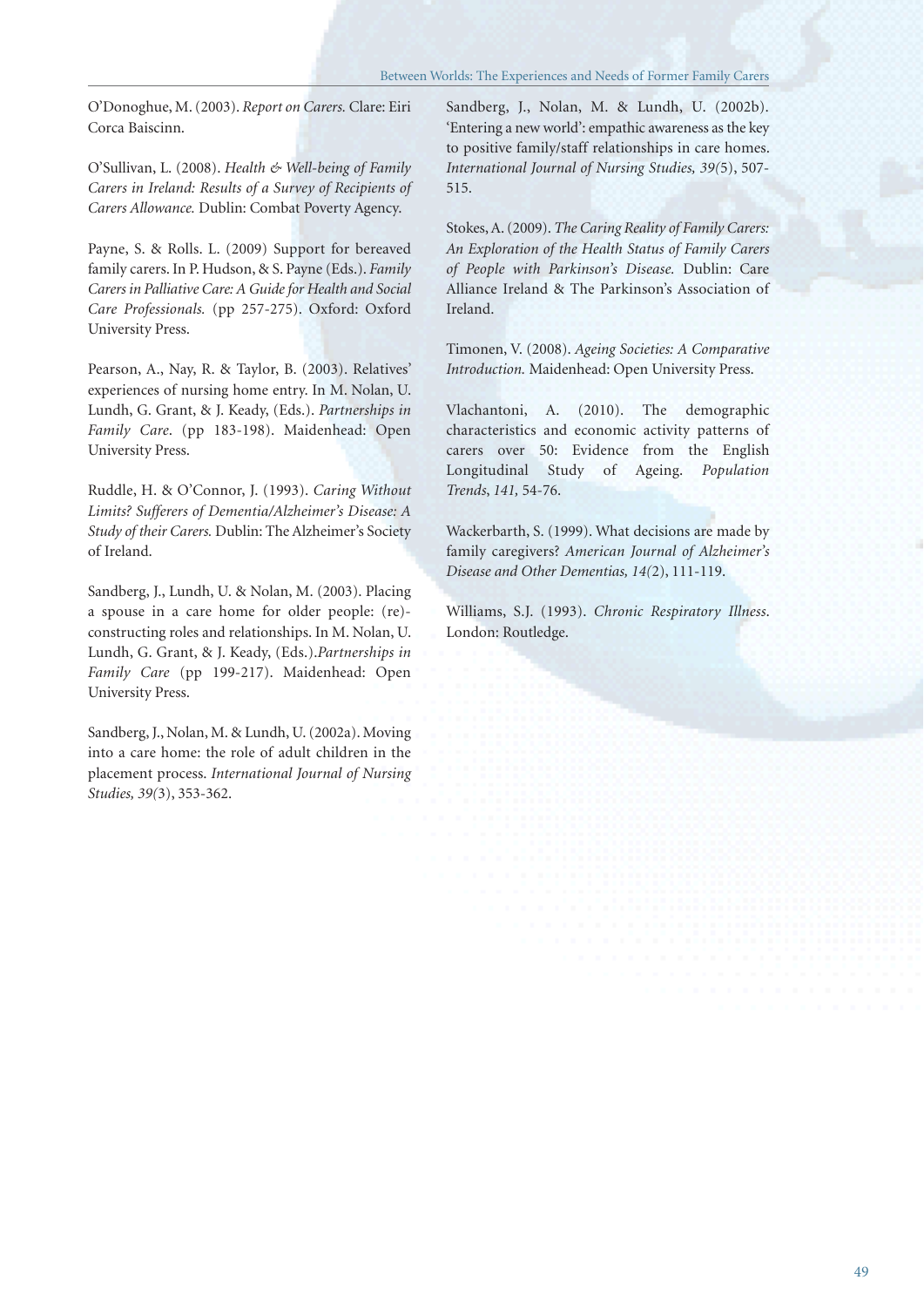O'Donoghue, M. (2003). *Report on Carers.* Clare: Eiri Corca Baiscinn.

O'Sullivan, L. (2008). *Health & Well-being of Family Carers in Ireland: Results of a Survey of Recipients of Carers Allowance.* Dublin: Combat Poverty Agency.

Payne, S. & Rolls. L. (2009) Support for bereaved family carers. In P. Hudson, & S. Payne (Eds.). *Family Carers in Palliative Care: A Guide for Health and Social Care Professionals.* (pp 257-275). Oxford: Oxford University Press.

Pearson, A., Nay, R. & Taylor, B. (2003). Relatives' experiences of nursing home entry. In M. Nolan, U. Lundh, G. Grant, & J. Keady, (Eds.). *Partnerships in Family Care*. (pp 183-198). Maidenhead: Open University Press.

Ruddle, H. & O'Connor, J. (1993). *Caring Without Limits? Sufferers of Dementia/Alzheimer's Disease: A Study of their Carers.* Dublin: The Alzheimer's Society of Ireland.

Sandberg, J., Lundh, U. & Nolan, M. (2003). Placing a spouse in a care home for older people: (re)-constructing roles and relationships. In M. Nolan, U. Lundh, G. Grant, & J. Keady, (Eds.).*Partnerships in Family Care* (pp 199-217). Maidenhead: Open University Press.

Sandberg, J., Nolan, M. & Lundh, U. (2002a). Moving into a care home: the role of adult children in the placement process. *International Journal of Nursing Studies, 39(*3), 353-362.

Sandberg, J., Nolan, M. & Lundh, U. (2002b). 'Entering a new world': empathic awareness as the key to positive family/staff relationships in care homes. *International Journal of Nursing Studies, 39(*5), 507-515.

Stokes, A. (2009). *The Caring Reality of Family Carers: An Exploration of the Health Status of Family Carers of People with Parkinson's Disease.* Dublin: Care Alliance Ireland & The Parkinson's Association of Ireland.

Timonen, V. (2008). *Ageing Societies: A Comparative Introduction.* Maidenhead: Open University Press.

Vlachantoni, A. (2010). The demographic characteristics and economic activity patterns of carers over 50: Evidence from the English Longitudinal Study of Ageing. *Population Trends, 141,* 54-76.

Wackerbarth, S. (1999). What decisions are made by family caregivers? *American Journal of Alzheimer's Disease and Other Dementias, 14(*2), 111-119.

Williams, S.J. (1993). *Chronic Respiratory Illness.* London: Routledge.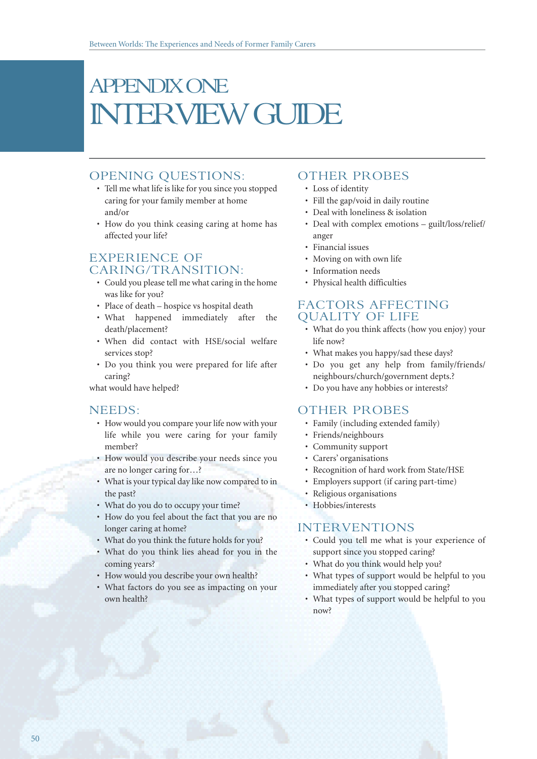# APPENDIX ONE
# INTERVIEW GUIDE

## OPENING QUESTIONS:

- Tell me what life is like for you since you stopped caring for your family member at home
  and/or
- How do you think ceasing caring at home has affected your life?

## EXPERIENCE OF CARING/TRANSITION:

- Could you please tell me what caring in the home was like for you?
- Place of death – hospice vs hospital death
- What happened immediately after the death/placement?
- When did contact with HSE/social welfare services stop?
- Do you think you were prepared for life after caring?

what would have helped?

## NEEDS:

- How would you compare your life now with your life while you were caring for your family member?
- How would you describe your needs since you are no longer caring for…?
- What is your typical day like now compared to in the past?
- What do you do to occupy your time?
- How do you feel about the fact that you are no longer caring at home?
- What do you think the future holds for you?
- What do you think lies ahead for you in the coming years?
- How would you describe your own health?
- What factors do you see as impacting on your own health?

## OTHER PROBES

- Loss of identity
- Fill the gap/void in daily routine
- Deal with loneliness & isolation
- Deal with complex emotions – guilt/loss/relief/anger
- Financial issues
- Moving on with own life
- Information needs
- Physical health difficulties

## FACTORS AFFECTING QUALITY OF LIFE

- What do you think affects (how you enjoy) your life now?
- What makes you happy/sad these days?
- Do you get any help from family/friends/neighbours/church/government depts.?
- Do you have any hobbies or interests?

## OTHER PROBES

- Family (including extended family)
- Friends/neighbours
- Community support
- Carers' organisations
- Recognition of hard work from State/HSE
- Employers support (if caring part-time)
- Religious organisations
- Hobbies/interests

## INTERVENTIONS

- Could you tell me what is your experience of support since you stopped caring?
- What do you think would help you?
- What types of support would be helpful to you immediately after you stopped caring?
- What types of support would be helpful to you now?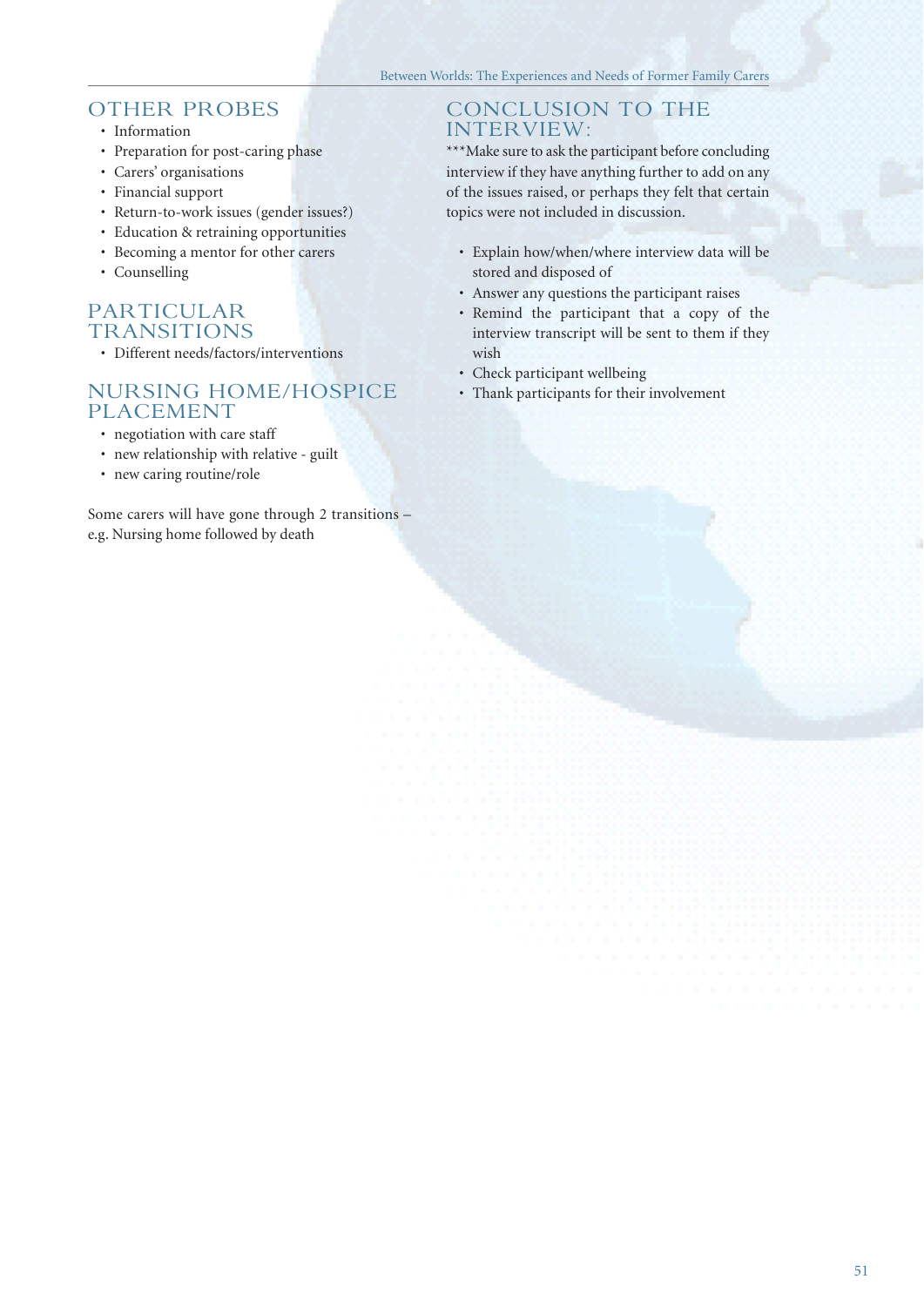## OTHER PROBES

- Information
- Preparation for post-caring phase
- Carers' organisations
- Financial support
- Return-to-work issues (gender issues?)
- Education & retraining opportunities
- Becoming a mentor for other carers
- Counselling

## PARTICULAR TRANSITIONS

- Different needs/factors/interventions

## NURSING HOME/HOSPICE PLACEMENT

- negotiation with care staff
- new relationship with relative - guilt
- new caring routine/role

Some carers will have gone through 2 transitions – e.g. Nursing home followed by death

## CONCLUSION TO THE INTERVIEW:

***Make sure to ask the participant before concluding interview if they have anything further to add on any of the issues raised, or perhaps they felt that certain topics were not included in discussion.

- Explain how/when/where interview data will be stored and disposed of
- Answer any questions the participant raises
- Remind the participant that a copy of the interview transcript will be sent to them if they wish
- Check participant wellbeing
- Thank participants for their involvement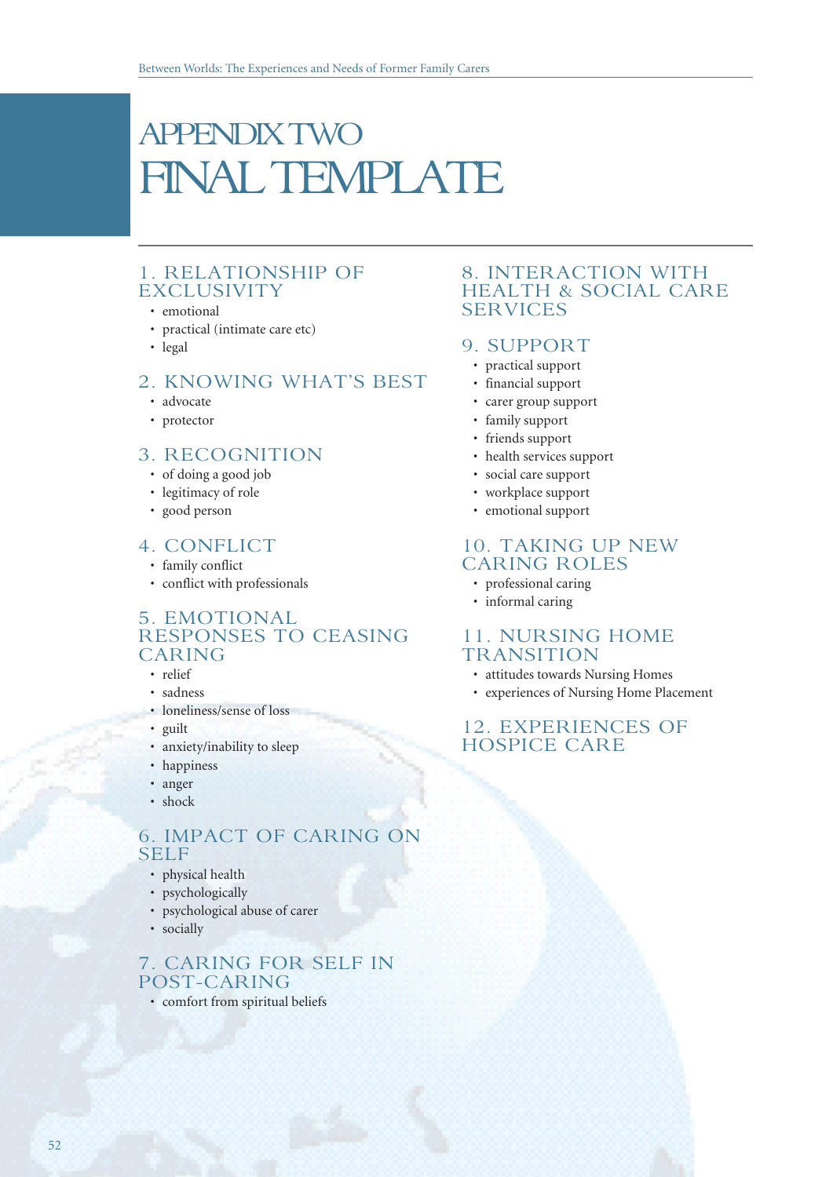# APPENDIX TWO
# FINAL TEMPLATE

### 1. RELATIONSHIP OF EXCLUSIVITY

- emotional
- practical (intimate care etc)
- legal

### 2. KNOWING WHAT'S BEST

- advocate
- protector

### 3. RECOGNITION

- of doing a good job
- legitimacy of role
- good person

### 4. CONFLICT

- family conflict
- conflict with professionals

### 5. EMOTIONAL RESPONSES TO CEASING CARING

- relief
- sadness
- loneliness/sense of loss
- guilt
- anxiety/inability to sleep
- happiness
- anger
- shock

### 6. IMPACT OF CARING ON SELF

- physical health
- psychologically
- psychological abuse of carer
- socially

### 7. CARING FOR SELF IN POST-CARING

- comfort from spiritual beliefs

### 8. INTERACTION WITH HEALTH & SOCIAL CARE SERVICES

### 9. SUPPORT

- practical support
- financial support
- carer group support
- family support
- friends support
- health services support
- social care support
- workplace support
- emotional support

### 10. TAKING UP NEW CARING ROLES

- professional caring
- informal caring

### 11. NURSING HOME TRANSITION

- attitudes towards Nursing Homes
- experiences of Nursing Home Placement

### 12. EXPERIENCES OF HOSPICE CARE